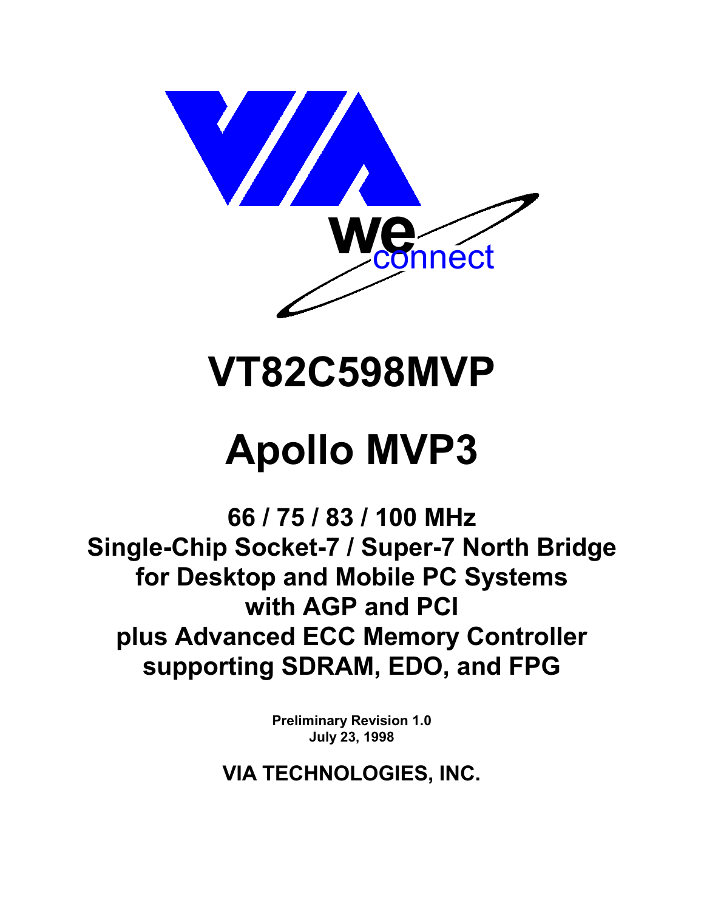# VT82C598MVP

# Apollo MVP3

## 66 / 75 / 83 / 100 MHz
## Single-Chip Socket-7 / Super-7 North Bridge
## for Desktop and Mobile PC Systems
## with AGP and PCI
## plus Advanced ECC Memory Controller
## supporting SDRAM, EDO, and FPG

**Preliminary Revision 1.0**
**July 23, 1998**

**VIA TECHNOLOGIES, INC.**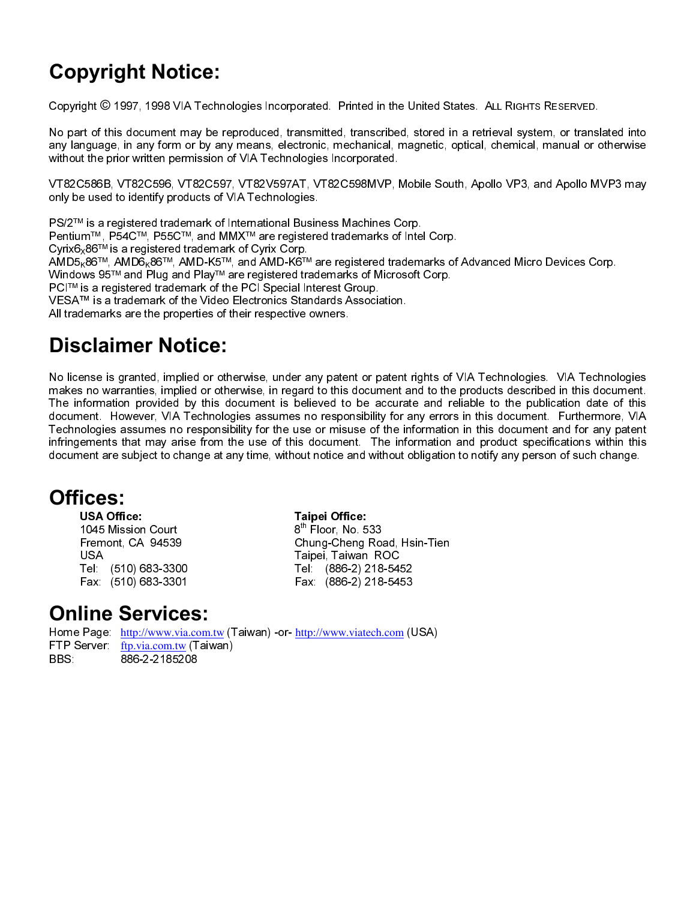# Copyright Notice:

Copyright © 1997, 1998 VIA Technologies Incorporated. Printed in the United States. ALL RIGHTS RESERVED.

No part of this document may be reproduced, transmitted, transcribed, stored in a retrieval system, or translated into any language, in any form or by any means, electronic, mechanical, magnetic, optical, chemical, manual or otherwise without the prior written permission of VIA Technologies Incorporated.

VT82C586B, VT82C596, VT82C597, VT82V597AT, VT82C598MVP, Mobile South, Apollo VP3, and Apollo MVP3 may only be used to identify products of VIA Technologies.

PS/2™ is a registered trademark of International Business Machines Corp.
Pentium™, P54C™, P55C™, and MMX™ are registered trademarks of Intel Corp.
Cyrix$6_x$86™ is a registered trademark of Cyrix Corp.
AMD$5_K$86™, AMD$6_K$86™, AMD-K5™, and AMD-K6™ are registered trademarks of Advanced Micro Devices Corp.
Windows 95™ and Plug and Play™ are registered trademarks of Microsoft Corp.
PCI™ is a registered trademark of the PCI Special Interest Group.
VESA™ is a trademark of the Video Electronics Standards Association.
All trademarks are the properties of their respective owners.

# Disclaimer Notice:

No license is granted, implied or otherwise, under any patent or patent rights of VIA Technologies. VIA Technologies makes no warranties, implied or otherwise, in regard to this document and to the products described in this document. The information provided by this document is believed to be accurate and reliable to the publication date of this document. However, VIA Technologies assumes no responsibility for any errors in this document. Furthermore, VIA Technologies assumes no responsibility for the use or misuse of the information in this document and for any patent infringements that may arise from the use of this document. The information and product specifications within this document are subject to change at any time, without notice and without obligation to notify any person of such change.

# Offices:

**USA Office:**
1045 Mission Court
Fremont, CA 94539
USA
Tel: (510) 683-3300
Fax: (510) 683-3301

**Taipei Office:**
8th Floor, No. 533
Chung-Cheng Road, Hsin-Tien
Taipei, Taiwan ROC
Tel: (886-2) 218-5452
Fax: (886-2) 218-5453

# Online Services:

Home Page: http://www.via.com.tw (Taiwan) -or- http://www.viatech.com (USA)
FTP Server: ftp.via.com.tw (Taiwan)
BBS: 886-2-2185208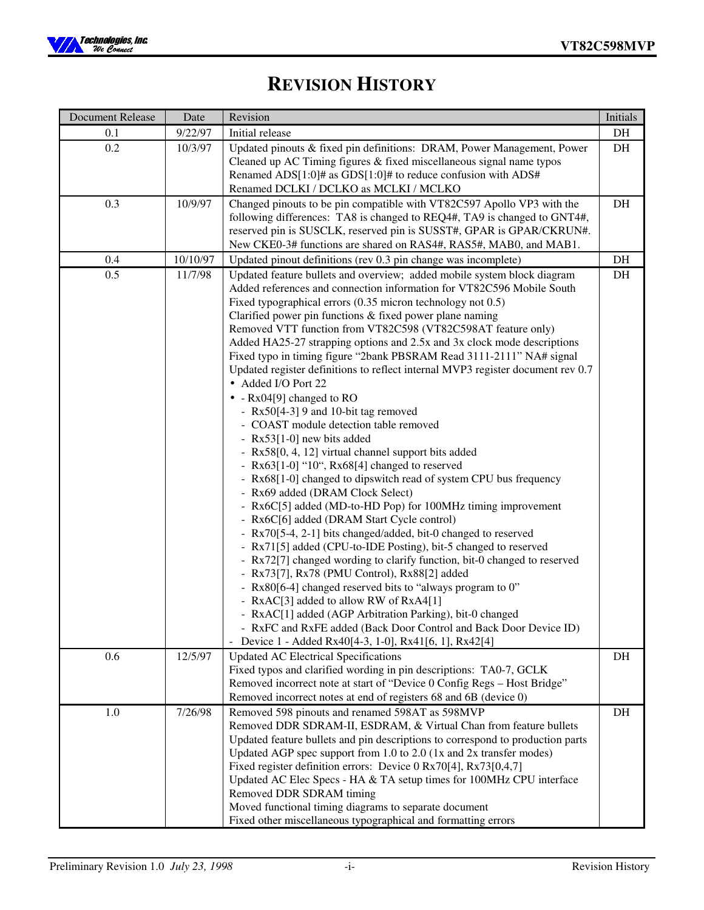# REVISION HISTORY

| Document Release | Date | Revision | Initials |
|---|---|---|---|
| 0.1 | 9/22/97 | Initial release | DH |
| 0.2 | 10/3/97 | Updated pinouts & fixed pin definitions: DRAM, Power Management, Power<br>Cleaned up AC Timing figures & fixed miscellaneous signal name typos<br>Renamed ADS[1:0]# as GDS[1:0]# to reduce confusion with ADS#<br>Renamed DCLKI / DCLKO as MCLKI / MCLKO | DH |
| 0.3 | 10/9/97 | Changed pinouts to be pin compatible with VT82C597 Apollo VP3 with the following differences: TA8 is changed to REQ4#, TA9 is changed to GNT4#, reserved pin is SUSCLK, reserved pin is SUSST#, GPAR is GPAR/CKRUN#. New CKE0-3# functions are shared on RAS4#, RAS5#, MAB0, and MAB1. | DH |
| 0.4 | 10/10/97 | Updated pinout definitions (rev 0.3 pin change was incomplete) | DH |
| 0.5 | 11/7/98 | Updated feature bullets and overview; added mobile system block diagram<br>Added references and connection information for VT82C596 Mobile South<br>Fixed typographical errors (0.35 micron technology not 0.5)<br>Clarified power pin functions & fixed power plane naming<br>Removed VTT function from VT82C598 (VT82C598AT feature only)<br>Added HA25-27 strapping options and 2.5x and 3x clock mode descriptions<br>Fixed typo in timing figure "2bank PBSRAM Read 3111-2111" NA# signal<br>Updated register definitions to reflect internal MVP3 register document rev 0.7<br>• Added I/O Port 22<br>• - Rx04[9] changed to RO<br>- Rx50[4-3] 9 and 10-bit tag removed<br>- COAST module detection table removed<br>- Rx53[1-0] new bits added<br>- Rx58[0, 4, 12] virtual channel support bits added<br>- Rx63[1-0] "10", Rx68[4] changed to reserved<br>- Rx68[1-0] changed to dipswitch read of system CPU bus frequency<br>- Rx69 added (DRAM Clock Select)<br>- Rx6C[5] added (MD-to-HD Pop) for 100MHz timing improvement<br>- Rx6C[6] added (DRAM Start Cycle control)<br>- Rx70[5-4, 2-1] bits changed/added, bit-0 changed to reserved<br>- Rx71[5] added (CPU-to-IDE Posting), bit-5 changed to reserved<br>- Rx72[7] changed wording to clarify function, bit-0 changed to reserved<br>- Rx73[7], Rx78 (PMU Control), Rx88[2] added<br>- Rx80[6-4] changed reserved bits to "always program to 0"<br>- RxAC[3] added to allow RW of RxA4[1]<br>- RxAC[1] added (AGP Arbitration Parking), bit-0 changed<br>- RxFC and RxFE added (Back Door Control and Back Door Device ID)<br>- Device 1 - Added Rx40[4-3, 1-0], Rx41[6, 1], Rx42[4] | DH |
| 0.6 | 12/5/97 | Updated AC Electrical Specifications<br>Fixed typos and clarified wording in pin descriptions: TA0-7, GCLK<br>Removed incorrect note at start of "Device 0 Config Regs – Host Bridge"<br>Removed incorrect notes at end of registers 68 and 6B (device 0) | DH |
| 1.0 | 7/26/98 | Removed 598 pinouts and renamed 598AT as 598MVP<br>Removed DDR SDRAM-II, ESDRAM, & Virtual Chan from feature bullets<br>Updated feature bullets and pin descriptions to correspond to production parts<br>Updated AGP spec support from 1.0 to 2.0 (1x and 2x transfer modes)<br>Fixed register definition errors: Device 0 Rx70[4], Rx73[0,4,7]<br>Updated AC Elec Specs - HA & TA setup times for 100MHz CPU interface<br>Removed DDR SDRAM timing<br>Moved functional timing diagrams to separate document<br>Fixed other miscellaneous typographical and formatting errors | DH |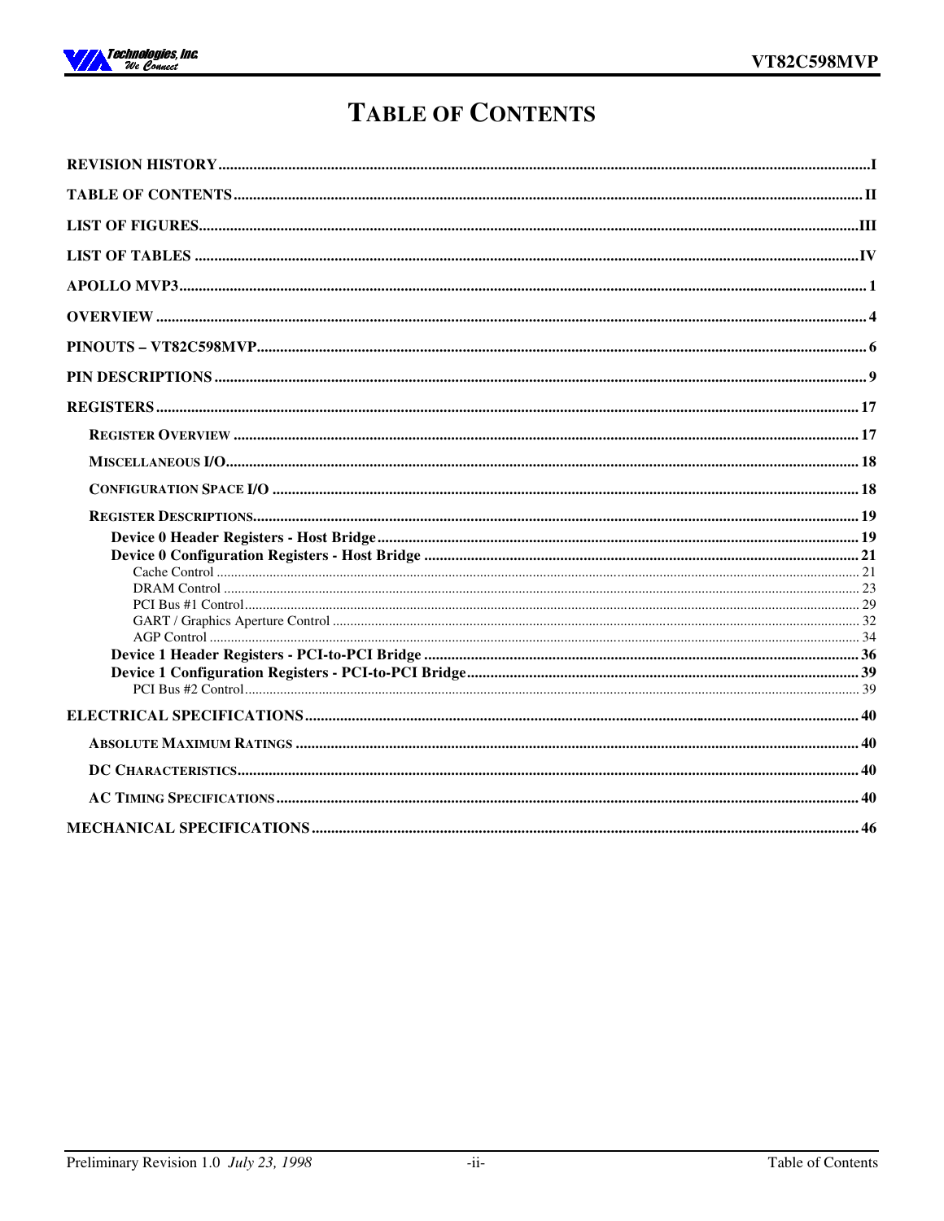# TABLE OF CONTENTS

**REVISION HISTORY** ........................................................................ I

**TABLE OF CONTENTS** ........................................................................ II

**LIST OF FIGURES** ........................................................................ III

**LIST OF TABLES** ........................................................................ IV

**APOLLO MVP3** ........................................................................ 1

**OVERVIEW** ........................................................................ 4

**PINOUTS – VT82C598MVP** ........................................................................ 6

**PIN DESCRIPTIONS** ........................................................................ 9

**REGISTERS** ........................................................................ 17

- **REGISTER OVERVIEW** ........................................................................ 17
- **MISCELLANEOUS I/O** ........................................................................ 18
- **CONFIGURATION SPACE I/O** ........................................................................ 18
- **REGISTER DESCRIPTIONS** ........................................................................ 19
  - **Device 0 Header Registers - Host Bridge** ........................................................................ 19
  - **Device 0 Configuration Registers - Host Bridge** ........................................................................ 21
    - Cache Control ........................................................................ 21
    - DRAM Control ........................................................................ 23
    - PCI Bus #1 Control ........................................................................ 29
    - GART / Graphics Aperture Control ........................................................................ 32
    - AGP Control ........................................................................ 34
  - **Device 1 Header Registers - PCI-to-PCI Bridge** ........................................................................ 36
  - **Device 1 Configuration Registers - PCI-to-PCI Bridge** ........................................................................ 39
    - PCI Bus #2 Control ........................................................................ 39

**ELECTRICAL SPECIFICATIONS** ........................................................................ 40

- **ABSOLUTE MAXIMUM RATINGS** ........................................................................ 40
- **DC CHARACTERISTICS** ........................................................................ 40
- **AC TIMING SPECIFICATIONS** ........................................................................ 40

**MECHANICAL SPECIFICATIONS** ........................................................................ 46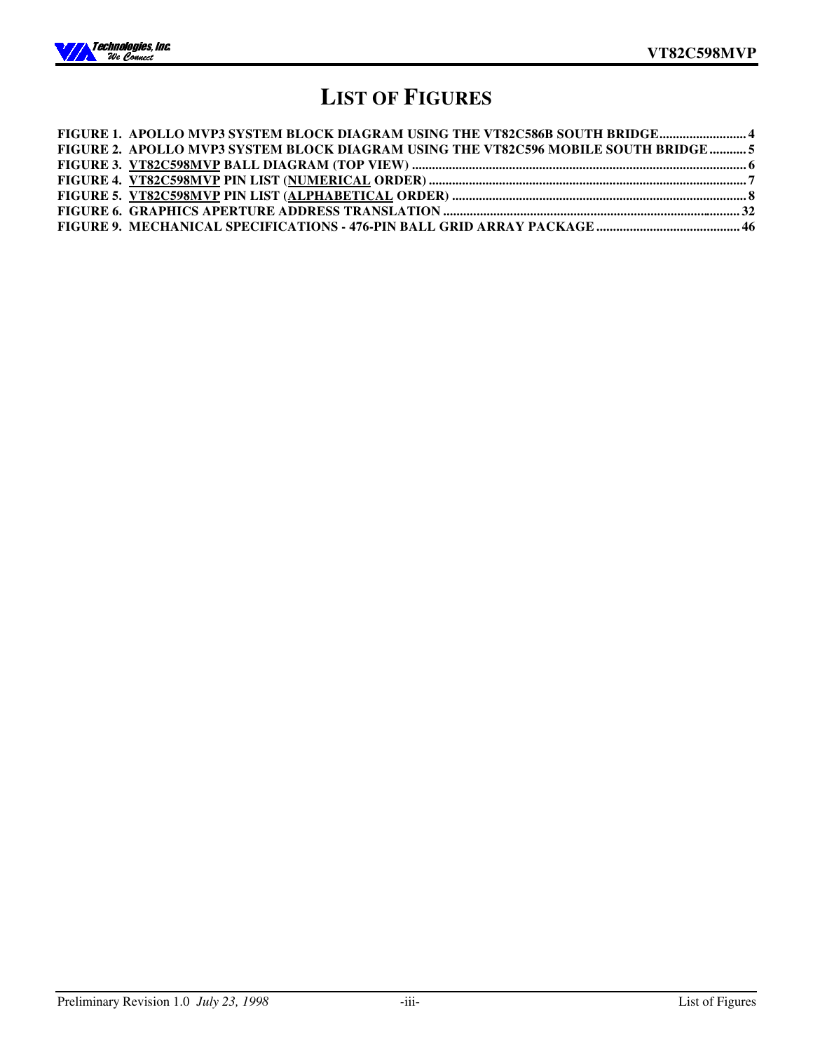# LIST OF FIGURES

**FIGURE 1. APOLLO MVP3 SYSTEM BLOCK DIAGRAM USING THE VT82C586B SOUTH BRIDGE.......................... 4**
**FIGURE 2. APOLLO MVP3 SYSTEM BLOCK DIAGRAM USING THE VT82C596 MOBILE SOUTH BRIDGE........... 5**
**FIGURE 3. VT82C598MVP BALL DIAGRAM (TOP VIEW) ................................................................................................... 6**
**FIGURE 4. VT82C598MVP PIN LIST (NUMERICAL ORDER) .............................................................................................. 7**
**FIGURE 5. VT82C598MVP PIN LIST (ALPHABETICAL ORDER) ....................................................................................... 8**
**FIGURE 6. GRAPHICS APERTURE ADDRESS TRANSLATION ........................................................................................ 32**
**FIGURE 9. MECHANICAL SPECIFICATIONS - 476-PIN BALL GRID ARRAY PACKAGE ........................................... 46**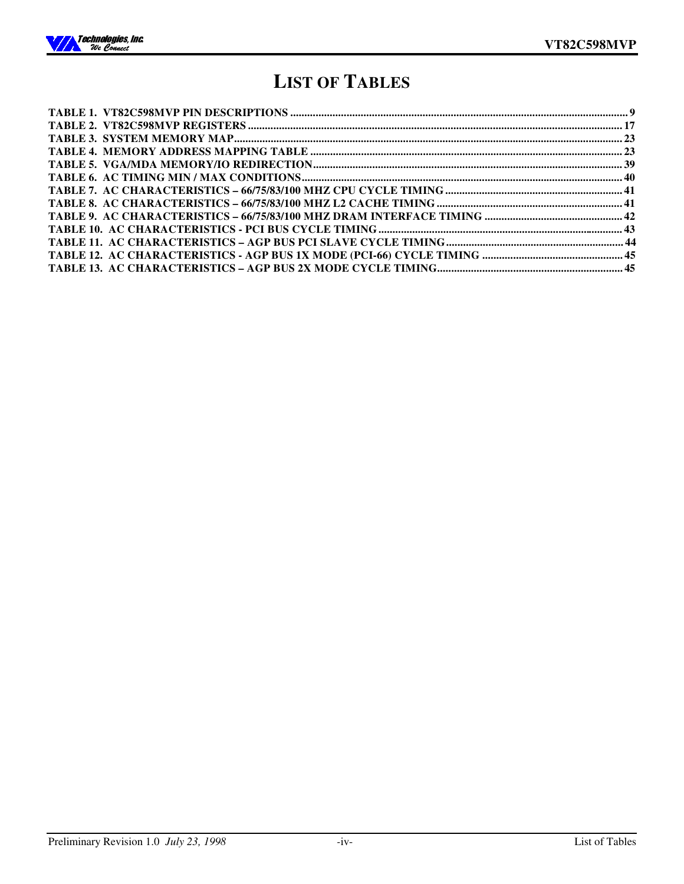# LIST OF TABLES

**TABLE 1. VT82C598MVP PIN DESCRIPTIONS ....... 9**
**TABLE 2. VT82C598MVP REGISTERS ....... 17**
**TABLE 3. SYSTEM MEMORY MAP....... 23**
**TABLE 4. MEMORY ADDRESS MAPPING TABLE ....... 23**
**TABLE 5. VGA/MDA MEMORY/IO REDIRECTION....... 39**
**TABLE 6. AC TIMING MIN / MAX CONDITIONS....... 40**
**TABLE 7. AC CHARACTERISTICS – 66/75/83/100 MHZ CPU CYCLE TIMING ....... 41**
**TABLE 8. AC CHARACTERISTICS – 66/75/83/100 MHZ L2 CACHE TIMING ....... 41**
**TABLE 9. AC CHARACTERISTICS – 66/75/83/100 MHZ DRAM INTERFACE TIMING ....... 42**
**TABLE 10. AC CHARACTERISTICS - PCI BUS CYCLE TIMING ....... 43**
**TABLE 11. AC CHARACTERISTICS – AGP BUS PCI SLAVE CYCLE TIMING....... 44**
**TABLE 12. AC CHARACTERISTICS - AGP BUS 1X MODE (PCI-66) CYCLE TIMING ....... 45**
**TABLE 13. AC CHARACTERISTICS – AGP BUS 2X MODE CYCLE TIMING....... 45**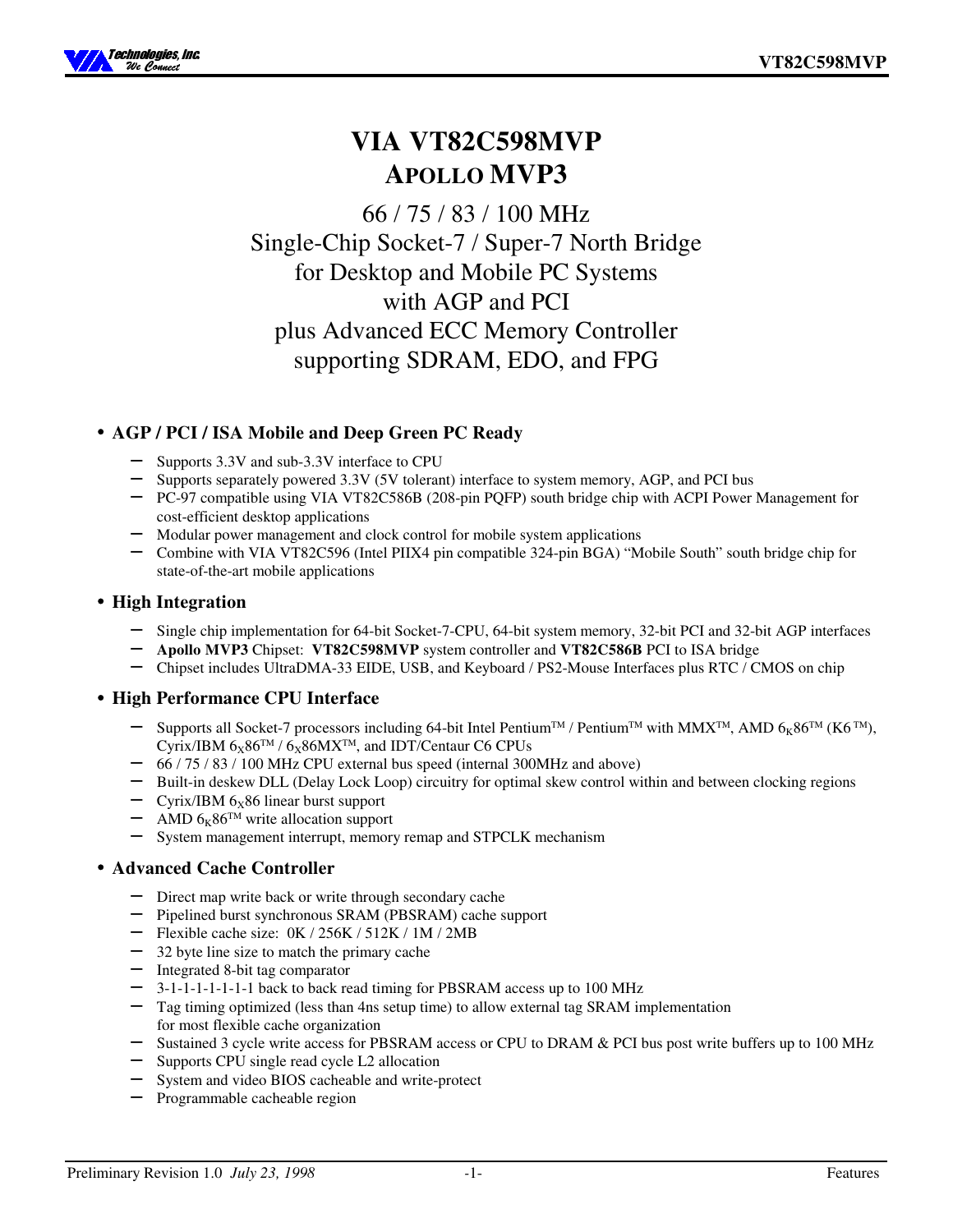# VIA VT82C598MVP
# APOLLO MVP3

## 66 / 75 / 83 / 100 MHz
## Single-Chip Socket-7 / Super-7 North Bridge
## for Desktop and Mobile PC Systems
## with AGP and PCI
## plus Advanced ECC Memory Controller
## supporting SDRAM, EDO, and FPG

- **AGP / PCI / ISA Mobile and Deep Green PC Ready**
  - Supports 3.3V and sub-3.3V interface to CPU
  - Supports separately powered 3.3V (5V tolerant) interface to system memory, AGP, and PCI bus
  - PC-97 compatible using VIA VT82C586B (208-pin PQFP) south bridge chip with ACPI Power Management for cost-efficient desktop applications
  - Modular power management and clock control for mobile system applications
  - Combine with VIA VT82C596 (Intel PIIX4 pin compatible 324-pin BGA) "Mobile South" south bridge chip for state-of-the-art mobile applications

- **High Integration**
  - Single chip implementation for 64-bit Socket-7-CPU, 64-bit system memory, 32-bit PCI and 32-bit AGP interfaces
  - **Apollo MVP3** Chipset: **VT82C598MVP** system controller and **VT82C586B** PCI to ISA bridge
  - Chipset includes UltraDMA-33 EIDE, USB, and Keyboard / PS2-Mouse Interfaces plus RTC / CMOS on chip

- **High Performance CPU Interface**
  - Supports all Socket-7 processors including 64-bit Intel Pentium™ / Pentium™ with MMX™, AMD $6_K86$™ (K6™), Cyrix/IBM $6_X86$™ / $6_X86$MX™, and IDT/Centaur C6 CPUs
  - 66 / 75 / 83 / 100 MHz CPU external bus speed (internal 300MHz and above)
  - Built-in deskew DLL (Delay Lock Loop) circuitry for optimal skew control within and between clocking regions
  - Cyrix/IBM $6_X86$ linear burst support
  - AMD $6_K86$™ write allocation support
  - System management interrupt, memory remap and STPCLK mechanism

- **Advanced Cache Controller**
  - Direct map write back or write through secondary cache
  - Pipelined burst synchronous SRAM (PBSRAM) cache support
  - Flexible cache size: 0K / 256K / 512K / 1M / 2MB
  - 32 byte line size to match the primary cache
  - Integrated 8-bit tag comparator
  - 3-1-1-1-1-1-1-1 back to back read timing for PBSRAM access up to 100 MHz
  - Tag timing optimized (less than 4ns setup time) to allow external tag SRAM implementation for most flexible cache organization
  - Sustained 3 cycle write access for PBSRAM access or CPU to DRAM & PCI bus post write buffers up to 100 MHz
  - Supports CPU single read cycle L2 allocation
  - System and video BIOS cacheable and write-protect
  - Programmable cacheable region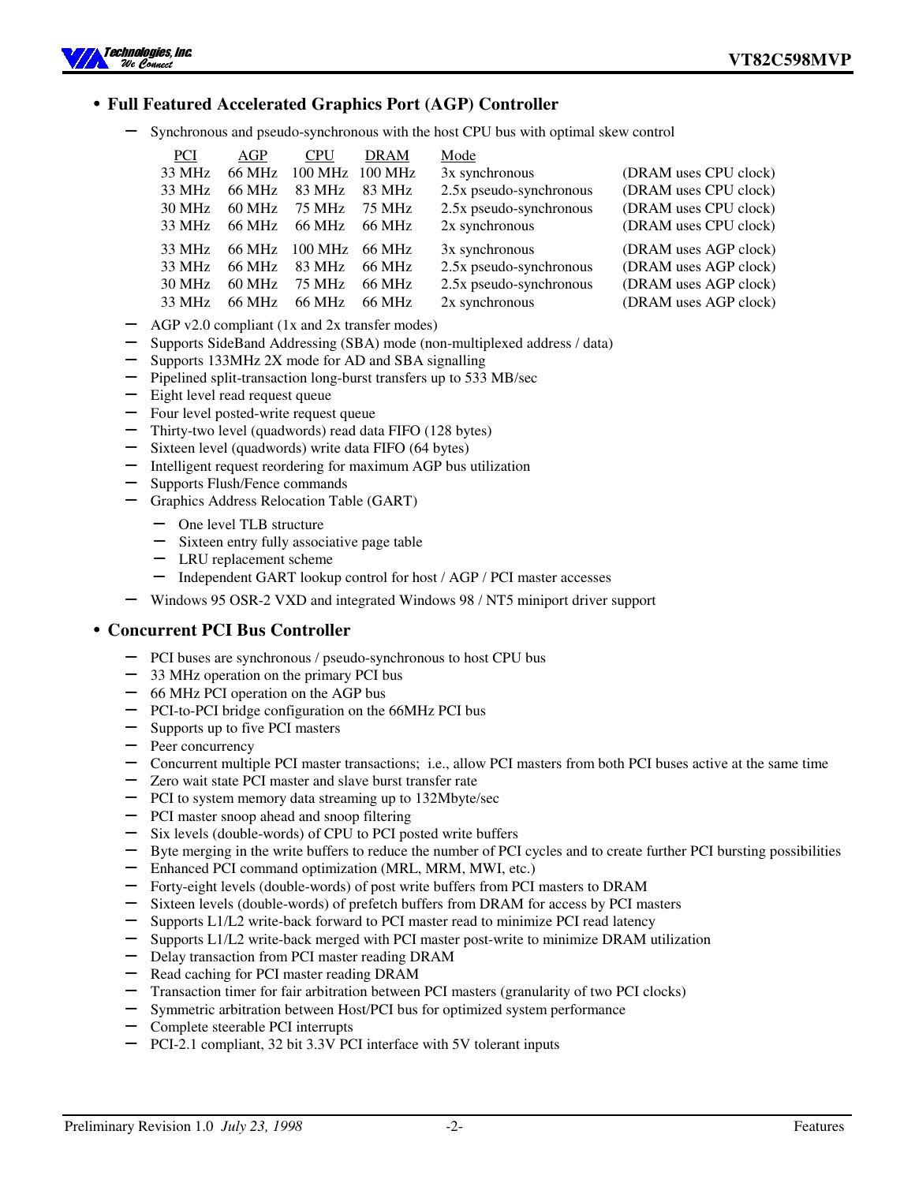- **Full Featured Accelerated Graphics Port (AGP) Controller**
  - Synchronous and pseudo-synchronous with the host CPU bus with optimal skew control

| PCI | AGP | CPU | DRAM | Mode | |
|---|---|---|---|---|---|
| 33 MHz | 66 MHz | 100 MHz | 100 MHz | 3x synchronous | (DRAM uses CPU clock) |
| 33 MHz | 66 MHz | 83 MHz | 83 MHz | 2.5x pseudo-synchronous | (DRAM uses CPU clock) |
| 30 MHz | 60 MHz | 75 MHz | 75 MHz | 2.5x pseudo-synchronous | (DRAM uses CPU clock) |
| 33 MHz | 66 MHz | 66 MHz | 66 MHz | 2x synchronous | (DRAM uses CPU clock) |
| 33 MHz | 66 MHz | 100 MHz | 66 MHz | 3x synchronous | (DRAM uses AGP clock) |
| 33 MHz | 66 MHz | 83 MHz | 66 MHz | 2.5x pseudo-synchronous | (DRAM uses AGP clock) |
| 30 MHz | 60 MHz | 75 MHz | 66 MHz | 2.5x pseudo-synchronous | (DRAM uses AGP clock) |
| 33 MHz | 66 MHz | 66 MHz | 66 MHz | 2x synchronous | (DRAM uses AGP clock) |

  - AGP v2.0 compliant (1x and 2x transfer modes)
  - Supports SideBand Addressing (SBA) mode (non-multiplexed address / data)
  - Supports 133MHz 2X mode for AD and SBA signalling
  - Pipelined split-transaction long-burst transfers up to 533 MB/sec
  - Eight level read request queue
  - Four level posted-write request queue
  - Thirty-two level (quadwords) read data FIFO (128 bytes)
  - Sixteen level (quadwords) write data FIFO (64 bytes)
  - Intelligent request reordering for maximum AGP bus utilization
  - Supports Flush/Fence commands
  - Graphics Address Relocation Table (GART)
    - One level TLB structure
    - Sixteen entry fully associative page table
    - LRU replacement scheme
    - Independent GART lookup control for host / AGP / PCI master accesses
  - Windows 95 OSR-2 VXD and integrated Windows 98 / NT5 miniport driver support

- **Concurrent PCI Bus Controller**
  - PCI buses are synchronous / pseudo-synchronous to host CPU bus
  - 33 MHz operation on the primary PCI bus
  - 66 MHz PCI operation on the AGP bus
  - PCI-to-PCI bridge configuration on the 66MHz PCI bus
  - Supports up to five PCI masters
  - Peer concurrency
  - Concurrent multiple PCI master transactions; i.e., allow PCI masters from both PCI buses active at the same time
  - Zero wait state PCI master and slave burst transfer rate
  - PCI to system memory data streaming up to 132Mbyte/sec
  - PCI master snoop ahead and snoop filtering
  - Six levels (double-words) of CPU to PCI posted write buffers
  - Byte merging in the write buffers to reduce the number of PCI cycles and to create further PCI bursting possibilities
  - Enhanced PCI command optimization (MRL, MRM, MWI, etc.)
  - Forty-eight levels (double-words) of post write buffers from PCI masters to DRAM
  - Sixteen levels (double-words) of prefetch buffers from DRAM for access by PCI masters
  - Supports L1/L2 write-back forward to PCI master read to minimize PCI read latency
  - Supports L1/L2 write-back merged with PCI master post-write to minimize DRAM utilization
  - Delay transaction from PCI master reading DRAM
  - Read caching for PCI master reading DRAM
  - Transaction timer for fair arbitration between PCI masters (granularity of two PCI clocks)
  - Symmetric arbitration between Host/PCI bus for optimized system performance
  - Complete steerable PCI interrupts
  - PCI-2.1 compliant, 32 bit 3.3V PCI interface with 5V tolerant inputs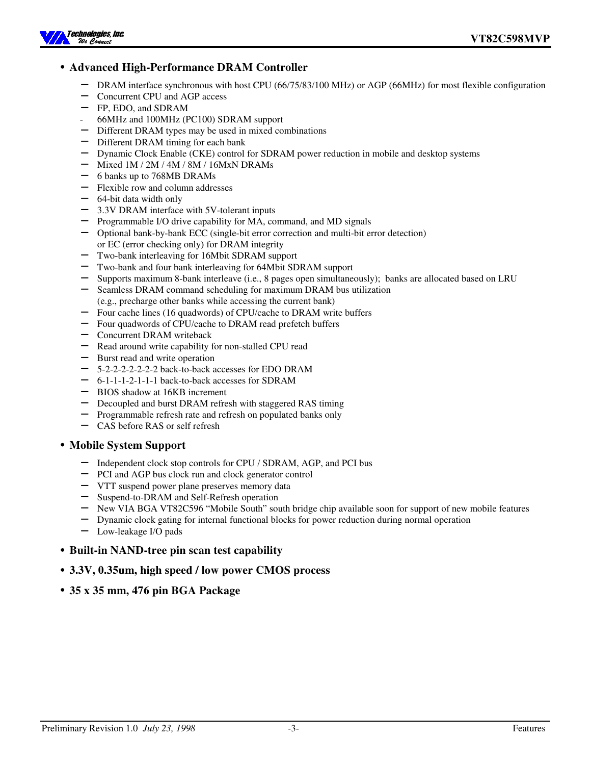- **Advanced High-Performance DRAM Controller**
  - DRAM interface synchronous with host CPU (66/75/83/100 MHz) or AGP (66MHz) for most flexible configuration
  - Concurrent CPU and AGP access
  - FP, EDO, and SDRAM
  - 66MHz and 100MHz (PC100) SDRAM support
  - Different DRAM types may be used in mixed combinations
  - Different DRAM timing for each bank
  - Dynamic Clock Enable (CKE) control for SDRAM power reduction in mobile and desktop systems
  - Mixed 1M / 2M / 4M / 8M / 16MxN DRAMs
  - 6 banks up to 768MB DRAMs
  - Flexible row and column addresses
  - 64-bit data width only
  - 3.3V DRAM interface with 5V-tolerant inputs
  - Programmable I/O drive capability for MA, command, and MD signals
  - Optional bank-by-bank ECC (single-bit error correction and multi-bit error detection) or EC (error checking only) for DRAM integrity
  - Two-bank interleaving for 16Mbit SDRAM support
  - Two-bank and four bank interleaving for 64Mbit SDRAM support
  - Supports maximum 8-bank interleave (i.e., 8 pages open simultaneously); banks are allocated based on LRU
  - Seamless DRAM command scheduling for maximum DRAM bus utilization (e.g., precharge other banks while accessing the current bank)
  - Four cache lines (16 quadwords) of CPU/cache to DRAM write buffers
  - Four quadwords of CPU/cache to DRAM read prefetch buffers
  - Concurrent DRAM writeback
  - Read around write capability for non-stalled CPU read
  - Burst read and write operation
  - 5-2-2-2-2-2-2-2 back-to-back accesses for EDO DRAM
  - 6-1-1-1-2-1-1-1 back-to-back accesses for SDRAM
  - BIOS shadow at 16KB increment
  - Decoupled and burst DRAM refresh with staggered RAS timing
  - Programmable refresh rate and refresh on populated banks only
  - CAS before RAS or self refresh

- **Mobile System Support**
  - Independent clock stop controls for CPU / SDRAM, AGP, and PCI bus
  - PCI and AGP bus clock run and clock generator control
  - VTT suspend power plane preserves memory data
  - Suspend-to-DRAM and Self-Refresh operation
  - New VIA BGA VT82C596 "Mobile South" south bridge chip available soon for support of new mobile features
  - Dynamic clock gating for internal functional blocks for power reduction during normal operation
  - Low-leakage I/O pads

- **Built-in NAND-tree pin scan test capability**

- **3.3V, 0.35um, high speed / low power CMOS process**

- **35 x 35 mm, 476 pin BGA Package**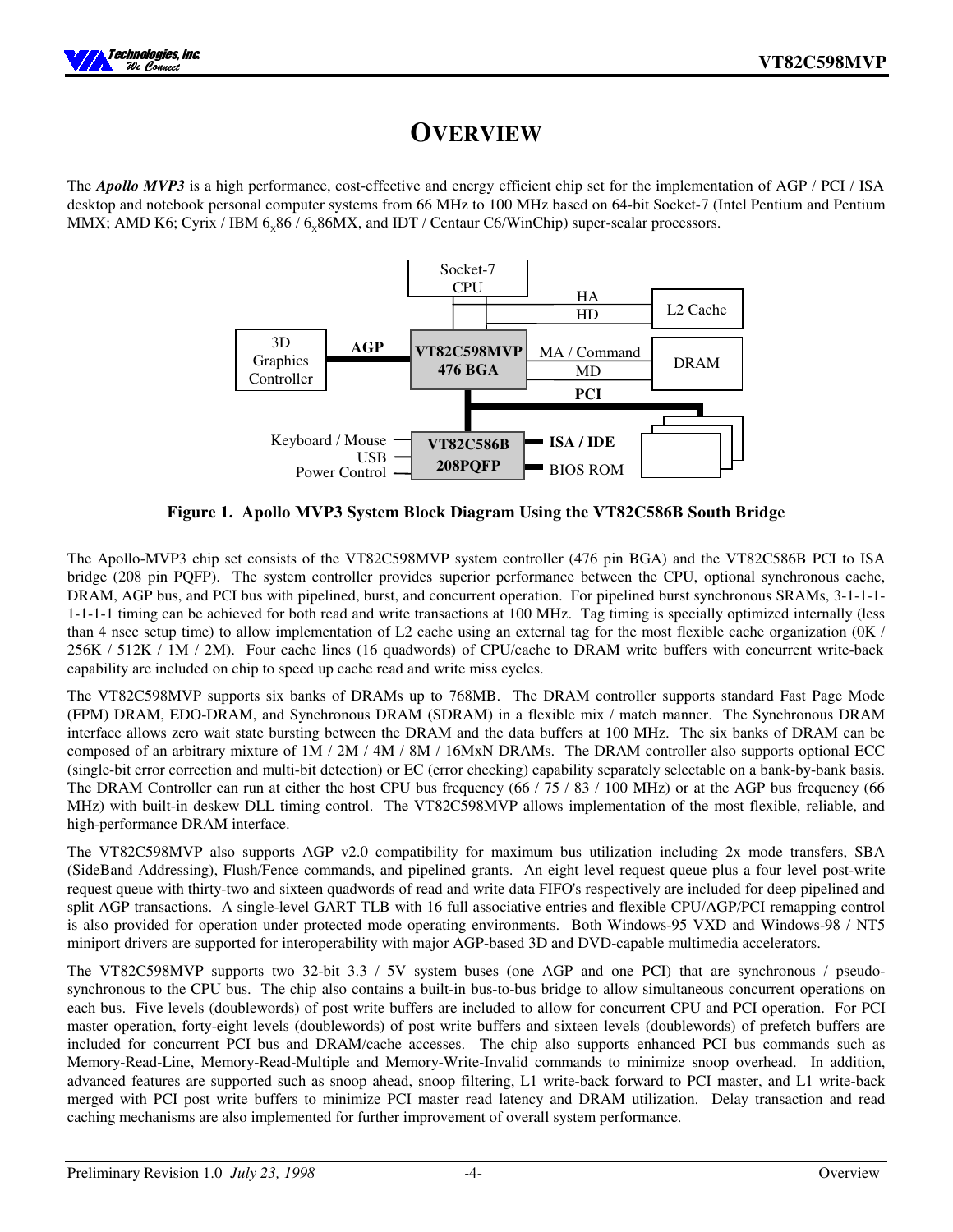# OVERVIEW

The ***Apollo MVP3*** is a high performance, cost-effective and energy efficient chip set for the implementation of AGP / PCI / ISA desktop and notebook personal computer systems from 66 MHz to 100 MHz based on 64-bit Socket-7 (Intel Pentium and Pentium MMX; AMD K6; Cyrix / IBM $6_x86$ / $6_x86$MX, and IDT / Centaur C6/WinChip) super-scalar processors.

Socket-7 CPU

HA

HD

L2 Cache

3D Graphics Controller

AGP

VT82C598MVP 476 BGA

MA / Command

MD

DRAM

PCI

Keyboard / Mouse

USB

Power Control

VT82C586B 208PQFP

ISA / IDE

BIOS ROM

**Figure 1. Apollo MVP3 System Block Diagram Using the VT82C586B South Bridge**

The Apollo-MVP3 chip set consists of the VT82C598MVP system controller (476 pin BGA) and the VT82C586B PCI to ISA bridge (208 pin PQFP). The system controller provides superior performance between the CPU, optional synchronous cache, DRAM, AGP bus, and PCI bus with pipelined, burst, and concurrent operation. For pipelined burst synchronous SRAMs, 3-1-1-1-1-1-1-1 timing can be achieved for both read and write transactions at 100 MHz. Tag timing is specially optimized internally (less than 4 nsec setup time) to allow implementation of L2 cache using an external tag for the most flexible cache organization (0K / 256K / 512K / 1M / 2M). Four cache lines (16 quadwords) of CPU/cache to DRAM write buffers with concurrent write-back capability are included on chip to speed up cache read and write miss cycles.

The VT82C598MVP supports six banks of DRAMs up to 768MB. The DRAM controller supports standard Fast Page Mode (FPM) DRAM, EDO-DRAM, and Synchronous DRAM (SDRAM) in a flexible mix / match manner. The Synchronous DRAM interface allows zero wait state bursting between the DRAM and the data buffers at 100 MHz. The six banks of DRAM can be composed of an arbitrary mixture of 1M / 2M / 4M / 8M / 16MxN DRAMs. The DRAM controller also supports optional ECC (single-bit error correction and multi-bit detection) or EC (error checking) capability separately selectable on a bank-by-bank basis. The DRAM Controller can run at either the host CPU bus frequency (66 / 75 / 83 / 100 MHz) or at the AGP bus frequency (66 MHz) with built-in deskew DLL timing control. The VT82C598MVP allows implementation of the most flexible, reliable, and high-performance DRAM interface.

The VT82C598MVP also supports AGP v2.0 compatibility for maximum bus utilization including 2x mode transfers, SBA (SideBand Addressing), Flush/Fence commands, and pipelined grants. An eight level request queue plus a four level post-write request queue with thirty-two and sixteen quadwords of read and write data FIFO's respectively are included for deep pipelined and split AGP transactions. A single-level GART TLB with 16 full associative entries and flexible CPU/AGP/PCI remapping control is also provided for operation under protected mode operating environments. Both Windows-95 VXD and Windows-98 / NT5 miniport drivers are supported for interoperability with major AGP-based 3D and DVD-capable multimedia accelerators.

The VT82C598MVP supports two 32-bit 3.3 / 5V system buses (one AGP and one PCI) that are synchronous / pseudo-synchronous to the CPU bus. The chip also contains a built-in bus-to-bus bridge to allow simultaneous concurrent operations on each bus. Five levels (doublewords) of post write buffers are included to allow for concurrent CPU and PCI operation. For PCI master operation, forty-eight levels (doublewords) of post write buffers and sixteen levels (doublewords) of prefetch buffers are included for concurrent PCI bus and DRAM/cache accesses. The chip also supports enhanced PCI bus commands such as Memory-Read-Line, Memory-Read-Multiple and Memory-Write-Invalid commands to minimize snoop overhead. In addition, advanced features are supported such as snoop ahead, snoop filtering, L1 write-back forward to PCI master, and L1 write-back merged with PCI post write buffers to minimize PCI master read latency and DRAM utilization. Delay transaction and read caching mechanisms are also implemented for further improvement of overall system performance.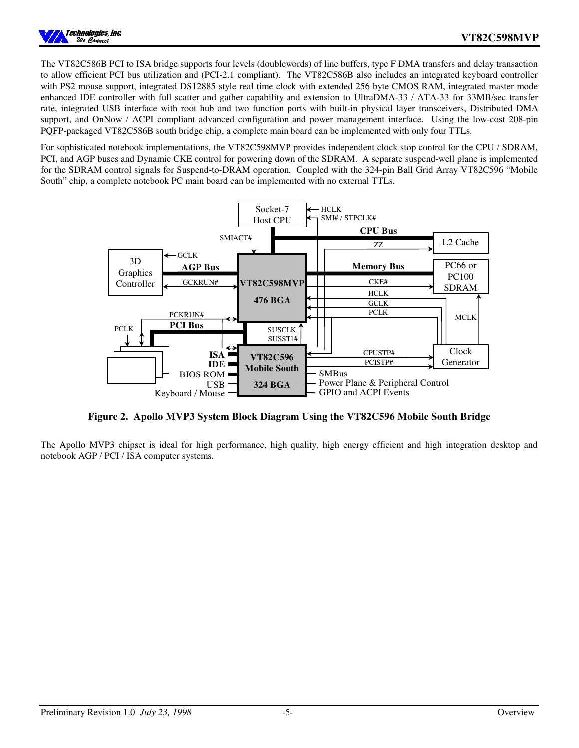The VT82C586B PCI to ISA bridge supports four levels (doublewords) of line buffers, type F DMA transfers and delay transaction to allow efficient PCI bus utilization and (PCI-2.1 compliant). The VT82C586B also includes an integrated keyboard controller with PS2 mouse support, integrated DS12885 style real time clock with extended 256 byte CMOS RAM, integrated master mode enhanced IDE controller with full scatter and gather capability and extension to UltraDMA-33 / ATA-33 for 33MB/sec transfer rate, integrated USB interface with root hub and two function ports with built-in physical layer transceivers, Distributed DMA support, and OnNow / ACPI compliant advanced configuration and power management interface. Using the low-cost 208-pin PQFP-packaged VT82C586B south bridge chip, a complete main board can be implemented with only four TTLs.

For sophisticated notebook implementations, the VT82C598MVP provides independent clock stop control for the CPU / SDRAM, PCI, and AGP buses and Dynamic CKE control for powering down of the SDRAM. A separate suspend-well plane is implemented for the SDRAM control signals for Suspend-to-DRAM operation. Coupled with the 324-pin Ball Grid Array VT82C596 "Mobile South" chip, a complete notebook PC main board can be implemented with no external TTLs.

**Figure 2. Apollo MVP3 System Block Diagram Using the VT82C596 Mobile South Bridge**

The Apollo MVP3 chipset is ideal for high performance, high quality, high energy efficient and high integration desktop and notebook AGP / PCI / ISA computer systems.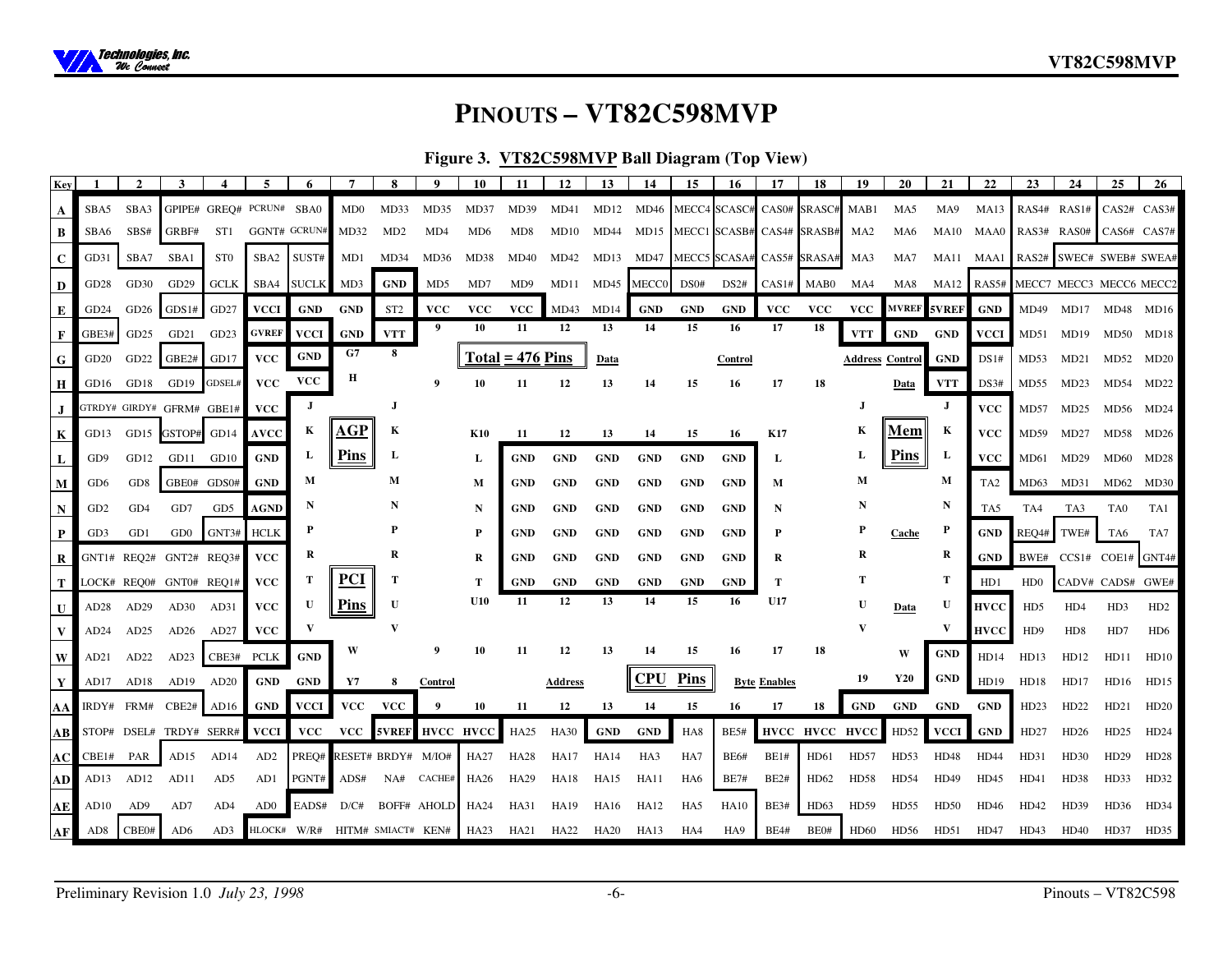# PINOUTS – VT82C598MVP

**Figure 3. VT82C598MVP Ball Diagram (Top View)**

| Key | 1 | 2 | 3 | 4 | 5 | 6 | 7 | 8 | 9 | 10 | 11 | 12 | 13 | 14 | 15 | 16 | 17 | 18 | 19 | 20 | 21 | 22 | 23 | 24 | 25 | 26 |
|---|---|---|---|---|---|---|---|---|---|---|---|---|---|---|---|---|---|---|---|---|---|---|---|---|---|---|
| **A** | SBA5 | SBA3 | GPIPE# | GREQ# | PCRUN# | SBA0 | MD0 | MD33 | MD35 | MD37 | MD39 | MD41 | MD12 | MD46 | MECC4 | SCASC# | CAS0# | SRASC# | MAB1 | MA5 | MA9 | MA13 | RAS4# | RAS1# | CAS2# | CAS3# |
| **B** | SBA6 | SBS# | GRBF# | ST1 | GGNT# | GCRUN# | MD32 | MD2 | MD4 | MD6 | MD8 | MD10 | MD44 | MD15 | MECC1 | SCASB# | CAS4# | SRASB# | MA2 | MA6 | MA10 | MAA0 | RAS3# | RAS0# | CAS6# | CAS7# |
| **C** | GD31 | SBA7 | SBA1 | ST0 | SBA2 | SUST# | MD1 | MD34 | MD36 | MD38 | MD40 | MD42 | MD13 | MD47 | MECC5 | SCASA# | CAS5# | SRASA# | MA3 | MA7 | MA11 | MAA1 | RAS2# | SWEC# | SWEB# | SWEA# |
| **D** | GD28 | GD30 | GD29 | GCLK | SBA4 | SUCLK | MD3 | GND | MD5 | MD7 | MD9 | MD11 | MD45 | MECC0 | DS0# | DS2# | CAS1# | MAB0 | MA4 | MA8 | MA12 | RAS5# | MECC7 | MECC3 | MECC6 | MECC2 |
| **E** | GD24 | GD26 | GDS1# | GD27 | VCCI | GND | GND | ST2 | VCC | VCC | VCC | MD43 | MD14 | GND | GND | GND | VCC | VCC | VCC | MVREF | 5VREF | GND | MD49 | MD17 | MD48 | MD16 |
| **F** | GBE3# | GD25 | GD21 | GD23 | GVREF | VCCI | GND | VTT | 9 | 10 | 11 | 12 | 13 | 14 | 15 | 16 | 17 | 18 | VTT | GND | GND | VCCI | MD51 | MD19 | MD50 | MD18 |
| **G** | GD20 | GD22 | GBE2# | GD17 | VCC | GND | G7 | 8 | | Total = 476 Pins | | | Data | | | Control | | | Address | Control | GND | DS1# | MD53 | MD21 | MD52 | MD20 |
| **H** | GD16 | GD18 | GD19 | GDSEL# | VCC | VCC | H | | 9 | 10 | 11 | 12 | 13 | 14 | 15 | 16 | 17 | 18 | | Data | VTT | DS3# | MD55 | MD23 | MD54 | MD22 |
| **J** | GTRDY# | GIRDY# | GFRM# | GBE1# | VCC | J | | J | | | | | | | | | | | J | | J | VCC | MD57 | MD25 | MD56 | MD24 |
| **K** | GD13 | GD15 | GSTOP# | GD14 | AVCC | K | AGP | K | | K10 | 11 | 12 | 13 | 14 | 15 | 16 | K17 | | K | Mem | K | VCC | MD59 | MD27 | MD58 | MD26 |
| **L** | GD9 | GD12 | GD11 | GD10 | GND | L | Pins | L | | L | GND | GND | GND | GND | GND | GND | L | | L | Pins | L | VCC | MD61 | MD29 | MD60 | MD28 |
| **M** | GD6 | GD8 | GBE0# | GDS0# | GND | M | | M | | M | GND | GND | GND | GND | GND | GND | M | | M | | M | TA2 | MD63 | MD31 | MD62 | MD30 |
| **N** | GD2 | GD4 | GD7 | GD5 | AGND | N | | N | | N | GND | GND | GND | GND | GND | GND | N | | N | | N | TA5 | TA4 | TA3 | TA0 | TA1 |
| **P** | GD3 | GD1 | GD0 | GNT3# | HCLK | P | | P | | P | GND | GND | GND | GND | GND | GND | P | | P | Cache | P | GND | REQ4# | TWE# | TA6 | TA7 |
| **R** | GNT1# | REQ2# | GNT2# | REQ3# | VCC | R | | R | | R | GND | GND | GND | GND | GND | GND | R | | R | | R | GND | BWE# | CCS1# | COE1# | GNT4# |
| **T** | LOCK# | REQ0# | GNT0# | REQ1# | VCC | T | PCI | T | | T | GND | GND | GND | GND | GND | GND | T | | T | | T | HD1 | HD0 | CADV# | CADS# | GWE# |
| **U** | AD28 | AD29 | AD30 | AD31 | VCC | U | Pins | U | | U10 | 11 | 12 | 13 | 14 | 15 | 16 | U17 | | U | Data | U | HVCC | HD5 | HD4 | HD3 | HD2 |
| **V** | AD24 | AD25 | AD26 | AD27 | VCC | V | | V | | | | | | | | | | | V | | V | HVCC | HD9 | HD8 | HD7 | HD6 |
| **W** | AD21 | AD22 | AD23 | CBE3# | PCLK | GND | W | | 9 | 10 | 11 | 12 | 13 | 14 | 15 | 16 | 17 | 18 | | W | GND | HD14 | HD13 | HD12 | HD11 | HD10 |
| **Y** | AD17 | AD18 | AD19 | AD20 | GND | GND | Y7 | 8 | Control | | | Address | | CPU Pins | | Byte Enables | | | 19 | Y20 | GND | HD19 | HD18 | HD17 | HD16 | HD15 |
| **AA** | IRDY# | FRM# | CBE2# | AD16 | GND | VCCI | VCC | VCC | 9 | 10 | 11 | 12 | 13 | 14 | 15 | 16 | 17 | 18 | GND | GND | GND | GND | HD23 | HD22 | HD21 | HD20 |
| **AB** | STOP# | DSEL# | TRDY# | SERR# | VCCI | VCC | VCC | 5VREF | HVCC | HVCC | HA25 | HA30 | GND | GND | HA8 | BE5# | HVCC | HVCC | HVCC | HD52 | VCCI | GND | HD27 | HD26 | HD25 | HD24 |
| **AC** | CBE1# | PAR | AD15 | AD14 | AD2 | PREQ# | RESET# | BRDY# | M/IO# | HA27 | HA28 | HA17 | HA14 | HA3 | HA7 | BE6# | BE1# | HD61 | HD57 | HD53 | HD48 | HD44 | HD31 | HD30 | HD29 | HD28 |
| **AD** | AD13 | AD12 | AD11 | AD5 | AD1 | PGNT# | ADS# | NA# | CACHE# | HA26 | HA29 | HA18 | HA15 | HA11 | HA6 | BE7# | BE2# | HD62 | HD58 | HD54 | HD49 | HD45 | HD41 | HD38 | HD33 | HD32 |
| **AE** | AD10 | AD9 | AD7 | AD4 | AD0 | EADS# | D/C# | BOFF# | AHOLD | HA24 | HA31 | HA19 | HA16 | HA12 | HA5 | HA10 | BE3# | HD63 | HD59 | HD55 | HD50 | HD46 | HD42 | HD39 | HD36 | HD34 |
| **AF** | AD8 | CBE0# | AD6 | AD3 | HLOCK# | W/R# | HITM# | SMIACT# | KEN# | HA23 | HA21 | HA22 | HA20 | HA13 | HA4 | HA9 | BE4# | BE0# | HD60 | HD56 | HD51 | HD47 | HD43 | HD40 | HD37 | HD35 |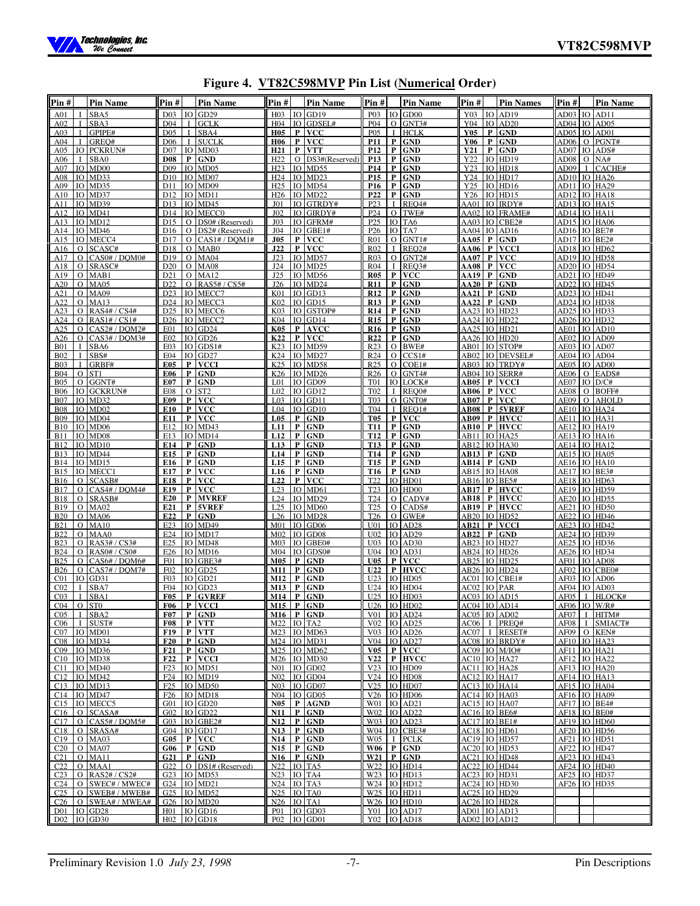# Figure 4. VT82C598MVP Pin List (Numerical Order)

| Pin # | | Pin Name | Pin # | | Pin Name | Pin # | | Pin Name | Pin # | | Pin Name | Pin # | | Pin Names | Pin # | | Pin Name |
|---|---|---|---|---|---|---|---|---|---|---|---|---|---|---|---|---|---|
| A01 | I | SBA5 | D03 | IO | GD29 | H03 | IO | GD19 | P03 | IO | GD00 | Y03 | IO | AD19 | AD03 | IO | AD11 |
| A02 | I | SBA3 | D04 | I | GCLK | H04 | IO | GDSEL# | P04 | O | GNT3# | Y04 | IO | AD20 | AD04 | IO | AD05 |
| A03 | I | GPIPE# | D05 | I | SBA4 | **H05** | **P** | **VCC** | P05 | I | HCLK | **Y05** | **P** | **GND** | AD05 | IO | AD01 |
| A04 | I | GREQ# | D06 | I | SUCLK | **H06** | **P** | **VCC** | **P11** | **P** | **GND** | **Y06** | **P** | **GND** | AD06 | O | PGNT# |
| A05 | IO | PCKRUN# | D07 | IO | MD03 | **H21** | **P** | **VTT** | **P12** | **P** | **GND** | **Y21** | **P** | **GND** | AD07 | IO | ADS# |
| A06 | I | SBA0 | **D08** | **P** | **GND** | H22 | O | DS3#(Reserved) | **P13** | **P** | **GND** | Y22 | IO | HD19 | AD08 | O | NA# |
| A07 | IO | MD00 | D09 | IO | MD05 | H23 | IO | MD55 | **P14** | **P** | **GND** | Y23 | IO | HD18 | AD09 | I | CACHE# |
| A08 | IO | MD33 | D10 | IO | MD07 | H24 | IO | MD23 | **P15** | **P** | **GND** | Y24 | IO | HD17 | AD10 | IO | HA26 |
| A09 | IO | MD35 | D11 | IO | MD09 | H25 | IO | MD54 | **P16** | **P** | **GND** | Y25 | IO | HD16 | AD11 | IO | HA29 |
| A10 | IO | MD37 | D12 | IO | MD11 | H26 | IO | MD22 | **P22** | **P** | **GND** | Y26 | IO | HD15 | AD12 | IO | HA18 |
| A11 | IO | MD39 | D13 | IO | MD45 | J01 | IO | GTRDY# | P23 | I | REQ4# | AA01 | IO | IRDY# | AD13 | IO | HA15 |
| A12 | IO | MD41 | D14 | IO | MECC0 | J02 | IO | GIRDY# | P24 | O | TWE# | AA02 | IO | FRAME# | AD14 | IO | HA11 |
| A13 | IO | MD12 | D15 | O | DS0# (Reserved) | J03 | IO | GFRM# | P25 | IO | TA6 | AA03 | IO | CBE2# | AD15 | IO | HA06 |
| A14 | IO | MD46 | D16 | O | DS2# (Reserved) | J04 | IO | GBE1# | P26 | IO | TA7 | AA04 | IO | AD16 | AD16 | IO | BE7# |
| A15 | IO | MECC4 | D17 | O | CAS1# / DQM1# | **J05** | **P** | **VCC** | R01 | O | GNT1# | **AA05** | **P** | **GND** | AD17 | IO | BE2# |
| A16 | O | SCASC# | D18 | O | MAB0 | **J22** | **P** | **VCC** | R02 | I | REQ2# | **AA06** | **P** | **VCCI** | AD18 | IO | HD62 |
| A17 | O | CAS0# / DQM0# | D19 | O | MA04 | J23 | IO | MD57 | R03 | O | GNT2# | **AA07** | **P** | **VCC** | AD19 | IO | HD58 |
| A18 | O | SRASC# | D20 | O | MA08 | J24 | IO | MD25 | R04 | I | REQ3# | **AA08** | **P** | **VCC** | AD20 | IO | HD54 |
| A19 | O | MAB1 | D21 | O | MA12 | J25 | IO | MD56 | **R05** | **P** | **VCC** | **AA19** | **P** | **GND** | AD21 | IO | HD49 |
| A20 | O | MA05 | D22 | O | RAS5# / CS5# | J26 | IO | MD24 | **R11** | **P** | **GND** | **AA20** | **P** | **GND** | AD22 | IO | HD45 |
| A21 | O | MA09 | D23 | IO | MECC7 | K01 | IO | GD13 | **R12** | **P** | **GND** | **AA21** | **P** | **GND** | AD23 | IO | HD41 |
| A22 | O | MA13 | D24 | IO | MECC3 | K02 | IO | GD15 | **R13** | **P** | **GND** | **AA22** | **P** | **GND** | AD24 | IO | HD38 |
| A23 | O | RAS4# / CS4# | D25 | IO | MECC6 | K03 | IO | GSTOP# | **R14** | **P** | **GND** | AA23 | IO | HD23 | AD25 | IO | HD33 |
| A24 | O | RAS1# / CS1# | D26 | IO | MECC2 | K04 | IO | GD14 | **R15** | **P** | **GND** | AA24 | IO | HD22 | AD26 | IO | HD32 |
| A25 | O | CAS2# / DQM2# | E01 | IO | GD24 | **K05** | **P** | **AVCC** | **R16** | **P** | **GND** | AA25 | IO | HD21 | AE01 | IO | AD10 |
| A26 | O | CAS3# / DQM3# | E02 | IO | GD26 | **K22** | **P** | **VCC** | **R22** | **P** | **GND** | AA26 | IO | HD20 | AE02 | IO | AD09 |
| B01 | I | SBA6 | E03 | IO | GDS1# | K23 | IO | MD59 | R23 | O | BWE# | AB01 | IO | STOP# | AE03 | IO | AD07 |
| B02 | I | SBS# | E04 | IO | GD27 | K24 | IO | MD27 | R24 | O | CCS1# | AB02 | IO | DEVSEL# | AE04 | IO | AD04 |
| B03 | I | GRBF# | **E05** | **P** | **VCCI** | K25 | IO | MD58 | R25 | O | COE1# | AB03 | IO | TRDY# | AE05 | IO | AD00 |
| B04 | O | ST1 | **E06** | **P** | **GND** | K26 | IO | MD26 | R26 | O | GNT4# | AB04 | IO | SERR# | AE06 | O | EADS# |
| B05 | O | GGNT# | **E07** | **P** | **GND** | L01 | IO | GD09 | T01 | IO | LOCK# | **AB05** | **P** | **VCCI** | AE07 | IO | D/C# |
| B06 | IO | GCKRUN# | E08 | O | ST2 | L02 | IO | GD12 | T02 | I | REQ0# | **AB06** | **P** | **VCC** | AE08 | O | BOFF# |
| B07 | IO | MD32 | **E09** | **P** | **VCC** | L03 | IO | GD11 | T03 | O | GNT0# | **AB07** | **P** | **VCC** | AE09 | O | AHOLD |
| B08 | IO | MD02 | **E10** | **P** | **VCC** | L04 | IO | GD10 | T04 | I | REQ1# | **AB08** | **P** | **5VREF** | AE10 | IO | HA24 |
| B09 | IO | MD04 | **E11** | **P** | **VCC** | **L05** | **P** | **GND** | **T05** | **P** | **VCC** | **AB09** | **P** | **HVCC** | AE11 | IO | HA31 |
| B10 | IO | MD06 | E12 | IO | MD43 | **L11** | **P** | **GND** | **T11** | **P** | **GND** | **AB10** | **P** | **HVCC** | AE12 | IO | HA19 |
| B11 | IO | MD08 | E13 | IO | MD14 | **L12** | **P** | **GND** | **T12** | **P** | **GND** | AB11 | IO | HA25 | AE13 | IO | HA16 |
| B12 | IO | MD10 | **E14** | **P** | **GND** | **L13** | **P** | **GND** | **T13** | **P** | **GND** | AB12 | IO | HA30 | AE14 | IO | HA12 |
| B13 | IO | MD44 | **E15** | **P** | **GND** | **L14** | **P** | **GND** | **T14** | **P** | **GND** | **AB13** | **P** | **GND** | AE15 | IO | HA05 |
| B14 | IO | MD15 | **E16** | **P** | **GND** | **L15** | **P** | **GND** | **T15** | **P** | **GND** | **AB14** | **P** | **GND** | AE16 | IO | HA10 |
| B15 | IO | MECC1 | **E17** | **P** | **VCC** | **L16** | **P** | **GND** | **T16** | **P** | **GND** | AB15 | IO | HA08 | AE17 | IO | BE3# |
| B16 | O | SCASB# | **E18** | **P** | **VCC** | **L22** | **P** | **VCC** | T22 | IO | HD01 | AB16 | IO | BE5# | AE18 | IO | HD63 |
| B17 | O | CAS4# / DQM4# | **E19** | **P** | **VCC** | L23 | IO | MD61 | T23 | IO | HD00 | **AB17** | **P** | **HVCC** | AE19 | IO | HD59 |
| B18 | O | SRASB# | **E20** | **P** | **MVREF** | L24 | IO | MD29 | T24 | O | CADV# | **AB18** | **P** | **HVCC** | AE20 | IO | HD55 |
| B19 | O | MA02 | **E21** | **P** | **5VREF** | L25 | IO | MD60 | T25 | O | CADS# | **AB19** | **P** | **HVCC** | AE21 | IO | HD50 |
| B20 | O | MA06 | **E22** | **P** | **GND** | L26 | IO | MD28 | T26 | O | GWE# | AB20 | IO | HD52 | AE22 | IO | HD46 |
| B21 | O | MA10 | E23 | IO | MD49 | M01 | IO | GD06 | U01 | IO | AD28 | **AB21** | **P** | **VCCI** | AE23 | IO | HD42 |
| B22 | O | MAA0 | E24 | IO | MD17 | M02 | IO | GD08 | U02 | IO | AD29 | **AB22** | **P** | **GND** | AE24 | IO | HD39 |
| B23 | O | RAS3# / CS3# | E25 | IO | MD48 | M03 | IO | GBE0# | U03 | IO | AD30 | AB23 | IO | HD27 | AE25 | IO | HD36 |
| B24 | O | RAS0# / CS0# | E26 | IO | MD16 | M04 | IO | GDS0# | U04 | IO | AD31 | AB24 | IO | HD26 | AE26 | IO | HD34 |
| B25 | O | CAS6# / DQM6# | F01 | IO | GBE3# | **M05** | **P** | **GND** | **U05** | **P** | **VCC** | AB25 | IO | HD25 | AF01 | IO | AD08 |
| B26 | O | CAS7# / DQM7# | F02 | IO | GD25 | **M11** | **P** | **GND** | **U22** | **P** | **HVCC** | AB26 | IO | HD24 | AF02 | IO | CBE0# |
| C01 | IO | GD31 | F03 | IO | GD21 | **M12** | **P** | **GND** | U23 | IO | HD05 | AC01 | IO | CBE1# | AF03 | IO | AD06 |
| C02 | I | SBA7 | F04 | IO | GD23 | **M13** | **P** | **GND** | U24 | IO | HD04 | AC02 | IO | PAR | AF04 | IO | AD03 |
| C03 | I | SBA1 | **F05** | **P** | **GVREF** | **M14** | **P** | **GND** | U25 | IO | HD03 | AC03 | IO | AD15 | AF05 | I | HLOCK# |
| C04 | O | ST0 | **F06** | **P** | **VCCI** | **M15** | **P** | **GND** | U26 | IO | HD02 | AC04 | IO | AD14 | AF06 | IO | W/R# |
| C05 | I | SBA2 | **F07** | **P** | **GND** | **M16** | **P** | **GND** | V01 | IO | AD24 | AC05 | IO | AD02 | AF07 | I | HITM# |
| C06 | I | SUST# | **F08** | **P** | **VTT** | M22 | IO | TA2 | V02 | IO | AD25 | AC06 | I | PREQ# | AF08 | I | SMIACT# |
| C07 | IO | MD01 | **F19** | **P** | **VTT** | M23 | IO | MD63 | V03 | IO | AD26 | AC07 | I | RESET# | AF09 | O | KEN# |
| C08 | IO | MD34 | **F20** | **P** | **GND** | M24 | IO | MD31 | V04 | IO | AD27 | AC08 | IO | BRDY# | AF10 | IO | HA23 |
| C09 | IO | MD36 | **F21** | **P** | **GND** | M25 | IO | MD62 | **V05** | **P** | **VCC** | AC09 | IO | M/IO# | AF11 | IO | HA21 |
| C10 | IO | MD38 | **F22** | **P** | **VCCI** | M26 | IO | MD30 | **V22** | **P** | **HVCC** | AC10 | IO | HA27 | AF12 | IO | HA22 |
| C11 | IO | MD40 | F23 | IO | MD51 | N01 | IO | GD02 | V23 | IO | HD09 | AC11 | IO | HA28 | AF13 | IO | HA20 |
| C12 | IO | MD42 | F24 | IO | MD19 | N02 | IO | GD04 | V24 | IO | HD08 | AC12 | IO | HA17 | AF14 | IO | HA13 |
| C13 | IO | MD13 | F25 | IO | MD50 | N03 | IO | GD07 | V25 | IO | HD07 | AC13 | IO | HA14 | AF15 | IO | HA04 |
| C14 | IO | MD47 | F26 | IO | MD18 | N04 | IO | GD05 | V26 | IO | HD06 | AC14 | IO | HA03 | AF16 | IO | HA09 |
| C15 | IO | MECC5 | G01 | IO | GD20 | **N05** | **P** | **AGND** | W01 | IO | AD21 | AC15 | IO | HA07 | AF17 | IO | BE4# |
| C16 | O | SCASA# | G02 | IO | GD22 | **N11** | **P** | **GND** | W02 | IO | AD22 | AC16 | IO | BE6# | AF18 | IO | BE0# |
| C17 | O | CAS5# / DQM5# | G03 | IO | GBE2# | **N12** | **P** | **GND** | W03 | IO | AD23 | AC17 | IO | BE1# | AF19 | IO | HD60 |
| C18 | O | SRASA# | G04 | IO | GD17 | **N13** | **P** | **GND** | W04 | IO | CBE3# | AC18 | IO | HD61 | AF20 | IO | HD56 |
| C19 | O | MA03 | **G05** | **P** | **VCC** | **N14** | **P** | **GND** | W05 | I | PCLK | AC19 | IO | HD57 | AF21 | IO | HD51 |
| C20 | O | MA07 | **G06** | **P** | **GND** | **N15** | **P** | **GND** | **W06** | **P** | **GND** | AC20 | IO | HD53 | AF22 | IO | HD47 |
| C21 | O | MA11 | **G21** | **P** | **GND** | **N16** | **P** | **GND** | **W21** | **P** | **GND** | AC21 | IO | HD48 | AF23 | IO | HD43 |
| C22 | O | MAA1 | G22 | O | DS1# (Reserved) | N22 | IO | TA5 | W22 | IO | HD14 | AC22 | IO | HD44 | AF24 | IO | HD40 |
| C23 | O | RAS2# / CS2# | G23 | IO | MD53 | N23 | IO | TA4 | W23 | IO | HD13 | AC23 | IO | HD31 | AF25 | IO | HD37 |
| C24 | O | SWEC# / MWEC# | G24 | IO | MD21 | N24 | IO | TA3 | W24 | IO | HD12 | AC24 | IO | HD30 | AF26 | IO | HD35 |
| C25 | O | SWEB# / MWEB# | G25 | IO | MD52 | N25 | IO | TA0 | W25 | IO | HD11 | AC25 | IO | HD29 | | | |
| C26 | O | SWEA# / MWEA# | G26 | IO | MD20 | N26 | IO | TA1 | W26 | IO | HD10 | AC26 | IO | HD28 | | | |
| D01 | IO | GD28 | H01 | IO | GD16 | P01 | IO | GD03 | Y01 | IO | AD17 | AD01 | IO | AD13 | | | |
| D02 | IO | GD30 | H02 | IO | GD18 | P02 | IO | GD01 | Y02 | IO | AD18 | AD02 | IO | AD12 | | | |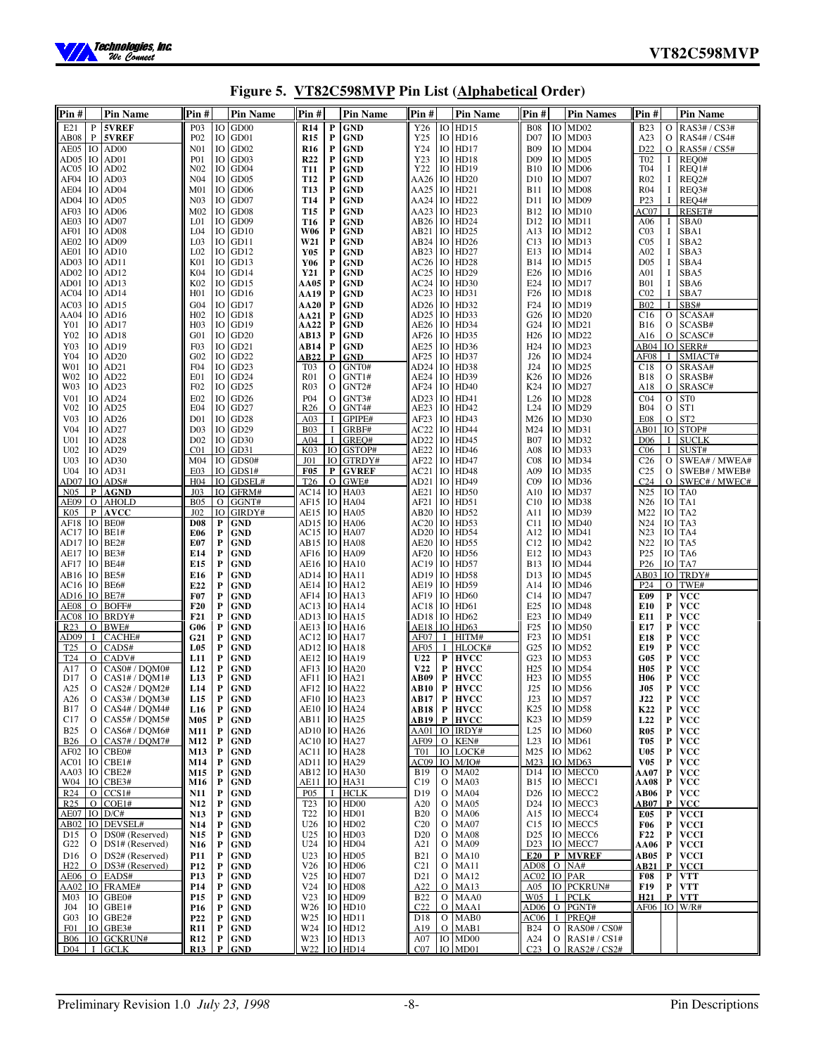# Figure 5. VT82C598MVP Pin List (Alphabetical Order)

| Pin # | | Pin Name | Pin # | | Pin Name | Pin # | | Pin Name | Pin # | | Pin Name | Pin # | | Pin Names | Pin # | | Pin Name |
|---|---|---|---|---|---|---|---|---|---|---|---|---|---|---|---|---|---|
| E21 | P | **5VREF** | P03 | IO | GD00 | **R14** | **P** | **GND** | Y26 | IO | HD15 | B08 | IO | MD02 | B23 | O | RAS3# / CS3# |
| AB08 | P | **5VREF** | P02 | IO | GD01 | **R15** | **P** | **GND** | Y25 | IO | HD16 | D07 | IO | MD03 | A23 | O | RAS4# / CS4# |
| AE05 | IO | AD00 | N01 | IO | GD02 | **R16** | **P** | **GND** | Y24 | IO | HD17 | B09 | IO | MD04 | D22 | O | RAS5# / CS5# |
| AD05 | IO | AD01 | P01 | IO | GD03 | **R22** | **P** | **GND** | Y23 | IO | HD18 | D09 | IO | MD05 | T02 | I | REQ0# |
| AC05 | IO | AD02 | N02 | IO | GD04 | **T11** | **P** | **GND** | Y22 | IO | HD19 | B10 | IO | MD06 | T04 | I | REQ1# |
| AF04 | IO | AD03 | N04 | IO | GD05 | **T12** | **P** | **GND** | AA26 | IO | HD20 | D10 | IO | MD07 | R02 | I | REQ2# |
| AE04 | IO | AD04 | M01 | IO | GD06 | **T13** | **P** | **GND** | AA25 | IO | HD21 | B11 | IO | MD08 | R04 | I | REQ3# |
| AD04 | IO | AD05 | N03 | IO | GD07 | **T14** | **P** | **GND** | AA24 | IO | HD22 | D11 | IO | MD09 | P23 | I | REQ4# |
| AF03 | IO | AD06 | M02 | IO | GD08 | **T15** | **P** | **GND** | AA23 | IO | HD23 | B12 | IO | MD10 | AC07 | I | RESET# |
| AE03 | IO | AD07 | L01 | IO | GD09 | **T16** | **P** | **GND** | AB26 | IO | HD24 | D12 | IO | MD11 | A06 | I | SBA0 |
| AF01 | IO | AD08 | L04 | IO | GD10 | **W06** | **P** | **GND** | AB21 | IO | HD25 | A13 | IO | MD12 | C03 | I | SBA1 |
| AE02 | IO | AD09 | L03 | IO | GD11 | **W21** | **P** | **GND** | AB24 | IO | HD26 | C13 | IO | MD13 | C05 | I | SBA2 |
| AE01 | IO | AD10 | L02 | IO | GD12 | **Y05** | **P** | **GND** | AB23 | IO | HD27 | E13 | IO | MD14 | A02 | I | SBA3 |
| AD03 | IO | AD11 | K01 | IO | GD13 | **Y06** | **P** | **GND** | AC26 | IO | HD28 | B14 | IO | MD15 | D05 | I | SBA4 |
| AD02 | IO | AD12 | K04 | IO | GD14 | **Y21** | **P** | **GND** | AC25 | IO | HD29 | E26 | IO | MD16 | A01 | I | SBA5 |
| AD01 | IO | AD13 | K02 | IO | GD15 | **AA05** | **P** | **GND** | AC24 | IO | HD30 | E24 | IO | MD17 | B01 | I | SBA6 |
| AC04 | IO | AD14 | H01 | IO | GD16 | **AA19** | **P** | **GND** | AC23 | IO | HD31 | F26 | IO | MD18 | C02 | I | SBA7 |
| AC03 | IO | AD15 | G04 | IO | GD17 | **AA20** | **P** | **GND** | AD26 | IO | HD32 | F24 | IO | MD19 | B02 | I | SBS# |
| AA04 | IO | AD16 | H02 | IO | GD18 | **AA21** | **P** | **GND** | AD25 | IO | HD33 | G26 | IO | MD20 | C16 | O | SCASA# |
| Y01 | IO | AD17 | H03 | IO | GD19 | **AA22** | **P** | **GND** | AE26 | IO | HD34 | G24 | IO | MD21 | B16 | O | SCASB# |
| Y02 | IO | AD18 | G01 | IO | GD20 | **AB13** | **P** | **GND** | AF26 | IO | HD35 | H26 | IO | MD22 | A16 | O | SCASC# |
| Y03 | IO | AD19 | F03 | IO | GD21 | **AB14** | **P** | **GND** | AE25 | IO | HD36 | H24 | IO | MD23 | AB04 | IO | SERR# |
| Y04 | IO | AD20 | G02 | IO | GD22 | **AB22** | **P** | **GND** | AF25 | IO | HD37 | J26 | IO | MD24 | AF08 | I | SMIACT# |
| W01 | IO | AD21 | F04 | IO | GD23 | T03 | O | GNT0# | AD24 | IO | HD38 | J24 | IO | MD25 | C18 | O | SRASA# |
| W02 | IO | AD22 | E01 | IO | GD24 | R01 | O | GNT1# | AE24 | IO | HD39 | K26 | IO | MD26 | B18 | O | SRASB# |
| W03 | IO | AD23 | F02 | IO | GD25 | R03 | O | GNT2# | AF24 | IO | HD40 | K24 | IO | MD27 | A18 | O | SRASC# |
| V01 | IO | AD24 | E02 | IO | GD26 | P04 | O | GNT3# | AD23 | IO | HD41 | L26 | IO | MD28 | C04 | O | ST0 |
| V02 | IO | AD25 | E04 | IO | GD27 | R26 | O | GNT4# | AE23 | IO | HD42 | L24 | IO | MD29 | B04 | O | ST1 |
| V03 | IO | AD26 | D01 | IO | GD28 | A03 | I | GPIPE# | AF23 | IO | HD43 | M26 | IO | MD30 | E08 | O | ST2 |
| V04 | IO | AD27 | D03 | IO | GD29 | B03 | I | GRBF# | AC22 | IO | HD44 | M24 | IO | MD31 | AB01 | IO | STOP# |
| U01 | IO | AD28 | D02 | IO | GD30 | A04 | I | GREQ# | AD22 | IO | HD45 | B07 | IO | MD32 | D06 | I | SUCLK |
| U02 | IO | AD29 | C01 | IO | GD31 | K03 | IO | GSTOP# | AE22 | IO | HD46 | A08 | IO | MD33 | C06 | I | SUST# |
| U03 | IO | AD30 | M04 | IO | GDS0# | J01 | IO | GTRDY# | AF22 | IO | HD47 | C08 | IO | MD34 | C26 | O | SWEA# / MWEA# |
| U04 | IO | AD31 | E03 | IO | GDS1# | **F05** | **P** | **GVREF** | AC21 | IO | HD48 | A09 | IO | MD35 | C25 | O | SWEB# / MWEB# |
| AD07 | IO | ADS# | H04 | IO | GDSEL# | T26 | O | GWE# | AD21 | IO | HD49 | C09 | IO | MD36 | C24 | O | SWEC# / MWEC# |
| N05 | P | **AGND** | J03 | IO | GFRM# | AC14 | IO | HA03 | AE21 | IO | HD50 | A10 | IO | MD37 | N25 | IO | TA0 |
| AE09 | O | AHOLD | B05 | O | GGNT# | AF15 | IO | HA04 | AF21 | IO | HD51 | C10 | IO | MD38 | N26 | IO | TA1 |
| K05 | P | **AVCC** | J02 | IO | GIRDY# | AE15 | IO | HA05 | AB20 | IO | HD52 | A11 | IO | MD39 | M22 | IO | TA2 |
| AF18 | IO | BE0# | **D08** | **P** | **GND** | AD15 | IO | HA06 | AC20 | IO | HD53 | C11 | IO | MD40 | N24 | IO | TA3 |
| AC17 | IO | BE1# | **E06** | **P** | **GND** | AC15 | IO | HA07 | AD20 | IO | HD54 | A12 | IO | MD41 | N23 | IO | TA4 |
| AD17 | IO | BE2# | **E07** | **P** | **GND** | AB15 | IO | HA08 | AE20 | IO | HD55 | C12 | IO | MD42 | N22 | IO | TA5 |
| AE17 | IO | BE3# | **E14** | **P** | **GND** | AF16 | IO | HA09 | AF20 | IO | HD56 | E12 | IO | MD43 | P25 | IO | TA6 |
| AF17 | IO | BE4# | **E15** | **P** | **GND** | AE16 | IO | HA10 | AC19 | IO | HD57 | B13 | IO | MD44 | P26 | IO | TA7 |
| AB16 | IO | BE5# | **E16** | **P** | **GND** | AD14 | IO | HA11 | AD19 | IO | HD58 | D13 | IO | MD45 | AB03 | IO | TRDY# |
| AC16 | IO | BE6# | **E22** | **P** | **GND** | AE14 | IO | HA12 | AE19 | IO | HD59 | A14 | IO | MD46 | P24 | O | TWE# |
| AD16 | IO | BE7# | **F07** | **P** | **GND** | AF14 | IO | HA13 | AF19 | IO | HD60 | C14 | IO | MD47 | **E09** | **P** | **VCC** |
| AE08 | O | BOFF# | **F20** | **P** | **GND** | AC13 | IO | HA14 | AC18 | IO | HD61 | E25 | IO | MD48 | **E10** | **P** | **VCC** |
| AC08 | IO | BRDY# | **F21** | **P** | **GND** | AD13 | IO | HA15 | AD18 | IO | HD62 | E23 | IO | MD49 | **E11** | **P** | **VCC** |
| R23 | O | BWE# | **G06** | **P** | **GND** | AE13 | IO | HA16 | AE18 | IO | HD63 | F25 | IO | MD50 | **E17** | **P** | **VCC** |
| AD09 | I | CACHE# | **G21** | **P** | **GND** | AC12 | IO | HA17 | AF07 | I | HITM# | F23 | IO | MD51 | **E18** | **P** | **VCC** |
| T25 | O | CADS# | **L05** | **P** | **GND** | AD12 | IO | HA18 | AF05 | I | HLOCK# | G25 | IO | MD52 | **E19** | **P** | **VCC** |
| T24 | O | CADV# | **L11** | **P** | **GND** | AE12 | IO | HA19 | **U22** | **P** | **HVCC** | G23 | IO | MD53 | **G05** | **P** | **VCC** |
| A17 | O | CAS0# / DQM0# | **L12** | **P** | **GND** | AF13 | IO | HA20 | **V22** | **P** | **HVCC** | H25 | IO | MD54 | **H05** | **P** | **VCC** |
| D17 | O | CAS1# / DQM1# | **L13** | **P** | **GND** | AF11 | IO | HA21 | **AB09** | **P** | **HVCC** | H23 | IO | MD55 | **H06** | **P** | **VCC** |
| A25 | O | CAS2# / DQM2# | **L14** | **P** | **GND** | AF12 | IO | HA22 | **AB10** | **P** | **HVCC** | J25 | IO | MD56 | **J05** | **P** | **VCC** |
| A26 | O | CAS3# / DQM3# | **L15** | **P** | **GND** | AF10 | IO | HA23 | **AB17** | **P** | **HVCC** | J23 | IO | MD57 | **J22** | **P** | **VCC** |
| B17 | O | CAS4# / DQM4# | **L16** | **P** | **GND** | AE10 | IO | HA24 | **AB18** | **P** | **HVCC** | K25 | IO | MD58 | **K22** | **P** | **VCC** |
| C17 | O | CAS5# / DQM5# | **M05** | **P** | **GND** | AB11 | IO | HA25 | **AB19** | **P** | **HVCC** | K23 | IO | MD59 | **L22** | **P** | **VCC** |
| B25 | O | CAS6# / DQM6# | **M11** | **P** | **GND** | AD10 | IO | HA26 | AA01 | IO | IRDY# | L25 | IO | MD60 | **R05** | **P** | **VCC** |
| B26 | O | CAS7# / DQM7# | **M12** | **P** | **GND** | AC10 | IO | HA27 | AF09 | O | KEN# | L23 | IO | MD61 | **T05** | **P** | **VCC** |
| AF02 | IO | CBE0# | **M13** | **P** | **GND** | AC11 | IO | HA28 | T01 | IO | LOCK# | M25 | IO | MD62 | **U05** | **P** | **VCC** |
| AC01 | IO | CBE1# | **M14** | **P** | **GND** | AD11 | IO | HA29 | AC09 | IO | M/IO# | M23 | IO | MD63 | **V05** | **P** | **VCC** |
| AA03 | IO | CBE2# | **M15** | **P** | **GND** | AB12 | IO | HA30 | B19 | O | MA02 | D14 | IO | MECC0 | **AA07** | **P** | **VCC** |
| W04 | IO | CBE3# | **M16** | **P** | **GND** | AE11 | IO | HA31 | C19 | O | MA03 | B15 | IO | MECC1 | **AA08** | **P** | **VCC** |
| R24 | O | CCS1# | **N11** | **P** | **GND** | P05 | I | HCLK | D19 | O | MA04 | D26 | IO | MECC2 | **AB06** | **P** | **VCC** |
| R25 | O | COE1# | **N12** | **P** | **GND** | T23 | IO | HD00 | A20 | O | MA05 | D24 | IO | MECC3 | **AB07** | **P** | **VCC** |
| AE07 | IO | D/C# | **N13** | **P** | **GND** | T22 | IO | HD01 | B20 | O | MA06 | A15 | IO | MECC4 | **E05** | **P** | **VCCI** |
| AB02 | IO | DEVSEL# | **N14** | **P** | **GND** | U26 | IO | HD02 | C20 | O | MA07 | C15 | IO | MECC5 | **F06** | **P** | **VCCI** |
| D15 | O | DS0# (Reserved) | **N15** | **P** | **GND** | U25 | IO | HD03 | D20 | O | MA08 | D25 | IO | MECC6 | **F22** | **P** | **VCCI** |
| G22 | O | DS1# (Reserved) | **N16** | **P** | **GND** | U24 | IO | HD04 | A21 | O | MA09 | D23 | IO | MECC7 | **AA06** | **P** | **VCCI** |
| D16 | O | DS2# (Reserved) | **P11** | **P** | **GND** | U23 | IO | HD05 | B21 | O | MA10 | **E20** | **P** | **MVREF** | **AB05** | **P** | **VCCI** |
| H22 | O | DS3# (Reserved) | **P12** | **P** | **GND** | V26 | IO | HD06 | C21 | O | MA11 | AD08 | O | NA# | **AB21** | **P** | **VCCI** |
| AE06 | O | EADS# | **P13** | **P** | **GND** | V25 | IO | HD07 | D21 | O | MA12 | AC02 | IO | PAR | **F08** | **P** | **VTT** |
| AA02 | IO | FRAME# | **P14** | **P** | **GND** | V24 | IO | HD08 | A22 | O | MA13 | A05 | IO | PCKRUN# | **F19** | **P** | **VTT** |
| M03 | IO | GBE0# | **P15** | **P** | **GND** | V23 | IO | HD09 | B22 | O | MAA0 | W05 | I | PCLK | **H21** | **P** | **VTT** |
| J04 | IO | GBE1# | **P16** | **P** | **GND** | W26 | IO | HD10 | C22 | O | MAA1 | AD06 | O | PGNT# | AF06 | IO | W/R# |
| G03 | IO | GBE2# | **P22** | **P** | **GND** | W25 | IO | HD11 | D18 | O | MAB0 | AC06 | I | PREQ# | | | |
| F01 | IO | GBE3# | **R11** | **P** | **GND** | W24 | IO | HD12 | A19 | O | MAB1 | B24 | O | RAS0# / CS0# | | | |
| B06 | IO | GCKRUN# | **R12** | **P** | **GND** | W23 | IO | HD13 | A07 | IO | MD00 | A24 | O | RAS1# / CS1# | | | |
| D04 | I | GCLK | **R13** | **P** | **GND** | W22 | IO | HD14 | C07 | IO | MD01 | C23 | O | RAS2# / CS2# | | | |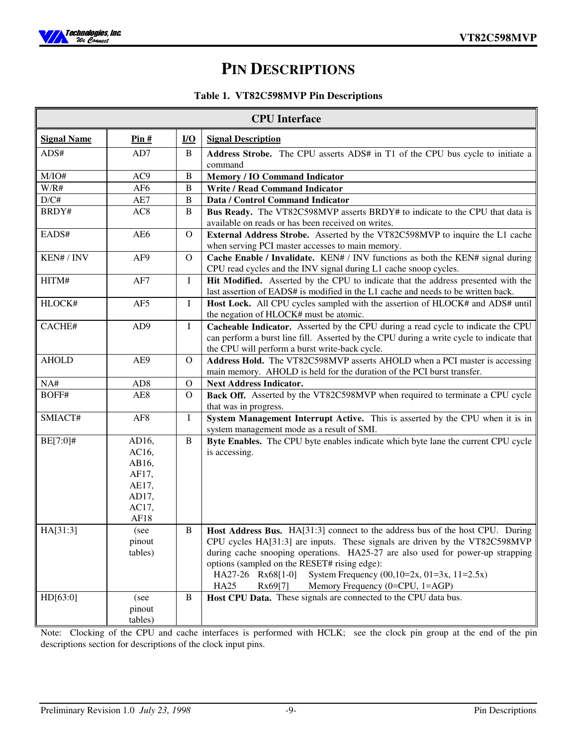# PIN DESCRIPTIONS

**Table 1. VT82C598MVP Pin Descriptions**

| **CPU Interface** | | | |
|---|---|---|---|
| **Signal Name** | **Pin #** | **I/O** | **Signal Description** |
| ADS# | AD7 | B | **Address Strobe.** The CPU asserts ADS# in T1 of the CPU bus cycle to initiate a command |
| M/IO# | AC9 | B | **Memory / IO Command Indicator** |
| W/R# | AF6 | B | **Write / Read Command Indicator** |
| D/C# | AE7 | B | **Data / Control Command Indicator** |
| BRDY# | AC8 | B | **Bus Ready.** The VT82C598MVP asserts BRDY# to indicate to the CPU that data is available on reads or has been received on writes. |
| EADS# | AE6 | O | **External Address Strobe.** Asserted by the VT82C598MVP to inquire the L1 cache when serving PCI master accesses to main memory. |
| KEN# / INV | AF9 | O | **Cache Enable / Invalidate.** KEN# / INV functions as both the KEN# signal during CPU read cycles and the INV signal during L1 cache snoop cycles. |
| HITM# | AF7 | I | **Hit Modified.** Asserted by the CPU to indicate that the address presented with the last assertion of EADS# is modified in the L1 cache and needs to be written back. |
| HLOCK# | AF5 | I | **Host Lock.** All CPU cycles sampled with the assertion of HLOCK# and ADS# until the negation of HLOCK# must be atomic. |
| CACHE# | AD9 | I | **Cacheable Indicator.** Asserted by the CPU during a read cycle to indicate the CPU can perform a burst line fill. Asserted by the CPU during a write cycle to indicate that the CPU will perform a burst write-back cycle. |
| AHOLD | AE9 | O | **Address Hold.** The VT82C598MVP asserts AHOLD when a PCI master is accessing main memory. AHOLD is held for the duration of the PCI burst transfer. |
| NA# | AD8 | O | **Next Address Indicator.** |
| BOFF# | AE8 | O | **Back Off.** Asserted by the VT82C598MVP when required to terminate a CPU cycle that was in progress. |
| SMIACT# | AF8 | I | **System Management Interrupt Active.** This is asserted by the CPU when it is in system management mode as a result of SMI. |
| BE[7:0]# | AD16, AC16, AB16, AF17, AE17, AD17, AC17, AF18 | B | **Byte Enables.** The CPU byte enables indicate which byte lane the current CPU cycle is accessing. |
| HA[31:3] | (see pinout tables) | B | **Host Address Bus.** HA[31:3] connect to the address bus of the host CPU. During CPU cycles HA[31:3] are inputs. These signals are driven by the VT82C598MVP during cache snooping operations. HA25-27 are also used for power-up strapping options (sampled on the RESET# rising edge):<br>HA27-26 Rx68[1-0] System Frequency (00,10=2x, 01=3x, 11=2.5x)<br>HA25 Rx69[7] Memory Frequency (0=CPU, 1=AGP) |
| HD[63:0] | (see pinout tables) | B | **Host CPU Data.** These signals are connected to the CPU data bus. |

Note: Clocking of the CPU and cache interfaces is performed with HCLK; see the clock pin group at the end of the pin descriptions section for descriptions of the clock input pins.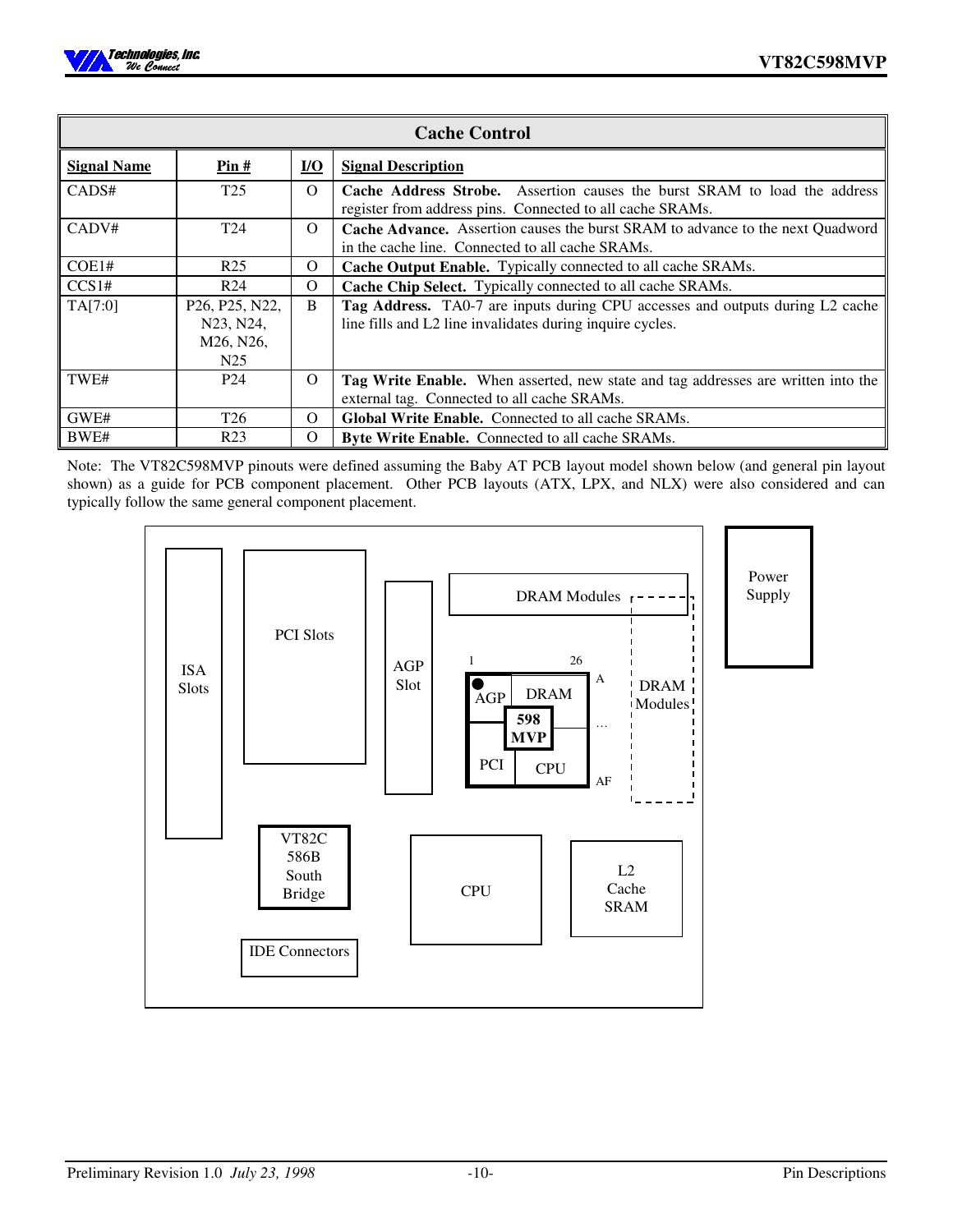| Cache Control | | | |
|---|---|---|---|
| **Signal Name** | **Pin #** | **I/O** | **Signal Description** |
| CADS# | T25 | O | **Cache Address Strobe.** Assertion causes the burst SRAM to load the address register from address pins. Connected to all cache SRAMs. |
| CADV# | T24 | O | **Cache Advance.** Assertion causes the burst SRAM to advance to the next Quadword in the cache line. Connected to all cache SRAMs. |
| COE1# | R25 | O | **Cache Output Enable.** Typically connected to all cache SRAMs. |
| CCS1# | R24 | O | **Cache Chip Select.** Typically connected to all cache SRAMs. |
| TA[7:0] | P26, P25, N22, N23, N24, M26, N26, N25 | B | **Tag Address.** TA0-7 are inputs during CPU accesses and outputs during L2 cache line fills and L2 line invalidates during inquire cycles. |
| TWE# | P24 | O | **Tag Write Enable.** When asserted, new state and tag addresses are written into the external tag. Connected to all cache SRAMs. |
| GWE# | T26 | O | **Global Write Enable.** Connected to all cache SRAMs. |
| BWE# | R23 | O | **Byte Write Enable.** Connected to all cache SRAMs. |

Note: The VT82C598MVP pinouts were defined assuming the Baby AT PCB layout model shown below (and general pin layout shown) as a guide for PCB component placement. Other PCB layouts (ATX, LPX, and NLX) were also considered and can typically follow the same general component placement.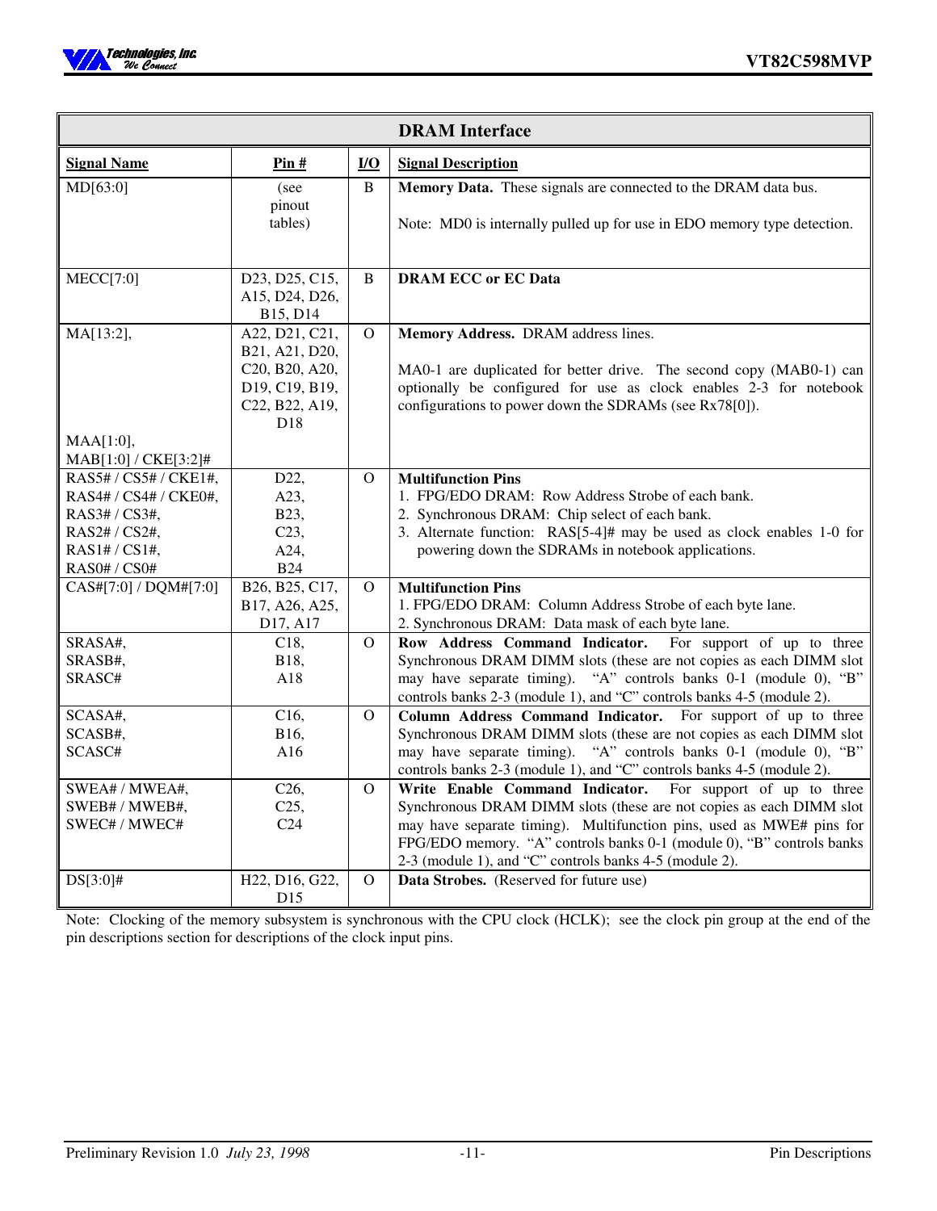| DRAM Interface | | | |
|---|---|---|---|
| **Signal Name** | **Pin #** | **I/O** | **Signal Description** |
| MD[63:0] | (see pinout tables) | B | **Memory Data.** These signals are connected to the DRAM data bus.<br><br>Note: MD0 is internally pulled up for use in EDO memory type detection. |
| MECC[7:0] | D23, D25, C15, A15, D24, D26, B15, D14 | B | **DRAM ECC or EC Data** |
| MA[13:2],<br><br>MAA[1:0],<br>MAB[1:0] / CKE[3:2]# | A22, D21, C21, B21, A21, D20, C20, B20, A20, D19, C19, B19, C22, B22, A19, D18 | O | **Memory Address.** DRAM address lines.<br><br>MA0-1 are duplicated for better drive. The second copy (MAB0-1) can optionally be configured for use as clock enables 2-3 for notebook configurations to power down the SDRAMs (see Rx78[0]). |
| RAS5# / CS5# / CKE1#,<br>RAS4# / CS4# / CKE0#,<br>RAS3# / CS3#,<br>RAS2# / CS2#,<br>RAS1# / CS1#,<br>RAS0# / CS0# | D22,<br>A23,<br>B23,<br>C23,<br>A24,<br>B24 | O | **Multifunction Pins**<br>1. FPG/EDO DRAM: Row Address Strobe of each bank.<br>2. Synchronous DRAM: Chip select of each bank.<br>3. Alternate function: RAS[5-4]# may be used as clock enables 1-0 for powering down the SDRAMs in notebook applications. |
| CAS#[7:0] / DQM#[7:0] | B26, B25, C17, B17, A26, A25, D17, A17 | O | **Multifunction Pins**<br>1. FPG/EDO DRAM: Column Address Strobe of each byte lane.<br>2. Synchronous DRAM: Data mask of each byte lane. |
| SRASA#,<br>SRASB#,<br>SRASC# | C18,<br>B18,<br>A18 | O | **Row Address Command Indicator.** For support of up to three Synchronous DRAM DIMM slots (these are not copies as each DIMM slot may have separate timing). "A" controls banks 0-1 (module 0), "B" controls banks 2-3 (module 1), and "C" controls banks 4-5 (module 2). |
| SCASA#,<br>SCASB#,<br>SCASC# | C16,<br>B16,<br>A16 | O | **Column Address Command Indicator.** For support of up to three Synchronous DRAM DIMM slots (these are not copies as each DIMM slot may have separate timing). "A" controls banks 0-1 (module 0), "B" controls banks 2-3 (module 1), and "C" controls banks 4-5 (module 2). |
| SWEA# / MWEA#,<br>SWEB# / MWEB#,<br>SWEC# / MWEC# | C26,<br>C25,<br>C24 | O | **Write Enable Command Indicator.** For support of up to three Synchronous DRAM DIMM slots (these are not copies as each DIMM slot may have separate timing). Multifunction pins, used as MWE# pins for FPG/EDO memory. "A" controls banks 0-1 (module 0), "B" controls banks 2-3 (module 1), and "C" controls banks 4-5 (module 2). |
| DS[3:0]# | H22, D16, G22, D15 | O | **Data Strobes.** (Reserved for future use) |

Note: Clocking of the memory subsystem is synchronous with the CPU clock (HCLK); see the clock pin group at the end of the pin descriptions section for descriptions of the clock input pins.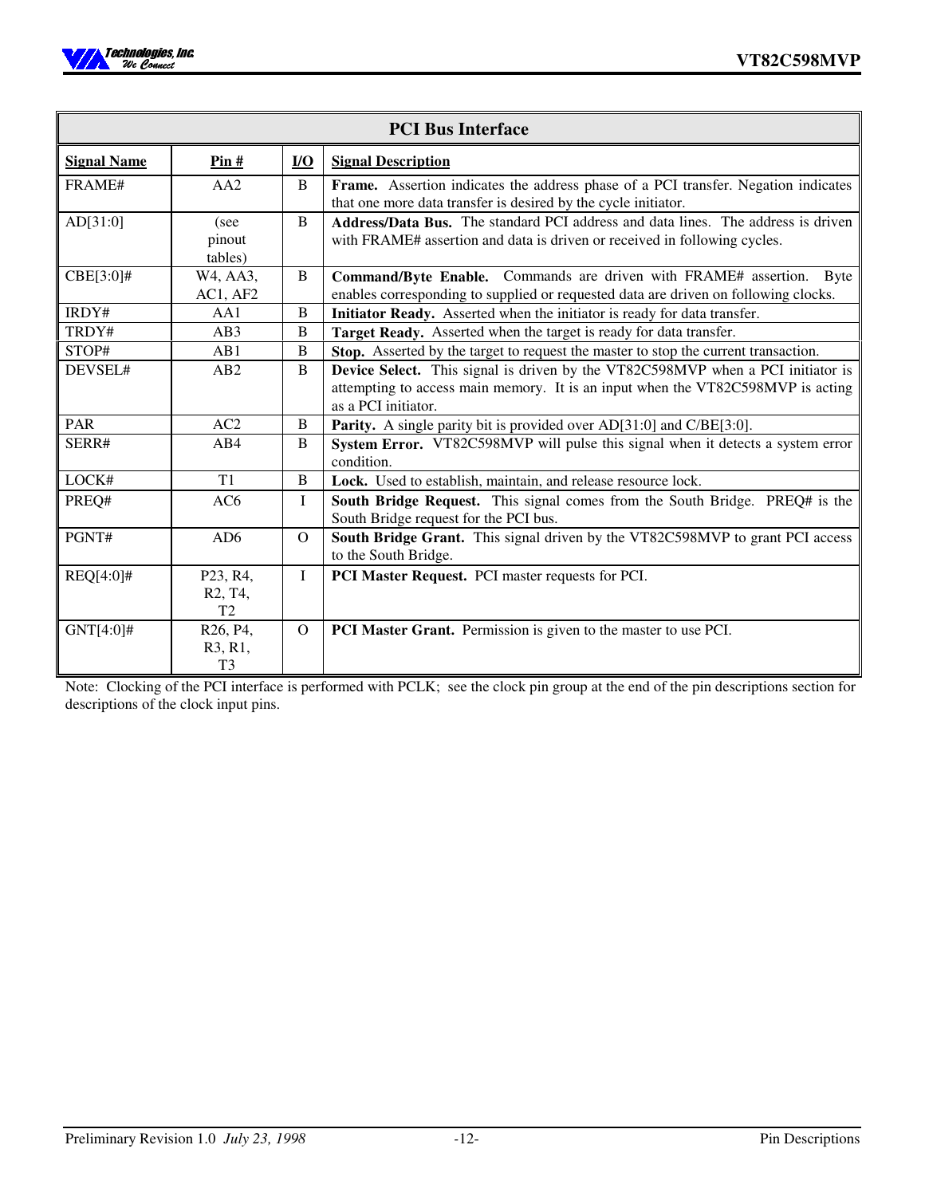| PCI Bus Interface | | | |
|---|---|---|---|
| **Signal Name** | **Pin #** | **I/O** | **Signal Description** |
| FRAME# | AA2 | B | **Frame.** Assertion indicates the address phase of a PCI transfer. Negation indicates that one more data transfer is desired by the cycle initiator. |
| AD[31:0] | (see pinout tables) | B | **Address/Data Bus.** The standard PCI address and data lines. The address is driven with FRAME# assertion and data is driven or received in following cycles. |
| CBE[3:0]# | W4, AA3, AC1, AF2 | B | **Command/Byte Enable.** Commands are driven with FRAME# assertion. Byte enables corresponding to supplied or requested data are driven on following clocks. |
| IRDY# | AA1 | B | **Initiator Ready.** Asserted when the initiator is ready for data transfer. |
| TRDY# | AB3 | B | **Target Ready.** Asserted when the target is ready for data transfer. |
| STOP# | AB1 | B | **Stop.** Asserted by the target to request the master to stop the current transaction. |
| DEVSEL# | AB2 | B | **Device Select.** This signal is driven by the VT82C598MVP when a PCI initiator is attempting to access main memory. It is an input when the VT82C598MVP is acting as a PCI initiator. |
| PAR | AC2 | B | **Parity.** A single parity bit is provided over AD[31:0] and C/BE[3:0]. |
| SERR# | AB4 | B | **System Error.** VT82C598MVP will pulse this signal when it detects a system error condition. |
| LOCK# | T1 | B | **Lock.** Used to establish, maintain, and release resource lock. |
| PREQ# | AC6 | I | **South Bridge Request.** This signal comes from the South Bridge. PREQ# is the South Bridge request for the PCI bus. |
| PGNT# | AD6 | O | **South Bridge Grant.** This signal driven by the VT82C598MVP to grant PCI access to the South Bridge. |
| REQ[4:0]# | P23, R4, R2, T4, T2 | I | **PCI Master Request.** PCI master requests for PCI. |
| GNT[4:0]# | R26, P4, R3, R1, T3 | O | **PCI Master Grant.** Permission is given to the master to use PCI. |

Note: Clocking of the PCI interface is performed with PCLK; see the clock pin group at the end of the pin descriptions section for descriptions of the clock input pins.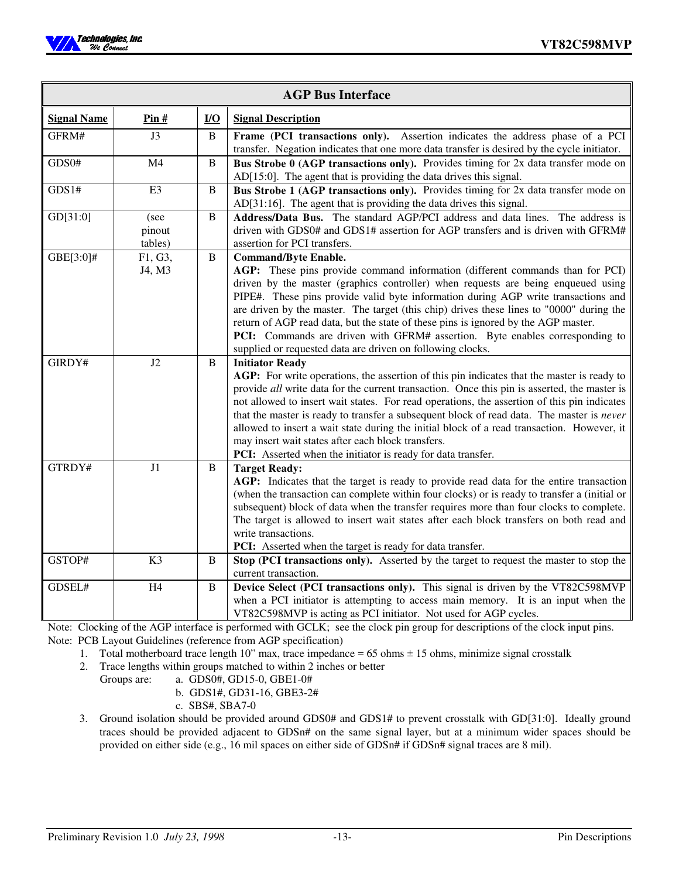| AGP Bus Interface | | | |
|---|---|---|---|
| **Signal Name** | **Pin #** | **I/O** | **Signal Description** |
| GFRM# | J3 | B | **Frame (PCI transactions only).** Assertion indicates the address phase of a PCI transfer. Negation indicates that one more data transfer is desired by the cycle initiator. |
| GDS0# | M4 | B | **Bus Strobe 0 (AGP transactions only).** Provides timing for 2x data transfer mode on AD[15:0]. The agent that is providing the data drives this signal. |
| GDS1# | E3 | B | **Bus Strobe 1 (AGP transactions only).** Provides timing for 2x data transfer mode on AD[31:16]. The agent that is providing the data drives this signal. |
| GD[31:0] | (see pinout tables) | B | **Address/Data Bus.** The standard AGP/PCI address and data lines. The address is driven with GDS0# and GDS1# assertion for AGP transfers and is driven with GFRM# assertion for PCI transfers. |
| GBE[3:0]# | F1, G3, J4, M3 | B | **Command/Byte Enable.**<br>**AGP:** These pins provide command information (different commands than for PCI) driven by the master (graphics controller) when requests are being enqueued using PIPE#. These pins provide valid byte information during AGP write transactions and are driven by the master. The target (this chip) drives these lines to "0000" during the return of AGP read data, but the state of these pins is ignored by the AGP master.<br>**PCI:** Commands are driven with GFRM# assertion. Byte enables corresponding to supplied or requested data are driven on following clocks. |
| GIRDY# | J2 | B | **Initiator Ready**<br>**AGP:** For write operations, the assertion of this pin indicates that the master is ready to provide *all* write data for the current transaction. Once this pin is asserted, the master is not allowed to insert wait states. For read operations, the assertion of this pin indicates that the master is ready to transfer a subsequent block of read data. The master is *never* allowed to insert a wait state during the initial block of a read transaction. However, it may insert wait states after each block transfers.<br>**PCI:** Asserted when the initiator is ready for data transfer. |
| GTRDY# | J1 | B | **Target Ready:**<br>**AGP:** Indicates that the target is ready to provide read data for the entire transaction (when the transaction can complete within four clocks) or is ready to transfer a (initial or subsequent) block of data when the transfer requires more than four clocks to complete. The target is allowed to insert wait states after each block transfers on both read and write transactions.<br>**PCI:** Asserted when the target is ready for data transfer. |
| GSTOP# | K3 | B | **Stop (PCI transactions only).** Asserted by the target to request the master to stop the current transaction. |
| GDSEL# | H4 | B | **Device Select (PCI transactions only).** This signal is driven by the VT82C598MVP when a PCI initiator is attempting to access main memory. It is an input when the VT82C598MVP is acting as PCI initiator. Not used for AGP cycles. |

Note: Clocking of the AGP interface is performed with GCLK; see the clock pin group for descriptions of the clock input pins.

Note: PCB Layout Guidelines (reference from AGP specification)

1. Total motherboard trace length 10" max, trace impedance = 65 ohms ± 15 ohms, minimize signal crosstalk
2. Trace lengths within groups matched to within 2 inches or better
   Groups are:
   a. GDS0#, GD15-0, GBE1-0#
   b. GDS1#, GD31-16, GBE3-2#
   c. SBS#, SBA7-0
3. Ground isolation should be provided around GDS0# and GDS1# to prevent crosstalk with GD[31:0]. Ideally ground traces should be provided adjacent to GDSn# on the same signal layer, but at a minimum wider spaces should be provided on either side (e.g., 16 mil spaces on either side of GDSn# if GDSn# signal traces are 8 mil).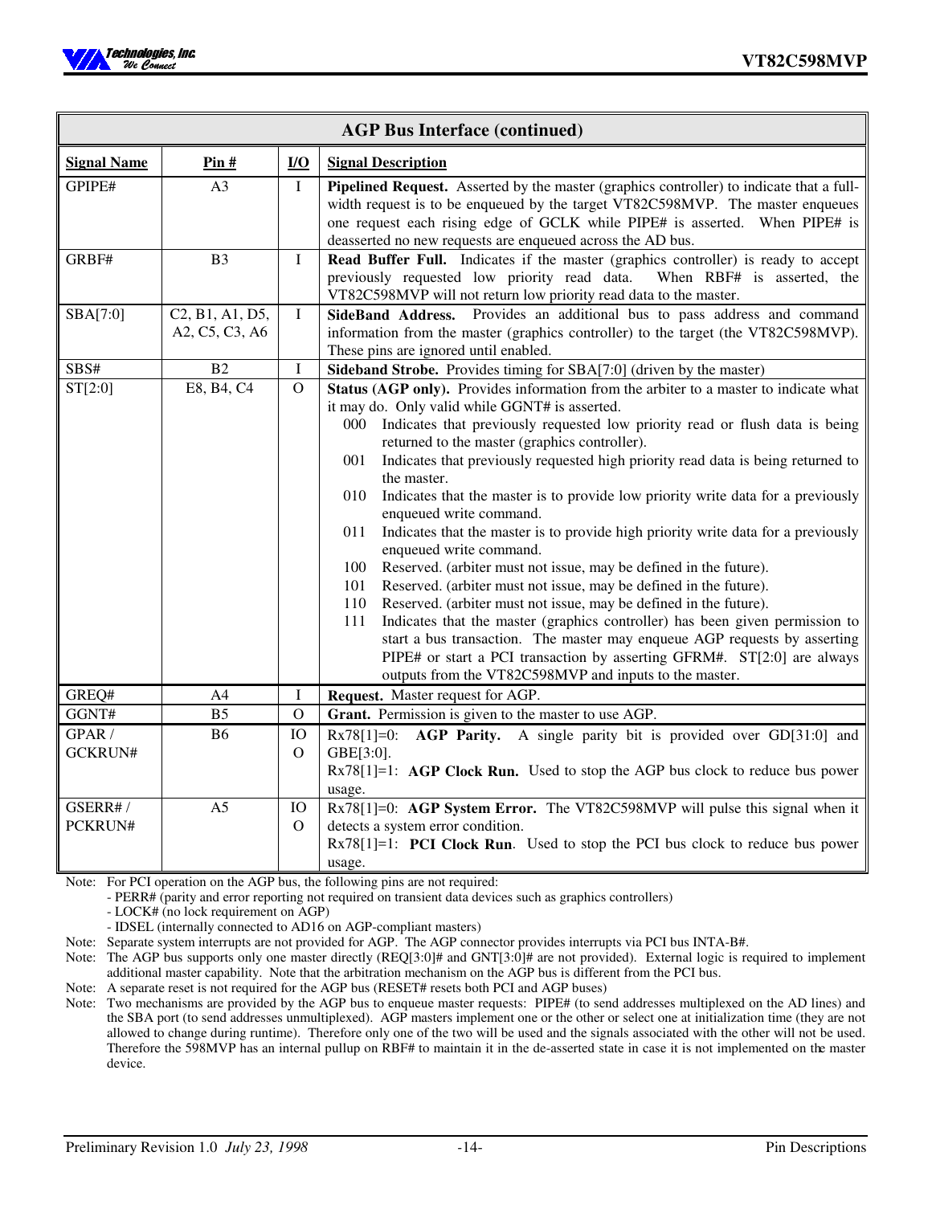| AGP Bus Interface (continued) | | | |
|---|---|---|---|
| **Signal Name** | **Pin #** | **I/O** | **Signal Description** |
| GPIPE# | A3 | I | **Pipelined Request.** Asserted by the master (graphics controller) to indicate that a full-width request is to be enqueued by the target VT82C598MVP. The master enqueues one request each rising edge of GCLK while PIPE# is asserted. When PIPE# is deasserted no new requests are enqueued across the AD bus. |
| GRBF# | B3 | I | **Read Buffer Full.** Indicates if the master (graphics controller) is ready to accept previously requested low priority read data. When RBF# is asserted, the VT82C598MVP will not return low priority read data to the master. |
| SBA[7:0] | C2, B1, A1, D5, A2, C5, C3, A6 | I | **SideBand Address.** Provides an additional bus to pass address and command information from the master (graphics controller) to the target (the VT82C598MVP). These pins are ignored until enabled. |
| SBS# | B2 | I | **Sideband Strobe.** Provides timing for SBA[7:0] (driven by the master) |
| ST[2:0] | E8, B4, C4 | O | **Status (AGP only).** Provides information from the arbiter to a master to indicate what it may do. Only valid while GGNT# is asserted.<br>000 Indicates that previously requested low priority read or flush data is being returned to the master (graphics controller).<br>001 Indicates that previously requested high priority read data is being returned to the master.<br>010 Indicates that the master is to provide low priority write data for a previously enqueued write command.<br>011 Indicates that the master is to provide high priority write data for a previously enqueued write command.<br>100 Reserved. (arbiter must not issue, may be defined in the future).<br>101 Reserved. (arbiter must not issue, may be defined in the future).<br>110 Reserved. (arbiter must not issue, may be defined in the future).<br>111 Indicates that the master (graphics controller) has been given permission to start a bus transaction. The master may enqueue AGP requests by asserting PIPE# or start a PCI transaction by asserting GFRM#. ST[2:0] are always outputs from the VT82C598MVP and inputs to the master. |
| GREQ# | A4 | I | **Request.** Master request for AGP. |
| GGNT# | B5 | O | **Grant.** Permission is given to the master to use AGP. |
| GPAR / GCKRUN# | B6 | IO<br>O | Rx78[1]=0: **AGP Parity.** A single parity bit is provided over GD[31:0] and GBE[3:0].<br>Rx78[1]=1: **AGP Clock Run.** Used to stop the AGP bus clock to reduce bus power usage. |
| GSERR# / PCKRUN# | A5 | IO<br>O | Rx78[1]=0: **AGP System Error.** The VT82C598MVP will pulse this signal when it detects a system error condition.<br>Rx78[1]=1: **PCI Clock Run**. Used to stop the PCI bus clock to reduce bus power usage. |

Note: For PCI operation on the AGP bus, the following pins are not required:
- PERR# (parity and error reporting not required on transient data devices such as graphics controllers)
- LOCK# (no lock requirement on AGP)
- IDSEL (internally connected to AD16 on AGP-compliant masters)

Note: Separate system interrupts are not provided for AGP. The AGP connector provides interrupts via PCI bus INTA-B#.

Note: The AGP bus supports only one master directly (REQ[3:0]# and GNT[3:0]# are not provided). External logic is required to implement additional master capability. Note that the arbitration mechanism on the AGP bus is different from the PCI bus.

Note: A separate reset is not required for the AGP bus (RESET# resets both PCI and AGP buses)

Note: Two mechanisms are provided by the AGP bus to enqueue master requests: PIPE# (to send addresses multiplexed on the AD lines) and the SBA port (to send addresses unmultiplexed). AGP masters implement one or the other or select one at initialization time (they are not allowed to change during runtime). Therefore only one of the two will be used and the signals associated with the other will not be used. Therefore the 598MVP has an internal pullup on RBF# to maintain it in the de-asserted state in case it is not implemented on the master device.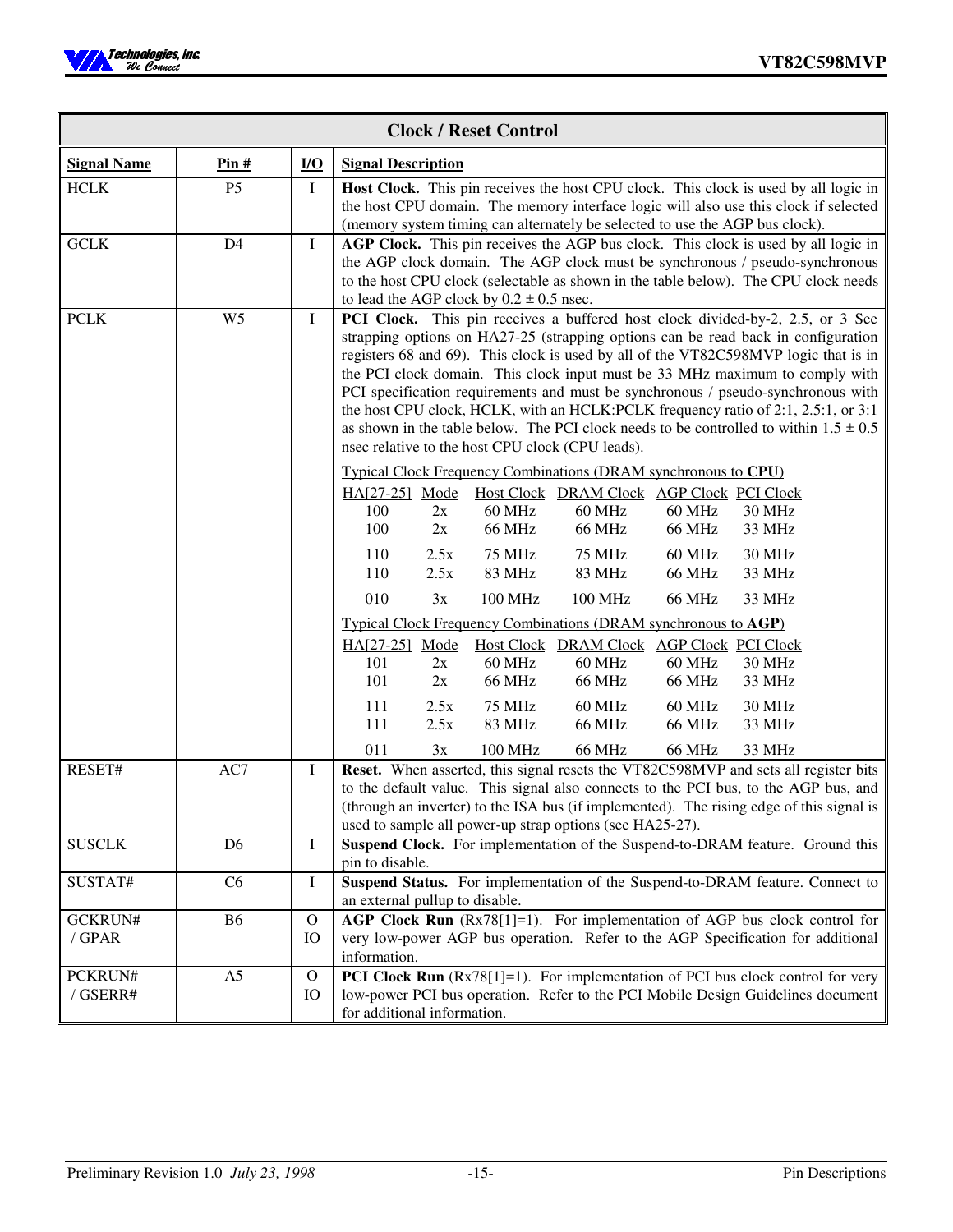## Clock / Reset Control

| Signal Name | Pin # | I/O | Signal Description |
|---|---|---|---|
| HCLK | P5 | I | **Host Clock.** This pin receives the host CPU clock. This clock is used by all logic in the host CPU domain. The memory interface logic will also use this clock if selected (memory system timing can alternately be selected to use the AGP bus clock). |
| GCLK | D4 | I | **AGP Clock.** This pin receives the AGP bus clock. This clock is used by all logic in the AGP clock domain. The AGP clock must be synchronous / pseudo-synchronous to the host CPU clock (selectable as shown in the table below). The CPU clock needs to lead the AGP clock by 0.2 ± 0.5 nsec. |
| PCLK | W5 | I | **PCI Clock.** This pin receives a buffered host clock divided-by-2, 2.5, or 3 See strapping options on HA27-25 (strapping options can be read back in configuration registers 68 and 69). This clock is used by all of the VT82C598MVP logic that is in the PCI clock domain. This clock input must be 33 MHz maximum to comply with PCI specification requirements and must be synchronous / pseudo-synchronous with the host CPU clock, HCLK, with an HCLK:PCLK frequency ratio of 2:1, 2.5:1, or 3:1 as shown in the table below. The PCI clock needs to be controlled to within 1.5 ± 0.5 nsec relative to the host CPU clock (CPU leads). |
| RESET# | AC7 | I | **Reset.** When asserted, this signal resets the VT82C598MVP and sets all register bits to the default value. This signal also connects to the PCI bus, to the AGP bus, and (through an inverter) to the ISA bus (if implemented). The rising edge of this signal is used to sample all power-up strap options (see HA25-27). |
| SUSCLK | D6 | I | **Suspend Clock.** For implementation of the Suspend-to-DRAM feature. Ground this pin to disable. |
| SUSTAT# | C6 | I | **Suspend Status.** For implementation of the Suspend-to-DRAM feature. Connect to an external pullup to disable. |
| GCKRUN# / GPAR | B6 | O IO | **AGP Clock Run** (Rx78[1]=1). For implementation of AGP bus clock control for very low-power AGP bus operation. Refer to the AGP Specification for additional information. |
| PCKRUN# / GSERR# | A5 | O IO | **PCI Clock Run** (Rx78[1]=1). For implementation of PCI bus clock control for very low-power PCI bus operation. Refer to the PCI Mobile Design Guidelines document for additional information. |

Typical Clock Frequency Combinations (DRAM synchronous to **CPU**)

| HA[27-25] | Mode | Host Clock | DRAM Clock | AGP Clock | PCI Clock |
|---|---|---|---|---|---|
| 100 | 2x | 60 MHz | 60 MHz | 60 MHz | 30 MHz |
| 100 | 2x | 66 MHz | 66 MHz | 66 MHz | 33 MHz |
| 110 | 2.5x | 75 MHz | 75 MHz | 60 MHz | 30 MHz |
| 110 | 2.5x | 83 MHz | 83 MHz | 66 MHz | 33 MHz |
| 010 | 3x | 100 MHz | 100 MHz | 66 MHz | 33 MHz |

Typical Clock Frequency Combinations (DRAM synchronous to **AGP**)

| HA[27-25] | Mode | Host Clock | DRAM Clock | AGP Clock | PCI Clock |
|---|---|---|---|---|---|
| 101 | 2x | 60 MHz | 60 MHz | 60 MHz | 30 MHz |
| 101 | 2x | 66 MHz | 66 MHz | 66 MHz | 33 MHz |
| 111 | 2.5x | 75 MHz | 60 MHz | 60 MHz | 30 MHz |
| 111 | 2.5x | 83 MHz | 66 MHz | 66 MHz | 33 MHz |
| 011 | 3x | 100 MHz | 66 MHz | 66 MHz | 33 MHz |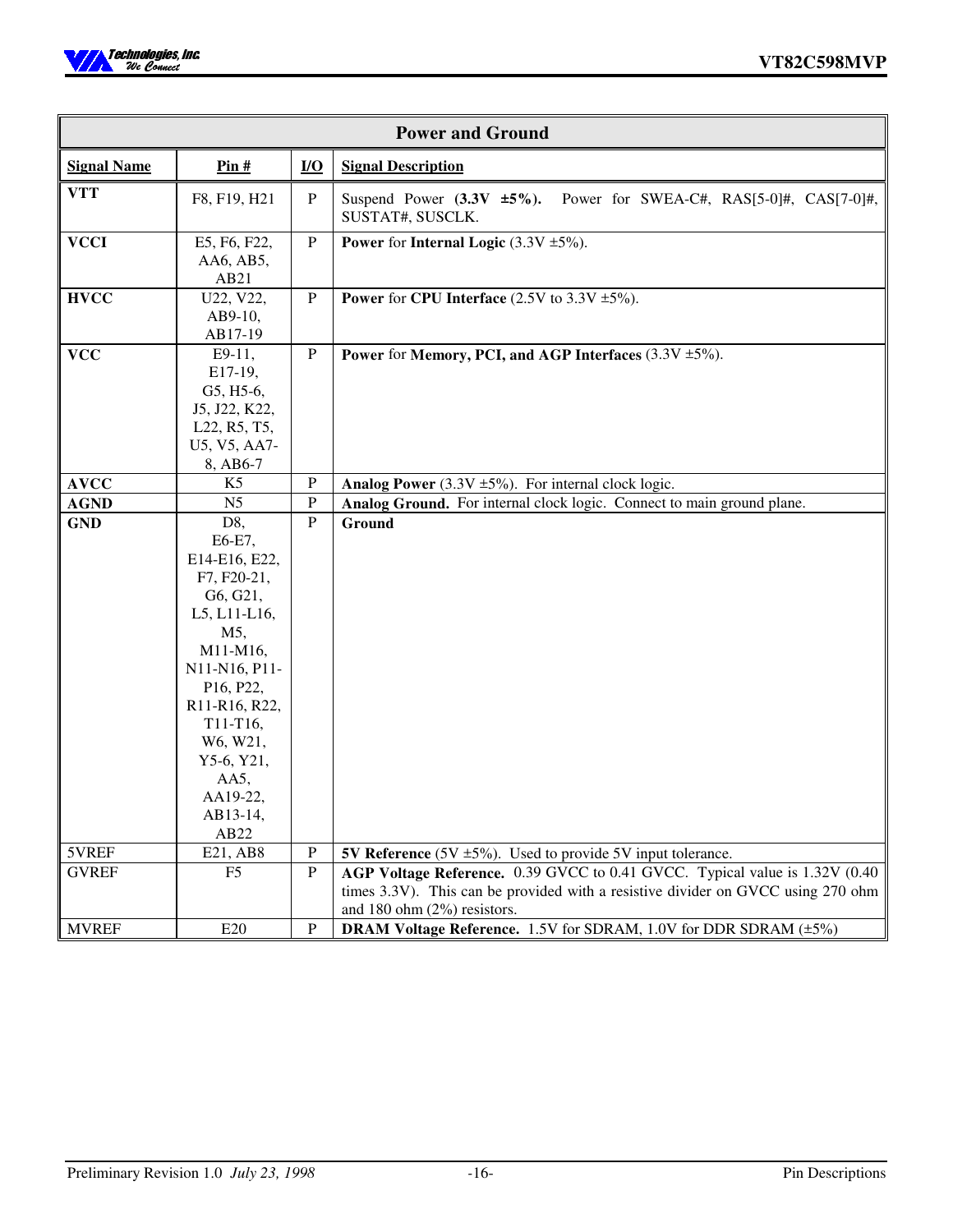| Power and Ground | | | |
|---|---|---|---|
| **Signal Name** | **Pin #** | **I/O** | **Signal Description** |
| **VTT** | F8, F19, H21 | P | Suspend Power **(3.3V ±5%).** Power for SWEA-C#, RAS[5-0]#, CAS[7-0]#, SUSTAT#, SUSCLK. |
| **VCCI** | E5, F6, F22, AA6, AB5, AB21 | P | **Power** for **Internal Logic** (3.3V ±5%). |
| **HVCC** | U22, V22, AB9-10, AB17-19 | P | **Power** for **CPU Interface** (2.5V to 3.3V ±5%). |
| **VCC** | E9-11, E17-19, G5, H5-6, J5, J22, K22, L22, R5, T5, U5, V5, AA7-8, AB6-7 | P | **Power** for **Memory, PCI, and AGP Interfaces** (3.3V ±5%). |
| **AVCC** | K5 | P | **Analog Power** (3.3V ±5%). For internal clock logic. |
| **AGND** | N5 | P | **Analog Ground.** For internal clock logic. Connect to main ground plane. |
| **GND** | D8, E6-E7, E14-E16, E22, F7, F20-21, G6, G21, L5, L11-L16, M5, M11-M16, N11-N16, P11-P16, P22, R11-R16, R22, T11-T16, W6, W21, Y5-6, Y21, AA5, AA19-22, AB13-14, AB22 | P | **Ground** |
| 5VREF | E21, AB8 | P | **5V Reference** (5V ±5%). Used to provide 5V input tolerance. |
| GVREF | F5 | P | **AGP Voltage Reference.** 0.39 GVCC to 0.41 GVCC. Typical value is 1.32V (0.40 times 3.3V). This can be provided with a resistive divider on GVCC using 270 ohm and 180 ohm (2%) resistors. |
| MVREF | E20 | P | **DRAM Voltage Reference.** 1.5V for SDRAM, 1.0V for DDR SDRAM (±5%) |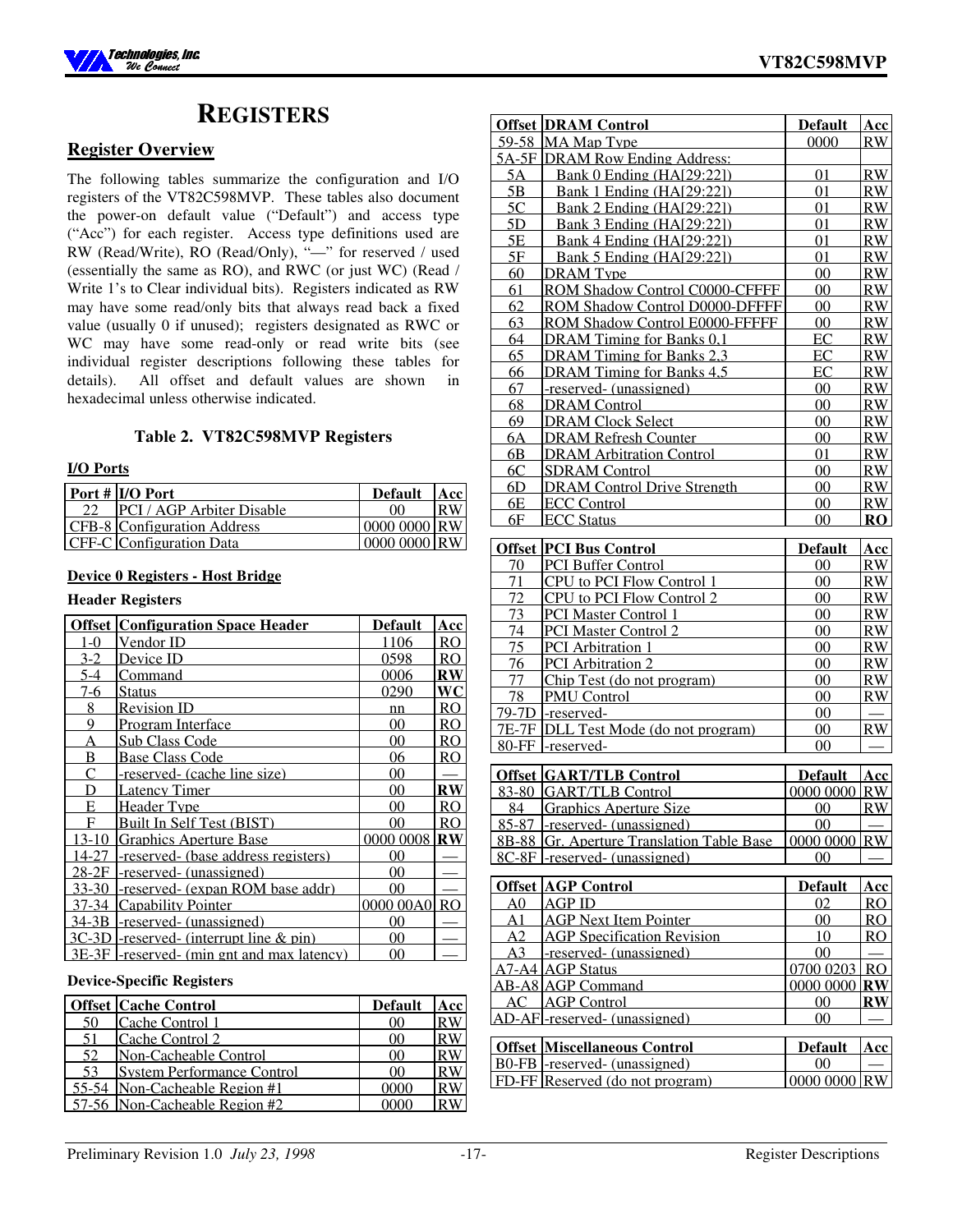# REGISTERS

## Register Overview

The following tables summarize the configuration and I/O registers of the VT82C598MVP. These tables also document the power-on default value ("Default") and access type ("Acc") for each register. Access type definitions used are RW (Read/Write), RO (Read/Only), "—" for reserved / used (essentially the same as RO), and RWC (or just WC) (Read / Write 1's to Clear individual bits). Registers indicated as RW may have some read/only bits that always read back a fixed value (usually 0 if unused); registers designated as RWC or WC may have some read-only or read write bits (see individual register descriptions following these tables for details). All offset and default values are shown in hexadecimal unless otherwise indicated.

### Table 2. VT82C598MVP Registers

**I/O Ports**

| Port # | I/O Port | Default | Acc |
|---|---|---|---|
| 22 | PCI / AGP Arbiter Disable | 00 | RW |
| CFB-8 | Configuration Address | 0000 0000 | RW |
| CFF-C | Configuration Data | 0000 0000 | RW |

**Device 0 Registers - Host Bridge**

**Header Registers**

| Offset | Configuration Space Header | Default | Acc |
|---|---|---|---|
| 1-0 | Vendor ID | 1106 | RO |
| 3-2 | Device ID | 0598 | RO |
| 5-4 | Command | 0006 | **RW** |
| 7-6 | Status | 0290 | **WC** |
| 8 | Revision ID | nn | RO |
| 9 | Program Interface | 00 | RO |
| A | Sub Class Code | 00 | RO |
| B | Base Class Code | 06 | RO |
| C | -reserved- (cache line size) | 00 | — |
| D | Latency Timer | 00 | **RW** |
| E | Header Type | 00 | RO |
| F | Built In Self Test (BIST) | 00 | RO |
| 13-10 | Graphics Aperture Base | 0000 0008 | **RW** |
| 14-27 | -reserved- (base address registers) | 00 | — |
| 28-2F | -reserved- (unassigned) | 00 | — |
| 33-30 | -reserved- (expan ROM base addr) | 00 | — |
| 37-34 | Capability Pointer | 0000 00A0 | RO |
| 34-3B | -reserved- (unassigned) | 00 | — |
| 3C-3D | -reserved- (interrupt line & pin) | 00 | — |
| 3E-3F | -reserved- (min gnt and max latency) | 00 | — |

**Device-Specific Registers**

| Offset | Cache Control | Default | Acc |
|---|---|---|---|
| 50 | Cache Control 1 | 00 | RW |
| 51 | Cache Control 2 | 00 | RW |
| 52 | Non-Cacheable Control | 00 | RW |
| 53 | System Performance Control | 00 | RW |
| 55-54 | Non-Cacheable Region #1 | 0000 | RW |
| 57-56 | Non-Cacheable Region #2 | 0000 | RW |

| Offset | DRAM Control | Default | Acc |
|---|---|---|---|
| 59-58 | MA Map Type | 0000 | RW |
| 5A-5F | DRAM Row Ending Address: | | |
| 5A | Bank 0 Ending (HA[29:22]) | 01 | RW |
| 5B | Bank 1 Ending (HA[29:22]) | 01 | RW |
| 5C | Bank 2 Ending (HA[29:22]) | 01 | RW |
| 5D | Bank 3 Ending (HA[29:22]) | 01 | RW |
| 5E | Bank 4 Ending (HA[29:22]) | 01 | RW |
| 5F | Bank 5 Ending (HA[29:22]) | 01 | RW |
| 60 | DRAM Type | 00 | RW |
| 61 | ROM Shadow Control C0000-CFFFF | 00 | RW |
| 62 | ROM Shadow Control D0000-DFFFF | 00 | RW |
| 63 | ROM Shadow Control E0000-FFFFF | 00 | RW |
| 64 | DRAM Timing for Banks 0,1 | EC | RW |
| 65 | DRAM Timing for Banks 2,3 | EC | RW |
| 66 | DRAM Timing for Banks 4,5 | EC | RW |
| 67 | -reserved- (unassigned) | 00 | RW |
| 68 | DRAM Control | 00 | RW |
| 69 | DRAM Clock Select | 00 | RW |
| 6A | DRAM Refresh Counter | 00 | RW |
| 6B | DRAM Arbitration Control | 01 | RW |
| 6C | SDRAM Control | 00 | RW |
| 6D | DRAM Control Drive Strength | 00 | RW |
| 6E | ECC Control | 00 | RW |
| 6F | ECC Status | 00 | **RO** |

| Offset | PCI Bus Control | Default | Acc |
|---|---|---|---|
| 70 | PCI Buffer Control | 00 | RW |
| 71 | CPU to PCI Flow Control 1 | 00 | RW |
| 72 | CPU to PCI Flow Control 2 | 00 | RW |
| 73 | PCI Master Control 1 | 00 | RW |
| 74 | PCI Master Control 2 | 00 | RW |
| 75 | PCI Arbitration 1 | 00 | RW |
| 76 | PCI Arbitration 2 | 00 | RW |
| 77 | Chip Test (do not program) | 00 | RW |
| 78 | PMU Control | 00 | RW |
| 79-7D | -reserved- | 00 | — |
| 7E-7F | DLL Test Mode (do not program) | 00 | RW |
| 80-FF | -reserved- | 00 | — |

| Offset | GART/TLB Control | Default | Acc |
|---|---|---|---|
| 83-80 | GART/TLB Control | 0000 0000 | RW |
| 84 | Graphics Aperture Size | 00 | RW |
| 85-87 | -reserved- (unassigned) | 00 | — |
| 8B-88 | Gr. Aperture Translation Table Base | 0000 0000 | RW |
| 8C-8F | -reserved- (unassigned) | 00 | — |

| Offset | AGP Control | Default | Acc |
|---|---|---|---|
| A0 | AGP ID | 02 | RO |
| A1 | AGP Next Item Pointer | 00 | RO |
| A2 | AGP Specification Revision | 10 | RO |
| A3 | -reserved- (unassigned) | 00 | — |
| A7-A4 | AGP Status | 0700 0203 | RO |
| AB-A8 | AGP Command | 0000 0000 | **RW** |
| AC | AGP Control | 00 | **RW** |
| AD-AF | -reserved- (unassigned) | 00 | — |

| Offset | Miscellaneous Control | Default | Acc |
|---|---|---|---|
| B0-FB | -reserved- (unassigned) | 00 | — |
| FD-FF | Reserved (do not program) | 0000 0000 | RW |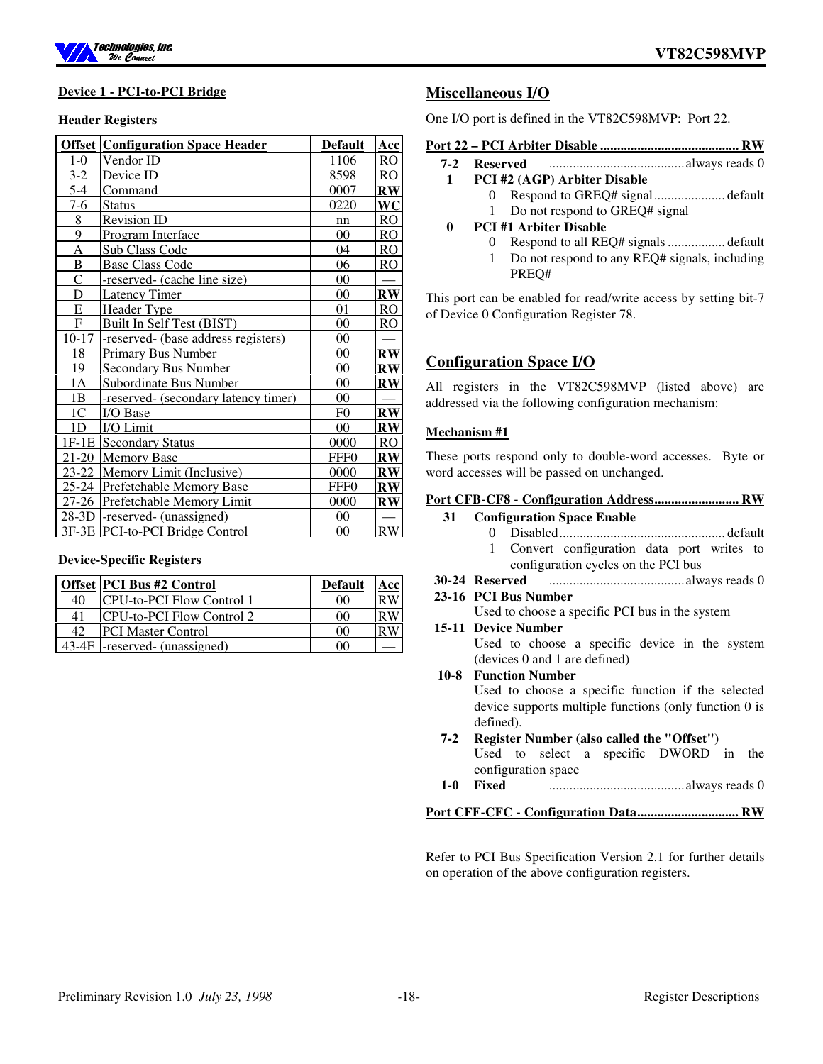## Device 1 - PCI-to-PCI Bridge

### Header Registers

| Offset | Configuration Space Header | Default | Acc |
|---|---|---|---|
| 1-0 | Vendor ID | 1106 | RO |
| 3-2 | Device ID | 8598 | RO |
| 5-4 | Command | 0007 | **RW** |
| 7-6 | Status | 0220 | **WC** |
| 8 | Revision ID | nn | RO |
| 9 | Program Interface | 00 | RO |
| A | Sub Class Code | 04 | RO |
| B | Base Class Code | 06 | RO |
| C | -reserved- (cache line size) | 00 | — |
| D | Latency Timer | 00 | **RW** |
| E | Header Type | 01 | RO |
| F | Built In Self Test (BIST) | 00 | RO |
| 10-17 | -reserved- (base address registers) | 00 | — |
| 18 | Primary Bus Number | 00 | **RW** |
| 19 | Secondary Bus Number | 00 | **RW** |
| 1A | Subordinate Bus Number | 00 | **RW** |
| 1B | -reserved- (secondary latency timer) | 00 | — |
| 1C | I/O Base | F0 | **RW** |
| 1D | I/O Limit | 00 | **RW** |
| 1F-1E | Secondary Status | 0000 | RO |
| 21-20 | Memory Base | FFF0 | **RW** |
| 23-22 | Memory Limit (Inclusive) | 0000 | **RW** |
| 25-24 | Prefetchable Memory Base | FFF0 | **RW** |
| 27-26 | Prefetchable Memory Limit | 0000 | **RW** |
| 28-3D | -reserved- (unassigned) | 00 | — |
| 3F-3E | PCI-to-PCI Bridge Control | 00 | RW |

### Device-Specific Registers

| Offset | PCI Bus #2 Control | Default | Acc |
|---|---|---|---|
| 40 | CPU-to-PCI Flow Control 1 | 00 | RW |
| 41 | CPU-to-PCI Flow Control 2 | 00 | RW |
| 42 | PCI Master Control | 00 | RW |
| 43-4F | -reserved- (unassigned) | 00 | — |

## Miscellaneous I/O

One I/O port is defined in the VT82C598MVP: Port 22.

**Port 22 – PCI Arbiter Disable ......................................... RW**

- **7-2 Reserved** ........................................ always reads 0
- **1 PCI #2 (AGP) Arbiter Disable**
  - 0 Respond to GREQ# signal ..................... default
  - 1 Do not respond to GREQ# signal
- **0 PCI #1 Arbiter Disable**
  - 0 Respond to all REQ# signals ................. default
  - 1 Do not respond to any REQ# signals, including PREQ#

This port can be enabled for read/write access by setting bit-7 of Device 0 Configuration Register 78.

## Configuration Space I/O

All registers in the VT82C598MVP (listed above) are addressed via the following configuration mechanism:

**Mechanism #1**

These ports respond only to double-word accesses. Byte or word accesses will be passed on unchanged.

**Port CFB-CF8 - Configuration Address......................... RW**

- **31 Configuration Space Enable**
  - 0 Disabled................................................. default
  - 1 Convert configuration data port writes to configuration cycles on the PCI bus
- **30-24 Reserved** ........................................ always reads 0
- **23-16 PCI Bus Number**
  Used to choose a specific PCI bus in the system
- **15-11 Device Number**
  Used to choose a specific device in the system (devices 0 and 1 are defined)
- **10-8 Function Number**
  Used to choose a specific function if the selected device supports multiple functions (only function 0 is defined).
- **7-2 Register Number (also called the "Offset")**
  Used to select a specific DWORD in the configuration space
- **1-0 Fixed** ........................................ always reads 0

**Port CFF-CFC - Configuration Data............................. RW**

Refer to PCI Bus Specification Version 2.1 for further details on operation of the above configuration registers.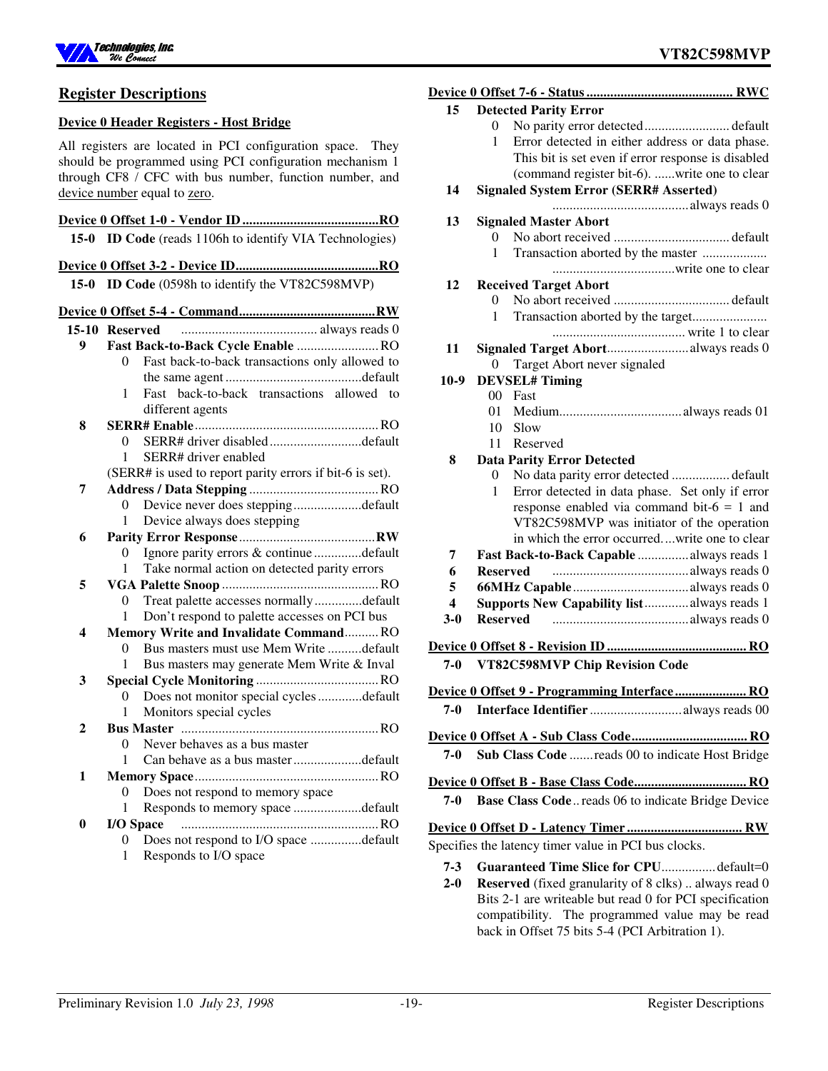## Register Descriptions

### Device 0 Header Registers - Host Bridge

All registers are located in PCI configuration space. They should be programmed using PCI configuration mechanism 1 through CF8 / CFC with bus number, function number, and device number equal to zero.

**Device 0 Offset 1-0 - Vendor ID ........................................RO**

**15-0 ID Code** (reads 1106h to identify VIA Technologies)

**Device 0 Offset 3-2 - Device ID..........................................RO**

**15-0 ID Code** (0598h to identify the VT82C598MVP)

**Device 0 Offset 5-4 - Command........................................RW**

**15-10 Reserved** ........................................ always reads 0

**9 Fast Back-to-Back Cycle Enable** ........................ RO
- 0 Fast back-to-back transactions only allowed to the same agent ........................................default
- 1 Fast back-to-back transactions allowed to different agents

**8 SERR# Enable** ...................................................... RO
- 0 SERR# driver disabled ...........................default
- 1 SERR# driver enabled

(SERR# is used to report parity errors if bit-6 is set).

**7 Address / Data Stepping** ...................................... RO
- 0 Device never does stepping ....................default
- 1 Device always does stepping

**6 Parity Error Response** ........................................RW
- 0 Ignore parity errors & continue ..............default
- 1 Take normal action on detected parity errors

**5 VGA Palette Snoop** .............................................. RO
- 0 Treat palette accesses normally ..............default
- 1 Don't respond to palette accesses on PCI bus

**4 Memory Write and Invalidate Command** .......... RO
- 0 Bus masters must use Mem Write ..........default
- 1 Bus masters may generate Mem Write & Inval

**3 Special Cycle Monitoring** .................................... RO
- 0 Does not monitor special cycles .............default
- 1 Monitors special cycles

**2 Bus Master** .......................................................... RO
- 0 Never behaves as a bus master
- 1 Can behave as a bus master ....................default

**1 Memory Space** ...................................................... RO
- 0 Does not respond to memory space
- 1 Responds to memory space ....................default

**0 I/O Space** .......................................................... RO
- 0 Does not respond to I/O space ...............default
- 1 Responds to I/O space

**Device 0 Offset 7-6 - Status ........................................... RWC**

**15 Detected Parity Error**
- 0 No parity error detected ......................... default
- 1 Error detected in either address or data phase. This bit is set even if error response is disabled (command register bit-6). ......write one to clear

**14 Signaled System Error (SERR# Asserted)**
........................................ always reads 0

**13 Signaled Master Abort**
- 0 No abort received .................................. default
- 1 Transaction aborted by the master ................... ....................................write one to clear

**12 Received Target Abort**
- 0 No abort received .................................. default
- 1 Transaction aborted by the target...................... ....................................... write 1 to clear

**11 Signaled Target Abort**........................ always reads 0
- 0 Target Abort never signaled

**10-9 DEVSEL# Timing**
- 00 Fast
- 01 Medium.................................... always reads 01
- 10 Slow
- 11 Reserved

**8 Data Parity Error Detected**
- 0 No data parity error detected ................. default
- 1 Error detected in data phase. Set only if error response enabled via command bit-6 = 1 and VT82C598MVP was initiator of the operation in which the error occurred. ...write one to clear

**7 Fast Back-to-Back Capable** ............... always reads 1

**6 Reserved** ........................................ always reads 0

**5 66MHz Capable** .................................. always reads 0

**4 Supports New Capability list** ............. always reads 1

**3-0 Reserved** ........................................ always reads 0

**Device 0 Offset 8 - Revision ID ......................................... RO**

**7-0 VT82C598MVP Chip Revision Code**

**Device 0 Offset 9 - Programming Interface ..................... RO**

**7-0 Interface Identifier** ........................... always reads 00

**Device 0 Offset A - Sub Class Code.................................. RO**

**7-0 Sub Class Code** .......reads 00 to indicate Host Bridge

**Device 0 Offset B - Base Class Code................................. RO**

**7-0 Base Class Code** .. reads 06 to indicate Bridge Device

**Device 0 Offset D - Latency Timer .................................. RW**

Specifies the latency timer value in PCI bus clocks.

**7-3 Guaranteed Time Slice for CPU**................default=0

**2-0 Reserved** (fixed granularity of 8 clks) .. always read 0
Bits 2-1 are writeable but read 0 for PCI specification compatibility. The programmed value may be read back in Offset 75 bits 5-4 (PCI Arbitration 1).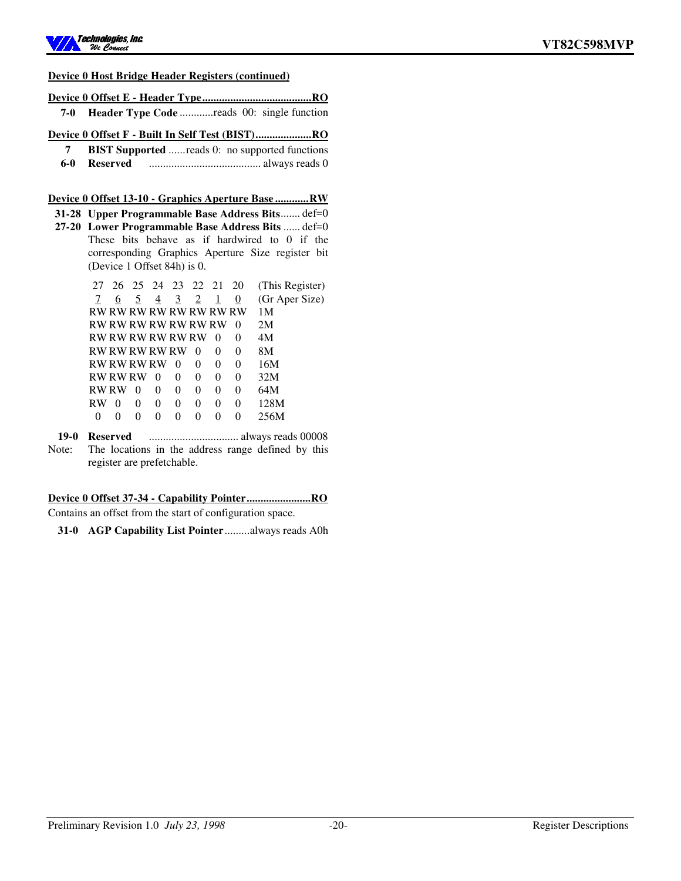**Device 0 Host Bridge Header Registers (continued)**

**Device 0 Offset E - Header Type.......................................RO**

**7-0 Header Type Code** ............reads 00: single function

**Device 0 Offset F - Built In Self Test (BIST)....................RO**

**7 BIST Supported** ......reads 0: no supported functions

**6-0 Reserved** ........................................ always reads 0

**Device 0 Offset 13-10 - Graphics Aperture Base ............RW**

**31-28 Upper Programmable Base Address Bits**....... def=0

**27-20 Lower Programmable Base Address Bits** ...... def=0

These bits behave as if hardwired to 0 if the corresponding Graphics Aperture Size register bit (Device 1 Offset 84h) is 0.

| 27 | 26 | 25 | 24 | 23 | 22 | 21 | 20 | (This Register) |
|---|---|---|---|---|---|---|---|---|
| 7 | 6 | 5 | 4 | 3 | 2 | 1 | 0 | (Gr Aper Size) |
| RW | RW | RW | RW | RW | RW | RW | RW | 1M |
| RW | RW | RW | RW | RW | RW | RW | 0 | 2M |
| RW | RW | RW | RW | RW | RW | 0 | 0 | 4M |
| RW | RW | RW | RW | RW | 0 | 0 | 0 | 8M |
| RW | RW | RW | RW | 0 | 0 | 0 | 0 | 16M |
| RW | RW | RW | 0 | 0 | 0 | 0 | 0 | 32M |
| RW | RW | 0 | 0 | 0 | 0 | 0 | 0 | 64M |
| RW | 0 | 0 | 0 | 0 | 0 | 0 | 0 | 128M |
| 0 | 0 | 0 | 0 | 0 | 0 | 0 | 0 | 256M |

**19-0 Reserved** ................................ always reads 00008

Note: The locations in the address range defined by this register are prefetchable.

**Device 0 Offset 37-34 - Capability Pointer.......................RO**

Contains an offset from the start of configuration space.

**31-0 AGP Capability List Pointer**.........always reads A0h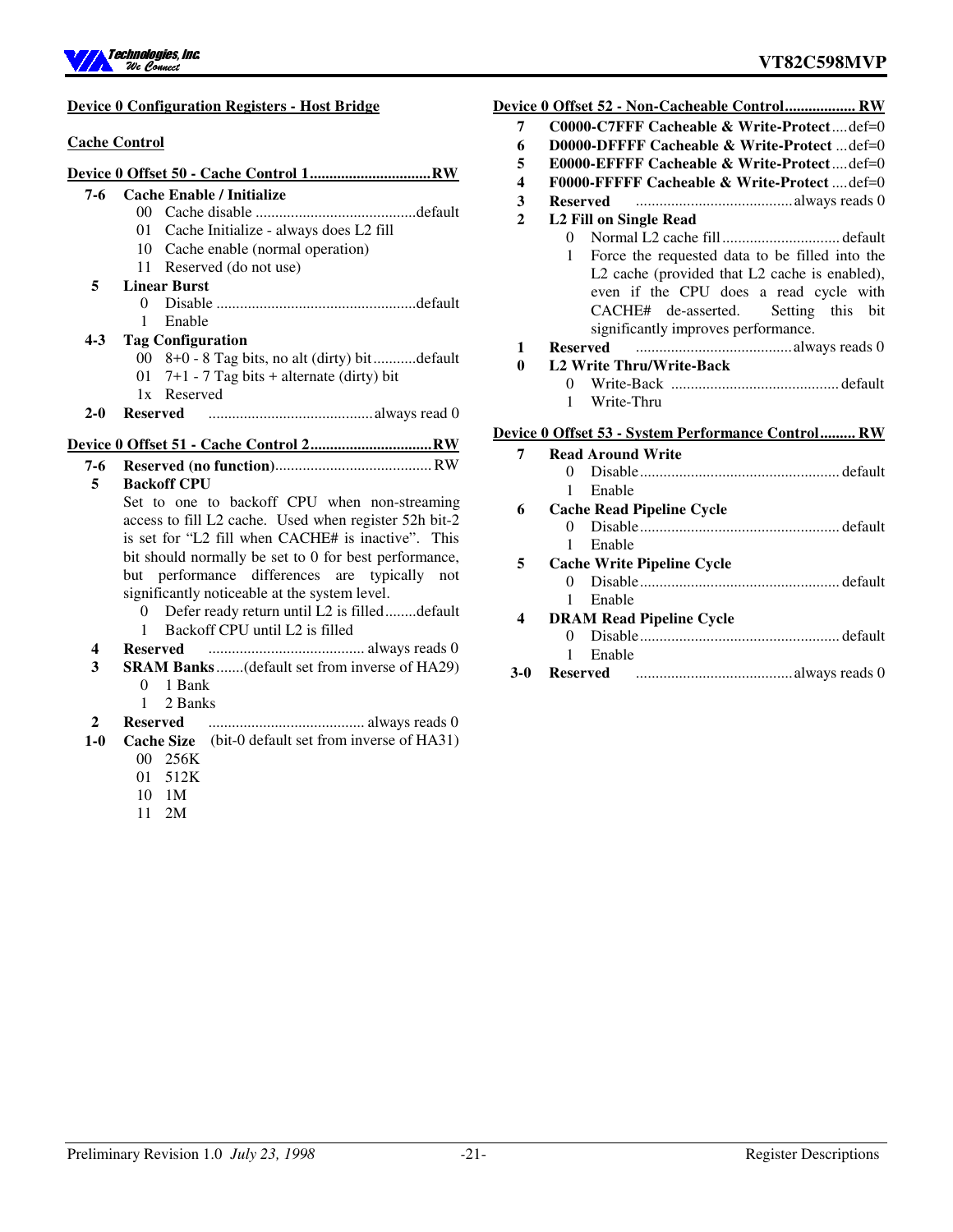## Device 0 Configuration Registers - Host Bridge

### Cache Control

**Device 0 Offset 50 - Cache Control 1............................... RW**

- **7-6 Cache Enable / Initialize**
  - 00 Cache disable ......................................... default
  - 01 Cache Initialize - always does L2 fill
  - 10 Cache enable (normal operation)
  - 11 Reserved (do not use)
- **5 Linear Burst**
  - 0 Disable ................................................... default
  - 1 Enable
- **4-3 Tag Configuration**
  - 00 8+0 - 8 Tag bits, no alt (dirty) bit ........... default
  - 01 7+1 - 7 Tag bits + alternate (dirty) bit
  - 1x Reserved
- **2-0 Reserved** ......................................... always read 0

**Device 0 Offset 51 - Cache Control 2............................... RW**

- **7-6 Reserved (no function)**....................................... RW
- **5 Backoff CPU**

  Set to one to backoff CPU when non-streaming access to fill L2 cache. Used when register 52h bit-2 is set for "L2 fill when CACHE# is inactive". This bit should normally be set to 0 for best performance, but performance differences are typically not significantly noticeable at the system level.
  - 0 Defer ready return until L2 is filled........ default
  - 1 Backoff CPU until L2 is filled
- **4 Reserved** ........................................ always reads 0
- **3 SRAM Banks**.......(default set from inverse of HA29)
  - 0 1 Bank
  - 1 2 Banks
- **2 Reserved** ........................................ always reads 0
- **1-0 Cache Size** (bit-0 default set from inverse of HA31)
  - 00 256K
  - 01 512K
  - 10 1M
  - 11 2M

**Device 0 Offset 52 - Non-Cacheable Control.................. RW**

- **7 C0000-C7FFF Cacheable & Write-Protect**....def=0
- **6 D0000-DFFFF Cacheable & Write-Protect** ...def=0
- **5 E0000-EFFFF Cacheable & Write-Protect**....def=0
- **4 F0000-FFFFF Cacheable & Write-Protect** ....def=0
- **3 Reserved** ........................................ always reads 0
- **2 L2 Fill on Single Read**
  - 0 Normal L2 cache fill.............................. default
  - 1 Force the requested data to be filled into the L2 cache (provided that L2 cache is enabled), even if the CPU does a read cycle with CACHE# de-asserted. Setting this bit significantly improves performance.
- **1 Reserved** ........................................ always reads 0
- **0 L2 Write Thru/Write-Back**
  - 0 Write-Back ........................................... default
  - 1 Write-Thru

**Device 0 Offset 53 - System Performance Control......... RW**

- **7 Read Around Write**
  - 0 Disable................................................... default
  - 1 Enable
- **6 Cache Read Pipeline Cycle**
  - 0 Disable................................................... default
  - 1 Enable
- **5 Cache Write Pipeline Cycle**
  - 0 Disable................................................... default
  - 1 Enable
- **4 DRAM Read Pipeline Cycle**
  - 0 Disable................................................... default
  - 1 Enable
- **3-0 Reserved** ........................................ always reads 0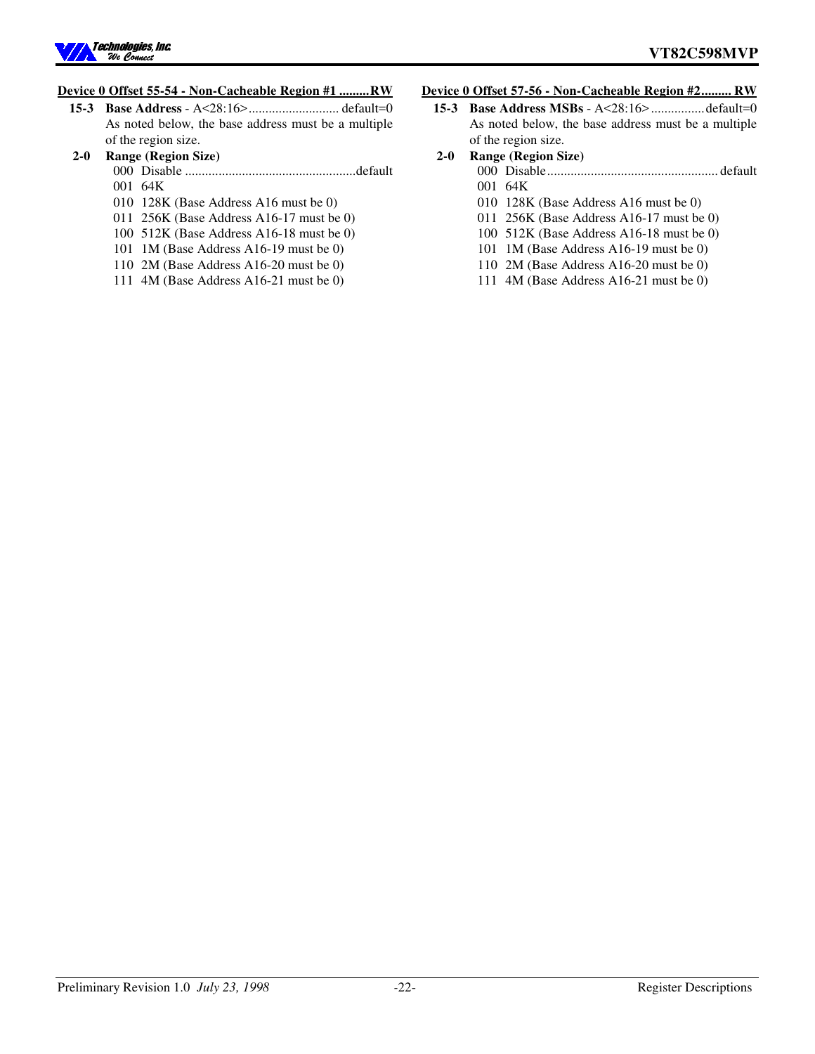**Device 0 Offset 55-54 - Non-Cacheable Region #1 .........RW**

**15-3 Base Address** - A<28:16>........................... default=0
As noted below, the base address must be a multiple of the region size.

**2-0 Range (Region Size)**
- 000 Disable ...................................................default
- 001 64K
- 010 128K (Base Address A16 must be 0)
- 011 256K (Base Address A16-17 must be 0)
- 100 512K (Base Address A16-18 must be 0)
- 101 1M (Base Address A16-19 must be 0)
- 110 2M (Base Address A16-20 must be 0)
- 111 4M (Base Address A16-21 must be 0)

**Device 0 Offset 57-56 - Non-Cacheable Region #2......... RW**

**15-3 Base Address MSBs** - A<28:16>................default=0
As noted below, the base address must be a multiple of the region size.

**2-0 Range (Region Size)**
- 000 Disable................................................... default
- 001 64K
- 010 128K (Base Address A16 must be 0)
- 011 256K (Base Address A16-17 must be 0)
- 100 512K (Base Address A16-18 must be 0)
- 101 1M (Base Address A16-19 must be 0)
- 110 2M (Base Address A16-20 must be 0)
- 111 4M (Base Address A16-21 must be 0)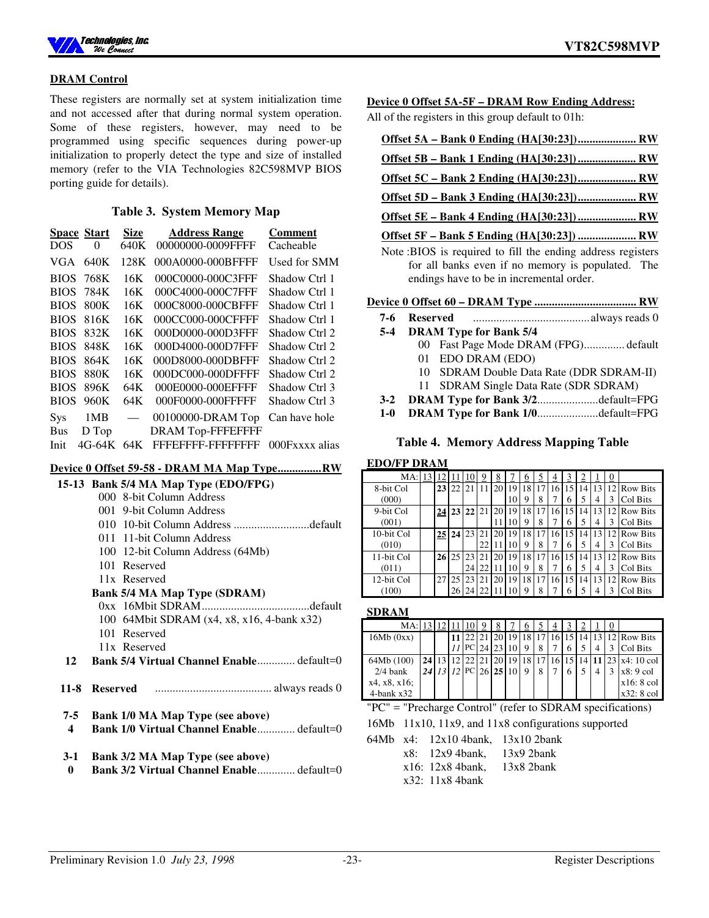## DRAM Control

These registers are normally set at system initialization time and not accessed after that during normal system operation. Some of these registers, however, may need to be programmed using specific sequences during power-up initialization to properly detect the type and size of installed memory (refer to the VIA Technologies 82C598MVP BIOS porting guide for details).

### Table 3. System Memory Map

| Space | Start | Size | Address Range | Comment |
|---|---|---|---|---|
| DOS | 0 | 640K | 00000000-0009FFFF | Cacheable |
| VGA | 640K | 128K | 000A0000-000BFFFF | Used for SMM |
| BIOS | 768K | 16K | 000C0000-000C3FFF | Shadow Ctrl 1 |
| BIOS | 784K | 16K | 000C4000-000C7FFF | Shadow Ctrl 1 |
| BIOS | 800K | 16K | 000C8000-000CBFFF | Shadow Ctrl 1 |
| BIOS | 816K | 16K | 000CC000-000CFFFF | Shadow Ctrl 1 |
| BIOS | 832K | 16K | 000D0000-000D3FFF | Shadow Ctrl 2 |
| BIOS | 848K | 16K | 000D4000-000D7FFF | Shadow Ctrl 2 |
| BIOS | 864K | 16K | 000D8000-000DBFFF | Shadow Ctrl 2 |
| BIOS | 880K | 16K | 000DC000-000DFFFF | Shadow Ctrl 2 |
| BIOS | 896K | 64K | 000E0000-000EFFFF | Shadow Ctrl 3 |
| BIOS | 960K | 64K | 000F0000-000FFFFF | Shadow Ctrl 3 |
| Sys | 1MB | — | 00100000-DRAM Top | Can have hole |
| Bus | D Top | | DRAM Top-FFFEFFFF | |
| Init | 4G-64K | 64K | FFFEFFFF-FFFFFFFF | 000Fxxxx alias |

**Device 0 Offset 59-58 - DRAM MA Map Type...............RW**

- **15-13 Bank 5/4 MA Map Type (EDO/FPG)**
  - 000 8-bit Column Address
  - 001 9-bit Column Address
  - 010 10-bit Column Address ..........................default
  - 011 11-bit Column Address
  - 100 12-bit Column Address (64Mb)
  - 101 Reserved
  - 11x Reserved

  **Bank 5/4 MA Map Type (SDRAM)**
  - 0xx 16Mbit SDRAM.....................................default
  - 100 64Mbit SDRAM (x4, x8, x16, 4-bank x32)
  - 101 Reserved
  - 11x Reserved
- **12 Bank 5/4 Virtual Channel Enable**............. default=0
- **11-8 Reserved** ........................................ always reads 0
- **7-5 Bank 1/0 MA Map Type (see above)**
- **4 Bank 1/0 Virtual Channel Enable**............. default=0
- **3-1 Bank 3/2 MA Map Type (see above)**
- **0 Bank 3/2 Virtual Channel Enable**............. default=0

**Device 0 Offset 5A-5F – DRAM Row Ending Address:**

All of the registers in this group default to 01h:

**Offset 5A – Bank 0 Ending (HA[30:23])..................... RW**

**Offset 5B – Bank 1 Ending (HA[30:23])..................... RW**

**Offset 5C – Bank 2 Ending (HA[30:23])..................... RW**

**Offset 5D – Bank 3 Ending (HA[30:23])..................... RW**

**Offset 5E – Bank 4 Ending (HA[30:23])..................... RW**

**Offset 5F – Bank 5 Ending (HA[30:23]) .................... RW**

Note :BIOS is required to fill the ending address registers for all banks even if no memory is populated. The endings have to be in incremental order.

**Device 0 Offset 60 – DRAM Type ................................... RW**

- **7-6 Reserved** ........................................always reads 0
- **5-4 DRAM Type for Bank 5/4**
  - 00 Fast Page Mode DRAM (FPG).............. default
  - 01 EDO DRAM (EDO)
  - 10 SDRAM Double Data Rate (DDR SDRAM-II)
  - 11 SDRAM Single Data Rate (SDR SDRAM)
- **3-2 DRAM Type for Bank 3/2**.....................default=FPG
- **1-0 DRAM Type for Bank 1/0**.....................default=FPG

### Table 4. Memory Address Mapping Table

**EDO/FP DRAM**

| MA: | 13 | 12 | 11 | 10 | 9 | 8 | 7 | 6 | 5 | 4 | 3 | 2 | 1 | 0 | |
|---|---|---|---|---|---|---|---|---|---|---|---|---|---|---|---|
| 8-bit Col | | **23** | 22 | 21 | 11 | 20 | 19 | 18 | 17 | 16 | 15 | 14 | 13 | 12 | Row Bits |
| (000) | | | | | | | 10 | 9 | 8 | 7 | 6 | 5 | 4 | 3 | Col Bits |
| 9-bit Col | | **24** | **23** | **22** | 21 | 20 | 19 | 18 | 17 | 16 | 15 | 14 | 13 | 12 | Row Bits |
| (001) | | | | | | 11 | 10 | 9 | 8 | 7 | 6 | 5 | 4 | 3 | Col Bits |
| 10-bit Col | | **25** | **24** | 23 | 21 | 20 | 19 | 18 | 17 | 16 | 15 | 14 | 13 | 12 | Row Bits |
| (010) | | | | | 22 | 11 | 10 | 9 | 8 | 7 | 6 | 5 | 4 | 3 | Col Bits |
| 11-bit Col | | **26** | 25 | 23 | 21 | 20 | 19 | 18 | 17 | 16 | 15 | 14 | 13 | 12 | Row Bits |
| (011) | | | | 24 | 22 | 11 | 10 | 9 | 8 | 7 | 6 | 5 | 4 | 3 | Col Bits |
| 12-bit Col | | 27 | 25 | 23 | 21 | 20 | 19 | 18 | 17 | 16 | 15 | 14 | 13 | 12 | Row Bits |
| (100) | | | 26 | 24 | 22 | 11 | 10 | 9 | 8 | 7 | 6 | 5 | 4 | 3 | Col Bits |

**SDRAM**

| MA: | 13 | 12 | 11 | 10 | 9 | 8 | 7 | 6 | 5 | 4 | 3 | 2 | 1 | 0 | |
|---|---|---|---|---|---|---|---|---|---|---|---|---|---|---|---|
| 16Mb (0xx) | | | **11** | 22 | 21 | 20 | 19 | 18 | 17 | 16 | 15 | 14 | 13 | 12 | Row Bits |
| | | | *11* | PC | 24 | 23 | 10 | 9 | 8 | 7 | 6 | 5 | 4 | 3 | Col Bits |
| 64Mb (100) | **24** | 13 | 12 | 22 | 21 | 20 | 19 | 18 | 17 | 16 | 15 | 14 | **11** | 23 | x4: 10 col |
| 2/4 bank | ***24*** | *13* | *12* | PC | 26 | **25** | 10 | 9 | 8 | 7 | 6 | 5 | 4 | 3 | x8: 9 col |
| x4, x8, x16; | | | | | | | | | | | | | | | x16: 8 col |
| 4-bank x32 | | | | | | | | | | | | | | | x32: 8 col |

"PC" = "Precharge Control" (refer to SDRAM specifications)

16Mb 11x10, 11x9, and 11x8 configurations supported

64Mb x4: 12x10 4bank, 13x10 2bank
x8: 12x9 4bank, 13x9 2bank
x16: 12x8 4bank, 13x8 2bank
x32: 11x8 4bank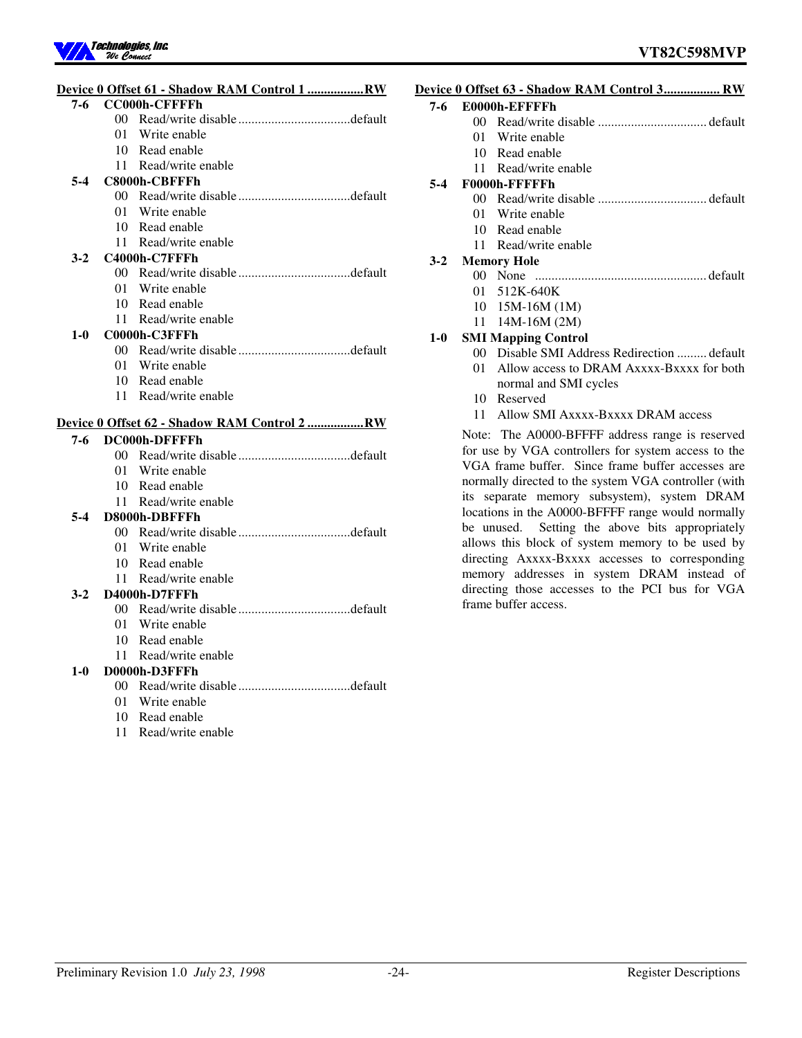**Device 0 Offset 61 - Shadow RAM Control 1 .................RW**

**7-6 CC000h-CFFFFh**
- 00 Read/write disable ..................................default
- 01 Write enable
- 10 Read enable
- 11 Read/write enable

**5-4 C8000h-CBFFFh**
- 00 Read/write disable ..................................default
- 01 Write enable
- 10 Read enable
- 11 Read/write enable

**3-2 C4000h-C7FFFh**
- 00 Read/write disable ..................................default
- 01 Write enable
- 10 Read enable
- 11 Read/write enable

**1-0 C0000h-C3FFFh**
- 00 Read/write disable ..................................default
- 01 Write enable
- 10 Read enable
- 11 Read/write enable

**Device 0 Offset 62 - Shadow RAM Control 2 .................RW**

**7-6 DC000h-DFFFFh**
- 00 Read/write disable ..................................default
- 01 Write enable
- 10 Read enable
- 11 Read/write enable

**5-4 D8000h-DBFFFh**
- 00 Read/write disable ..................................default
- 01 Write enable
- 10 Read enable
- 11 Read/write enable

**3-2 D4000h-D7FFFh**
- 00 Read/write disable ..................................default
- 01 Write enable
- 10 Read enable
- 11 Read/write enable

**1-0 D0000h-D3FFFh**
- 00 Read/write disable ..................................default
- 01 Write enable
- 10 Read enable
- 11 Read/write enable

**Device 0 Offset 63 - Shadow RAM Control 3................. RW**

**7-6 E0000h-EFFFFh**
- 00 Read/write disable ................................. default
- 01 Write enable
- 10 Read enable
- 11 Read/write enable

**5-4 F0000h-FFFFFh**
- 00 Read/write disable ................................. default
- 01 Write enable
- 10 Read enable
- 11 Read/write enable

**3-2 Memory Hole**
- 00 None .................................................. default
- 01 512K-640K
- 10 15M-16M (1M)
- 11 14M-16M (2M)

**1-0 SMI Mapping Control**
- 00 Disable SMI Address Redirection ......... default
- 01 Allow access to DRAM Axxxx-Bxxxx for both normal and SMI cycles
- 10 Reserved
- 11 Allow SMI Axxxx-Bxxxx DRAM access

Note: The A0000-BFFFF address range is reserved for use by VGA controllers for system access to the VGA frame buffer. Since frame buffer accesses are normally directed to the system VGA controller (with its separate memory subsystem), system DRAM locations in the A0000-BFFFF range would normally be unused. Setting the above bits appropriately allows this block of system memory to be used by directing Axxxx-Bxxxx accesses to corresponding memory addresses in system DRAM instead of directing those accesses to the PCI bus for VGA frame buffer access.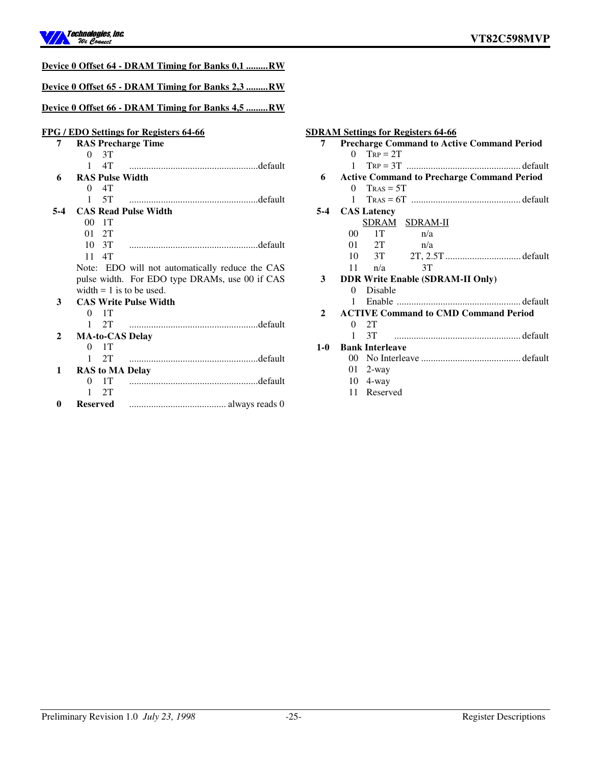**Device 0 Offset 64 - DRAM Timing for Banks 0,1 .........RW**

**Device 0 Offset 65 - DRAM Timing for Banks 2,3 .........RW**

**Device 0 Offset 66 - DRAM Timing for Banks 4,5 .........RW**

**FPG / EDO Settings for Registers 64-66**

**7 RAS Precharge Time**
- 0 3T
- 1 4T ..................................................... default

**6 RAS Pulse Width**
- 0 4T
- 1 5T ..................................................... default

**5-4 CAS Read Pulse Width**
- 00 1T
- 01 2T
- 10 3T ..................................................... default
- 11 4T

Note: EDO will not automatically reduce the CAS pulse width. For EDO type DRAMs, use 00 if CAS width = 1 is to be used.

**3 CAS Write Pulse Width**
- 0 1T
- 1 2T ..................................................... default

**2 MA-to-CAS Delay**
- 0 1T
- 1 2T ..................................................... default

**1 RAS to MA Delay**
- 0 1T ..................................................... default
- 1 2T

**0 Reserved** ........................................ always reads 0

**SDRAM Settings for Registers 64-66**

**7 Precharge Command to Active Command Period**
- 0 $T_{RP}$ = 2T
- 1 $T_{RP}$ = 3T ............................................... default

**6 Active Command to Precharge Command Period**
- 0 $T_{RAS}$ = 5T
- 1 $T_{RAS}$ = 6T ............................................ default

**5-4 CAS Latency**

| | SDRAM | SDRAM-II | |
|---|---|---|---|
| 00 | 1T | n/a | |
| 01 | 2T | n/a | |
| 10 | 3T | 2T, 2.5T | default |
| 11 | n/a | 3T | |

**3 DDR Write Enable (SDRAM-II Only)**
- 0 Disable
- 1 Enable ................................................... default

**2 ACTIVE Command to CMD Command Period**
- 0 2T
- 1 3T ..................................................... default

**1-0 Bank Interleave**
- 00 No Interleave ......................................... default
- 01 2-way
- 10 4-way
- 11 Reserved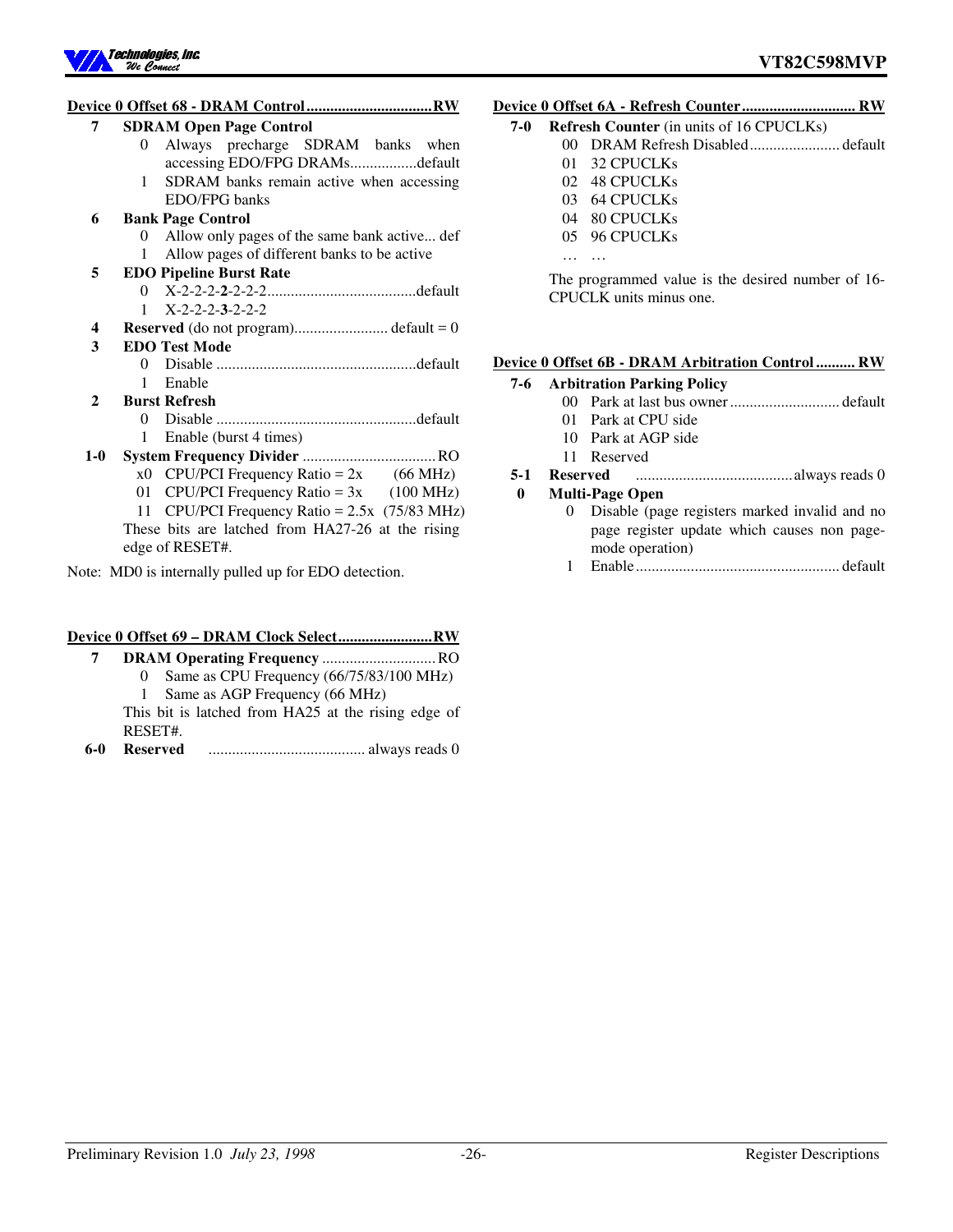**Device 0 Offset 68 - DRAM Control ................................RW**

- **7 SDRAM Open Page Control**
  - 0 Always precharge SDRAM banks when accessing EDO/FPG DRAMs.................default
  - 1 SDRAM banks remain active when accessing EDO/FPG banks
- **6 Bank Page Control**
  - 0 Allow only pages of the same bank active... def
  - 1 Allow pages of different banks to be active
- **5 EDO Pipeline Burst Rate**
  - 0 X-2-2-2-**2**-2-2-2......................................default
  - 1 X-2-2-2-**3**-2-2-2
- **4 Reserved** (do not program)........................ default = 0
- **3 EDO Test Mode**
  - 0 Disable ...................................................default
  - 1 Enable
- **2 Burst Refresh**
  - 0 Disable ...................................................default
  - 1 Enable (burst 4 times)
- **1-0 System Frequency Divider** ..................................RO
  - x0 CPU/PCI Frequency Ratio = 2x (66 MHz)
  - 01 CPU/PCI Frequency Ratio = 3x (100 MHz)
  - 11 CPU/PCI Frequency Ratio = 2.5x (75/83 MHz)

  These bits are latched from HA27-26 at the rising edge of RESET#.

Note: MD0 is internally pulled up for EDO detection.

**Device 0 Offset 69 – DRAM Clock Select........................RW**

- **7 DRAM Operating Frequency** .............................RO
  - 0 Same as CPU Frequency (66/75/83/100 MHz)
  - 1 Same as AGP Frequency (66 MHz)

  This bit is latched from HA25 at the rising edge of RESET#.
- **6-0 Reserved** ........................................ always reads 0

**Device 0 Offset 6A - Refresh Counter............................. RW**

- **7-0 Refresh Counter** (in units of 16 CPUCLKs)
  - 00 DRAM Refresh Disabled....................... default
  - 01 32 CPUCLKs
  - 02 48 CPUCLKs
  - 03 64 CPUCLKs
  - 04 80 CPUCLKs
  - 05 96 CPUCLKs
  - … …

  The programmed value is the desired number of 16-CPUCLK units minus one.

**Device 0 Offset 6B - DRAM Arbitration Control .......... RW**

- **7-6 Arbitration Parking Policy**
  - 00 Park at last bus owner............................ default
  - 01 Park at CPU side
  - 10 Park at AGP side
  - 11 Reserved
- **5-1 Reserved** ........................................always reads 0
- **0 Multi-Page Open**
  - 0 Disable (page registers marked invalid and no page register update which causes non page-mode operation)
  - 1 Enable.................................................... default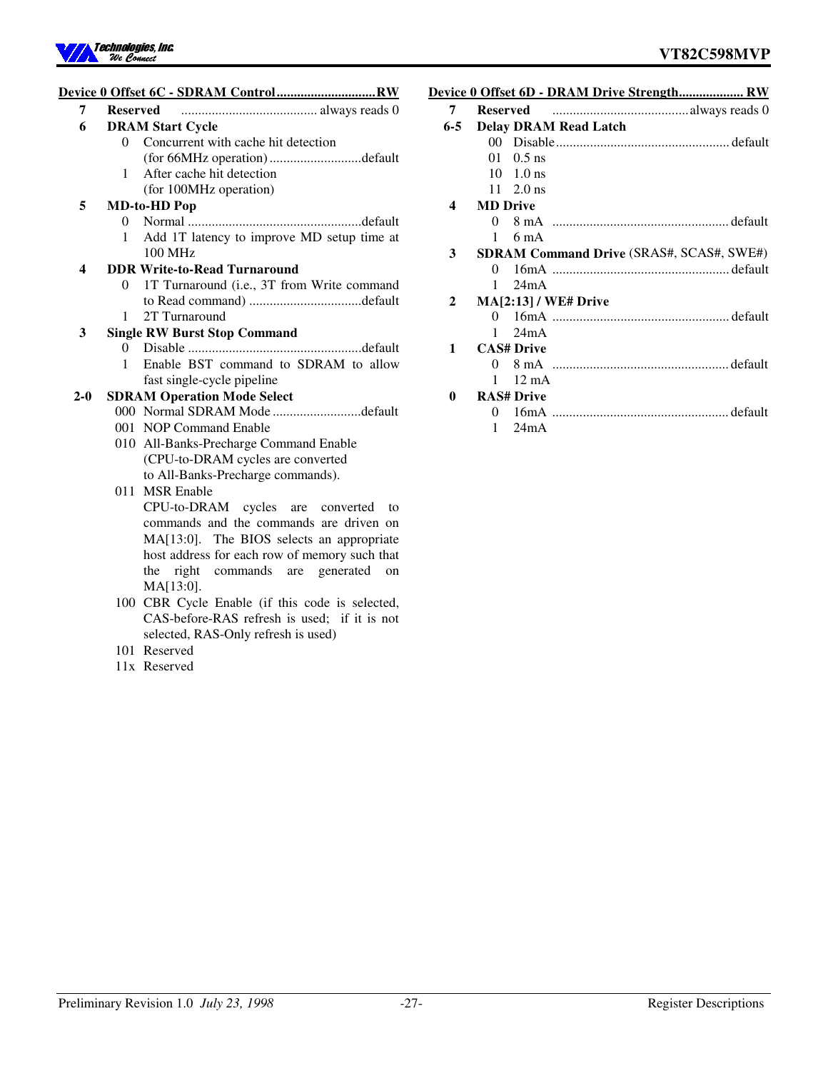**Device 0 Offset 6C - SDRAM Control............................RW**

- **7 Reserved** ........................................ always reads 0
- **6 DRAM Start Cycle**
  - 0 Concurrent with cache hit detection (for 66MHz operation)...........................default
  - 1 After cache hit detection (for 100MHz operation)
- **5 MD-to-HD Pop**
  - 0 Normal ...................................................default
  - 1 Add 1T latency to improve MD setup time at 100 MHz
- **4 DDR Write-to-Read Turnaround**
  - 0 1T Turnaround (i.e., 3T from Write command to Read command) .................................default
  - 1 2T Turnaround
- **3 Single RW Burst Stop Command**
  - 0 Disable ...................................................default
  - 1 Enable BST command to SDRAM to allow fast single-cycle pipeline
- **2-0 SDRAM Operation Mode Select**
  - 000 Normal SDRAM Mode ..........................default
  - 001 NOP Command Enable
  - 010 All-Banks-Precharge Command Enable (CPU-to-DRAM cycles are converted to All-Banks-Precharge commands).
  - 011 MSR Enable
    CPU-to-DRAM cycles are converted to commands and the commands are driven on MA[13:0]. The BIOS selects an appropriate host address for each row of memory such that the right commands are generated on MA[13:0].
  - 100 CBR Cycle Enable (if this code is selected, CAS-before-RAS refresh is used; if it is not selected, RAS-Only refresh is used)
  - 101 Reserved
  - 11x Reserved

**Device 0 Offset 6D - DRAM Drive Strength................... RW**

- **7 Reserved** ........................................always reads 0
- **6-5 Delay DRAM Read Latch**
  - 00 Disable................................................... default
  - 01 0.5 ns
  - 10 1.0 ns
  - 11 2.0 ns
- **4 MD Drive**
  - 0 8 mA .................................................... default
  - 1 6 mA
- **3 SDRAM Command Drive** (SRAS#, SCAS#, SWE#)
  - 0 16mA .................................................... default
  - 1 24mA
- **2 MA[2:13] / WE# Drive**
  - 0 16mA .................................................... default
  - 1 24mA
- **1 CAS# Drive**
  - 0 8 mA .................................................... default
  - 1 12 mA
- **0 RAS# Drive**
  - 0 16mA .................................................... default
  - 1 24mA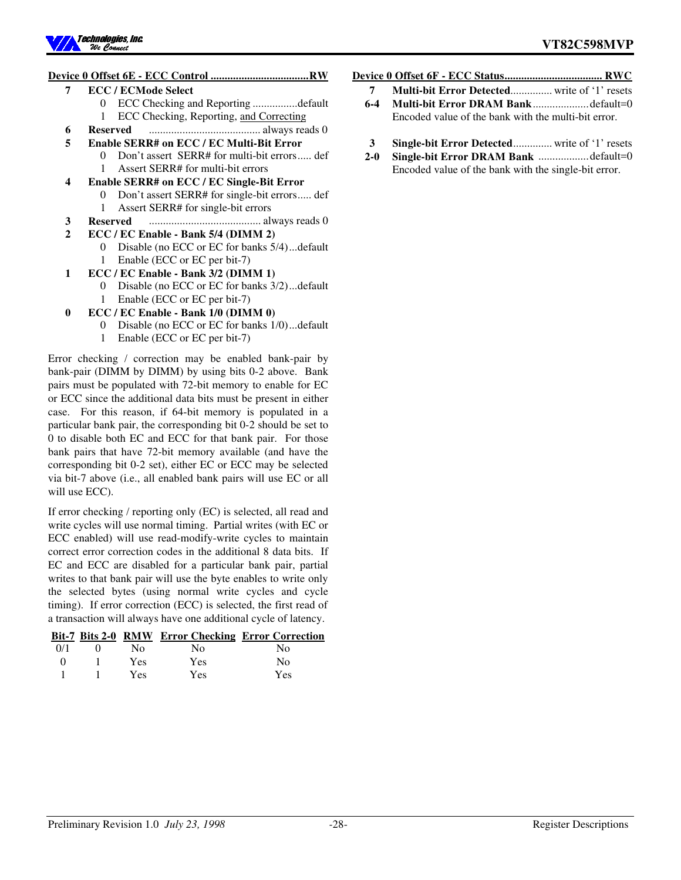**Device 0 Offset 6E - ECC Control ..................................RW**

- **7 ECC / ECMode Select**
  - 0 ECC Checking and Reporting ................default
  - 1 ECC Checking, Reporting, and Correcting
- **6 Reserved** ........................................ always reads 0
- **5 Enable SERR# on ECC / EC Multi-Bit Error**
  - 0 Don't assert SERR# for multi-bit errors..... def
  - 1 Assert SERR# for multi-bit errors
- **4 Enable SERR# on ECC / EC Single-Bit Error**
  - 0 Don't assert SERR# for single-bit errors..... def
  - 1 Assert SERR# for single-bit errors
- **3 Reserved** ........................................ always reads 0
- **2 ECC / EC Enable - Bank 5/4 (DIMM 2)**
  - 0 Disable (no ECC or EC for banks 5/4)...default
  - 1 Enable (ECC or EC per bit-7)
- **1 ECC / EC Enable - Bank 3/2 (DIMM 1)**
  - 0 Disable (no ECC or EC for banks 3/2)...default
  - 1 Enable (ECC or EC per bit-7)
- **0 ECC / EC Enable - Bank 1/0 (DIMM 0)**
  - 0 Disable (no ECC or EC for banks 1/0)...default
  - 1 Enable (ECC or EC per bit-7)

Error checking / correction may be enabled bank-pair by bank-pair (DIMM by DIMM) by using bits 0-2 above. Bank pairs must be populated with 72-bit memory to enable for EC or ECC since the additional data bits must be present in either case. For this reason, if 64-bit memory is populated in a particular bank pair, the corresponding bit 0-2 should be set to 0 to disable both EC and ECC for that bank pair. For those bank pairs that have 72-bit memory available (and have the corresponding bit 0-2 set), either EC or ECC may be selected via bit-7 above (i.e., all enabled bank pairs will use EC or all will use ECC).

If error checking / reporting only (EC) is selected, all read and write cycles will use normal timing. Partial writes (with EC or ECC enabled) will use read-modify-write cycles to maintain correct error correction codes in the additional 8 data bits. If EC and ECC are disabled for a particular bank pair, partial writes to that bank pair will use the byte enables to write only the selected bytes (using normal write cycles and cycle timing). If error correction (ECC) is selected, the first read of a transaction will always have one additional cycle of latency.

| Bit-7 | Bits 2-0 | RMW | Error Checking | Error Correction |
|---|---|---|---|---|
| 0/1 | 0 | No | No | No |
| 0 | 1 | Yes | Yes | No |
| 1 | 1 | Yes | Yes | Yes |

**Device 0 Offset 6F - ECC Status.................................. RWC**

- **7 Multi-bit Error Detected**.............. write of '1' resets
- **6-4 Multi-bit Error DRAM Bank**....................default=0
  Encoded value of the bank with the multi-bit error.
- **3 Single-bit Error Detected**............. write of '1' resets
- **2-0 Single-bit Error DRAM Bank** ..................default=0
  Encoded value of the bank with the single-bit error.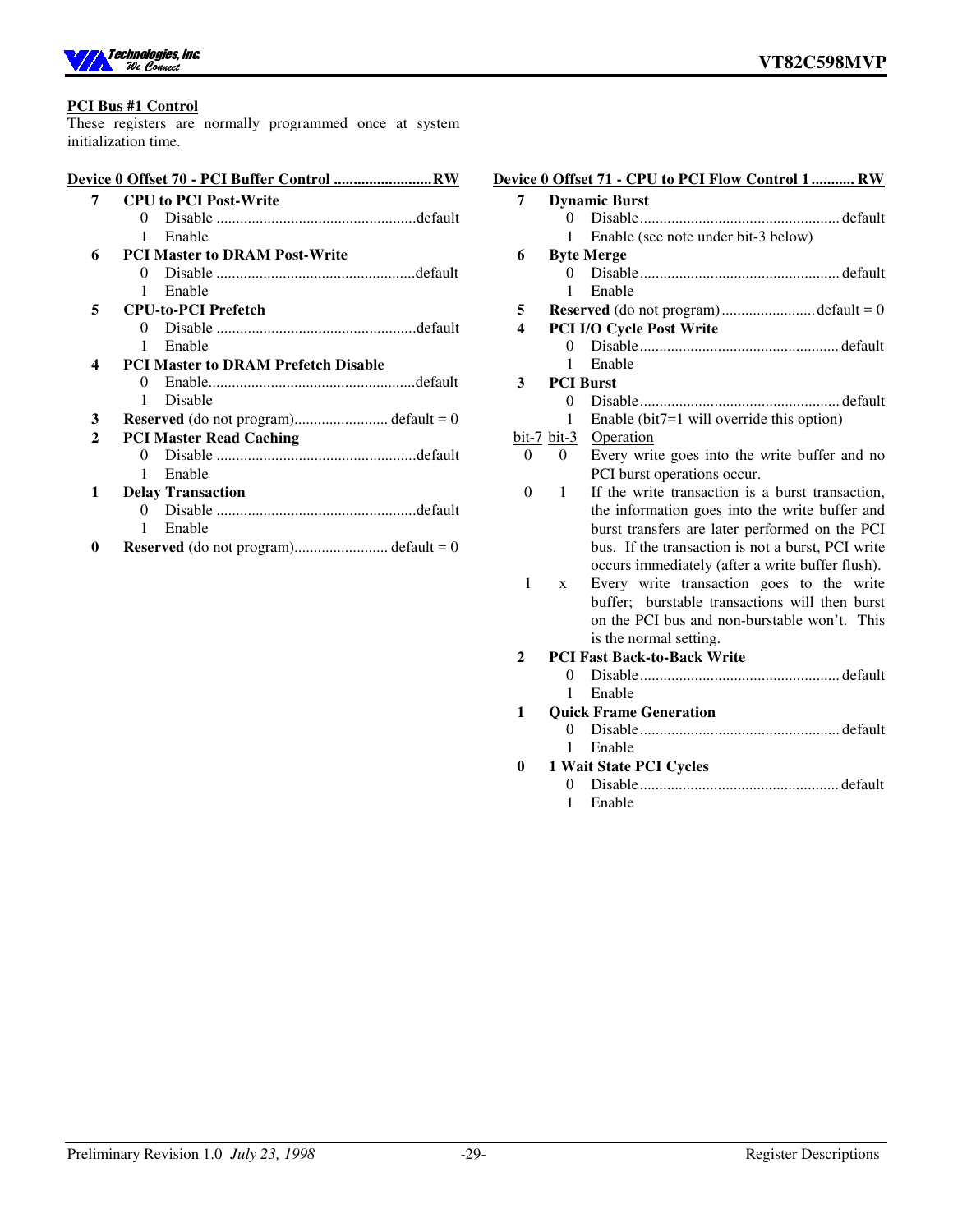## PCI Bus #1 Control

These registers are normally programmed once at system initialization time.

**Device 0 Offset 70 - PCI Buffer Control .........................RW**

- **7 CPU to PCI Post-Write**
  - 0 Disable ..................................................default
  - 1 Enable
- **6 PCI Master to DRAM Post-Write**
  - 0 Disable ..................................................default
  - 1 Enable
- **5 CPU-to-PCI Prefetch**
  - 0 Disable ..................................................default
  - 1 Enable
- **4 PCI Master to DRAM Prefetch Disable**
  - 0 Enable....................................................default
  - 1 Disable
- **3 Reserved** (do not program)........................ default = 0
- **2 PCI Master Read Caching**
  - 0 Disable ..................................................default
  - 1 Enable
- **1 Delay Transaction**
  - 0 Disable ..................................................default
  - 1 Enable
- **0 Reserved** (do not program)........................ default = 0

**Device 0 Offset 71 - CPU to PCI Flow Control 1 ........... RW**

- **7 Dynamic Burst**
  - 0 Disable.................................................. default
  - 1 Enable (see note under bit-3 below)
- **6 Byte Merge**
  - 0 Disable.................................................. default
  - 1 Enable
- **5 Reserved** (do not program)........................default = 0
- **4 PCI I/O Cycle Post Write**
  - 0 Disable.................................................. default
  - 1 Enable
- **3 PCI Burst**
  - 0 Disable.................................................. default
  - 1 Enable (bit7=1 will override this option)

| bit-7 | bit-3 | Operation |
|---|---|---|
| 0 | 0 | Every write goes into the write buffer and no PCI burst operations occur. |
| 0 | 1 | If the write transaction is a burst transaction, the information goes into the write buffer and burst transfers are later performed on the PCI bus. If the transaction is not a burst, PCI write occurs immediately (after a write buffer flush). |
| 1 | x | Every write transaction goes to the write buffer; burstable transactions will then burst on the PCI bus and non-burstable won't. This is the normal setting. |

- **2 PCI Fast Back-to-Back Write**
  - 0 Disable.................................................. default
  - 1 Enable
- **1 Quick Frame Generation**
  - 0 Disable.................................................. default
  - 1 Enable
- **0 1 Wait State PCI Cycles**
  - 0 Disable.................................................. default
  - 1 Enable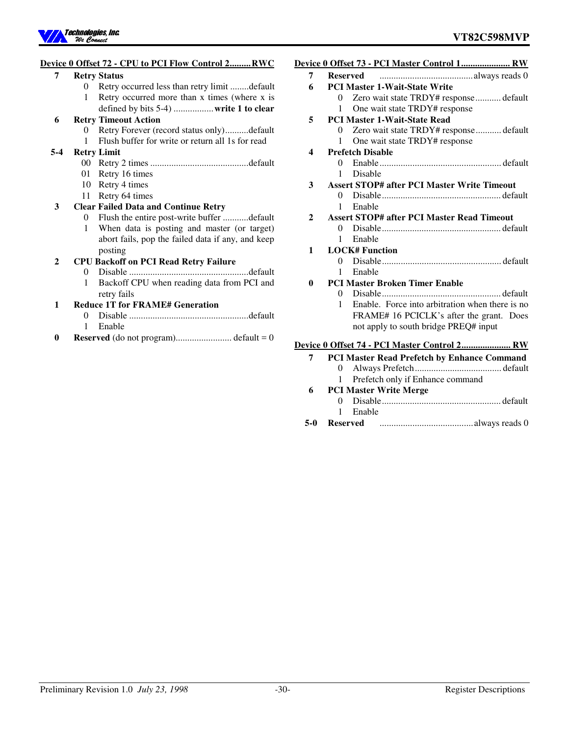**Device 0 Offset 72 - CPU to PCI Flow Control 2.........RWC**

- **7 Retry Status**
  - 0 Retry occurred less than retry limit ........default
  - 1 Retry occurred more than x times (where x is defined by bits 5-4) ................. **write 1 to clear**
- **6 Retry Timeout Action**
  - 0 Retry Forever (record status only)..........default
  - 1 Flush buffer for write or return all 1s for read
- **5-4 Retry Limit**
  - 00 Retry 2 times ..........................................default
  - 01 Retry 16 times
  - 10 Retry 4 times
  - 11 Retry 64 times
- **3 Clear Failed Data and Continue Retry**
  - 0 Flush the entire post-write buffer ...........default
  - 1 When data is posting and master (or target) abort fails, pop the failed data if any, and keep posting
- **2 CPU Backoff on PCI Read Retry Failure**
  - 0 Disable ...................................................default
  - 1 Backoff CPU when reading data from PCI and retry fails
- **1 Reduce 1T for FRAME# Generation**
  - 0 Disable ...................................................default
  - 1 Enable
- **0 Reserved** (do not program)........................ default = 0

**Device 0 Offset 73 - PCI Master Control 1..................... RW**

- **7 Reserved** ........................................always reads 0
- **6 PCI Master 1-Wait-State Write**
  - 0 Zero wait state TRDY# response........... default
  - 1 One wait state TRDY# response
- **5 PCI Master 1-Wait-State Read**
  - 0 Zero wait state TRDY# response........... default
  - 1 One wait state TRDY# response
- **4 Prefetch Disable**
  - 0 Enable.................................................... default
  - 1 Disable
- **3 Assert STOP# after PCI Master Write Timeout**
  - 0 Disable................................................... default
  - 1 Enable
- **2 Assert STOP# after PCI Master Read Timeout**
  - 0 Disable................................................... default
  - 1 Enable
- **1 LOCK# Function**
  - 0 Disable................................................... default
  - 1 Enable
- **0 PCI Master Broken Timer Enable**
  - 0 Disable................................................... default
  - 1 Enable. Force into arbitration when there is no FRAME# 16 PCICLK's after the grant. Does not apply to south bridge PREQ# input

**Device 0 Offset 74 - PCI Master Control 2..................... RW**

- **7 PCI Master Read Prefetch by Enhance Command**
  - 0 Always Prefetch..................................... default
  - 1 Prefetch only if Enhance command
- **6 PCI Master Write Merge**
  - 0 Disable................................................... default
  - 1 Enable
- **5-0 Reserved** ........................................always reads 0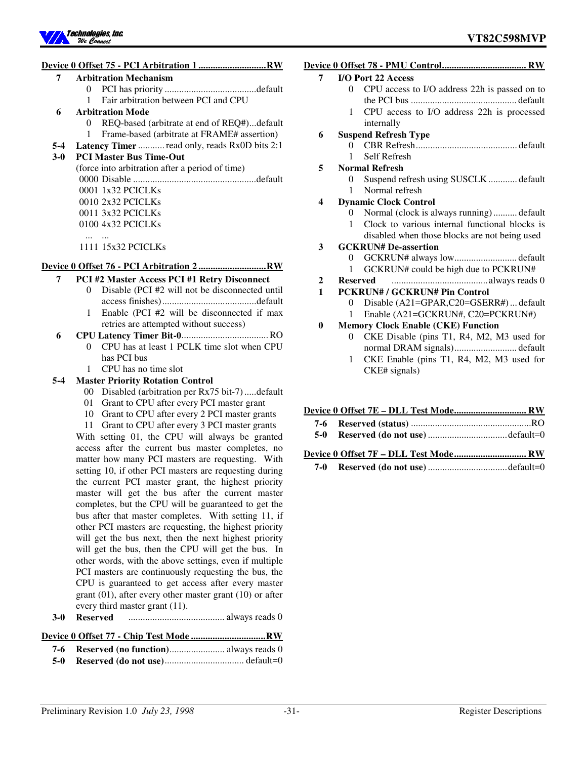**Device 0 Offset 75 - PCI Arbitration 1 ............................RW**

- **7 Arbitration Mechanism**
  - 0 PCI has priority ...................................... default
  - 1 Fair arbitration between PCI and CPU
- **6 Arbitration Mode**
  - 0 REQ-based (arbitrate at end of REQ#)...default
  - 1 Frame-based (arbitrate at FRAME# assertion)
- **5-4 Latency Timer** ........... read only, reads Rx0D bits 2:1
- **3-0 PCI Master Bus Time-Out**

  (force into arbitration after a period of time)

  - 0000 Disable ................................................... default
  - 0001 1x32 PCICLKs
  - 0010 2x32 PCICLKs
  - 0011 3x32 PCICLKs
  - 0100 4x32 PCICLKs
  - ... ...
  - 1111 15x32 PCICLKs

**Device 0 Offset 76 - PCI Arbitration 2 ............................RW**

- **7 PCI #2 Master Access PCI #1 Retry Disconnect**
  - 0 Disable (PCI #2 will not be disconnected until access finishes)....................................... default
  - 1 Enable (PCI #2 will be disconnected if max retries are attempted without success)
- **6 CPU Latency Timer Bit-0**.................................... RO
  - 0 CPU has at least 1 PCLK time slot when CPU has PCI bus
  - 1 CPU has no time slot
- **5-4 Master Priority Rotation Control**
  - 00 Disabled (arbitration per Rx75 bit-7) ..... default
  - 01 Grant to CPU after every PCI master grant
  - 10 Grant to CPU after every 2 PCI master grants
  - 11 Grant to CPU after every 3 PCI master grants

  With setting 01, the CPU will always be granted access after the current bus master completes, no matter how many PCI masters are requesting. With setting 10, if other PCI masters are requesting during the current PCI master grant, the highest priority master will get the bus after the current master completes, but the CPU will be guaranteed to get the bus after that master completes. With setting 11, if other PCI masters are requesting, the highest priority will get the bus next, then the next highest priority will get the bus, then the CPU will get the bus. In other words, with the above settings, even if multiple PCI masters are continuously requesting the bus, the CPU is guaranteed to get access after every master grant (01), after every other master grant (10) or after every third master grant (11).
- **3-0 Reserved** ........................................ always reads 0

**Device 0 Offset 77 - Chip Test Mode ...............................RW**

- **7-6 Reserved (no function)**....................... always reads 0
- **5-0 Reserved (do not use)**................................. default=0

**Device 0 Offset 78 - PMU Control.................................... RW**

- **7 I/O Port 22 Access**
  - 0 CPU access to I/O address 22h is passed on to the PCI bus ............................................ default
  - 1 CPU access to I/O address 22h is processed internally
- **6 Suspend Refresh Type**
  - 0 CBR Refresh.......................................... default
  - 1 Self Refresh
- **5 Normal Refresh**
  - 0 Suspend refresh using SUSCLK ............ default
  - 1 Normal refresh
- **4 Dynamic Clock Control**
  - 0 Normal (clock is always running) .......... default
  - 1 Clock to various internal functional blocks is disabled when those blocks are not being used
- **3 GCKRUN# De-assertion**
  - 0 GCKRUN# always low.......................... default
  - 1 GCKRUN# could be high due to PCKRUN#
- **2 Reserved** ........................................ always reads 0
- **1 PCKRUN# / GCKRUN# Pin Control**
  - 0 Disable (A21=GPAR,C20=GSERR#) ... default
  - 1 Enable (A21=GCKRUN#, C20=PCKRUN#)
- **0 Memory Clock Enable (CKE) Function**
  - 0 CKE Disable (pins T1, R4, M2, M3 used for normal DRAM signals).......................... default
  - 1 CKE Enable (pins T1, R4, M2, M3 used for CKE# signals)

**Device 0 Offset 7E – DLL Test Mode.............................. RW**

- **7-6 Reserved (status)** .................................................. RO
- **5-0 Reserved (do not use)** ................................. default=0

**Device 0 Offset 7F – DLL Test Mode.............................. RW**

- **7-0 Reserved (do not use)** ................................. default=0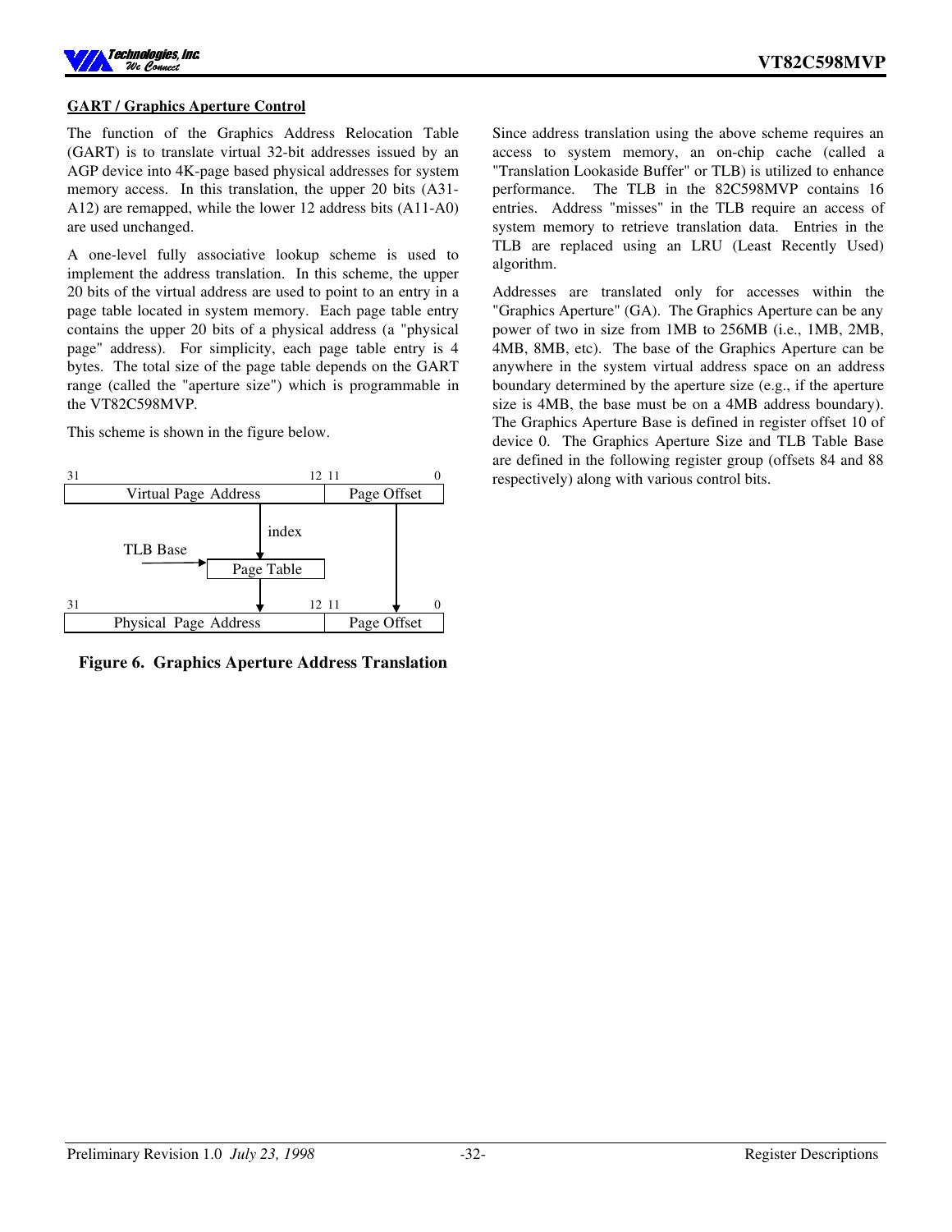## GART / Graphics Aperture Control

The function of the Graphics Address Relocation Table (GART) is to translate virtual 32-bit addresses issued by an AGP device into 4K-page based physical addresses for system memory access. In this translation, the upper 20 bits (A31-A12) are remapped, while the lower 12 address bits (A11-A0) are used unchanged.

A one-level fully associative lookup scheme is used to implement the address translation. In this scheme, the upper 20 bits of the virtual address are used to point to an entry in a page table located in system memory. Each page table entry contains the upper 20 bits of a physical address (a "physical page" address). For simplicity, each page table entry is 4 bytes. The total size of the page table depends on the GART range (called the "aperture size") which is programmable in the VT82C598MVP.

This scheme is shown in the figure below.

```
31                          12 11           0
|   Virtual Page Address      |  Page Offset |
                  |                  |
                  | index            |
   TLB Base       |                  |
   ---------> | Page Table |         |
                  |                  |
31                v         12 11    v      0
|   Physical Page Address     |  Page Offset |
```

**Figure 6. Graphics Aperture Address Translation**

Since address translation using the above scheme requires an access to system memory, an on-chip cache (called a "Translation Lookaside Buffer" or TLB) is utilized to enhance performance. The TLB in the 82C598MVP contains 16 entries. Address "misses" in the TLB require an access of system memory to retrieve translation data. Entries in the TLB are replaced using an LRU (Least Recently Used) algorithm.

Addresses are translated only for accesses within the "Graphics Aperture" (GA). The Graphics Aperture can be any power of two in size from 1MB to 256MB (i.e., 1MB, 2MB, 4MB, 8MB, etc). The base of the Graphics Aperture can be anywhere in the system virtual address space on an address boundary determined by the aperture size (e.g., if the aperture size is 4MB, the base must be on a 4MB address boundary). The Graphics Aperture Base is defined in register offset 10 of device 0. The Graphics Aperture Size and TLB Table Base are defined in the following register group (offsets 84 and 88 respectively) along with various control bits.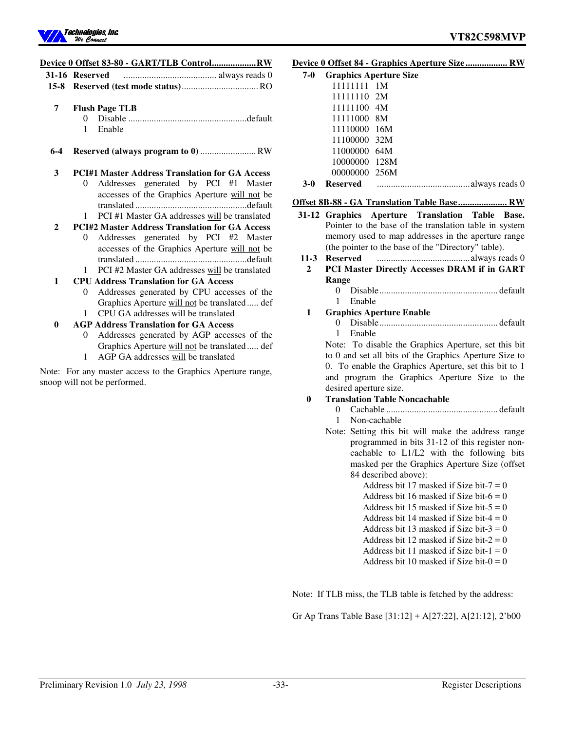**Device 0 Offset 83-80 - GART/TLB Control...................RW**

**31-16 Reserved** ........................................ always reads 0

**15-8 Reserved (test mode status)**................................. RO

**7 Flush Page TLB**
- 0 Disable ...................................................default
- 1 Enable

**6-4 Reserved (always program to 0)** ........................ RW

**3 PCI#1 Master Address Translation for GA Access**
- 0 Addresses generated by PCI #1 Master accesses of the Graphics Aperture will not be translated ................................................default
- 1 PCI #1 Master GA addresses will be translated

**2 PCI#2 Master Address Translation for GA Access**
- 0 Addresses generated by PCI #2 Master accesses of the Graphics Aperture will not be translated ................................................default
- 1 PCI #2 Master GA addresses will be translated

**1 CPU Address Translation for GA Access**
- 0 Addresses generated by CPU accesses of the Graphics Aperture will not be translated ..... def
- 1 CPU GA addresses will be translated

**0 AGP Address Translation for GA Access**
- 0 Addresses generated by AGP accesses of the Graphics Aperture will not be translated ..... def
- 1 AGP GA addresses will be translated

Note: For any master access to the Graphics Aperture range, snoop will not be performed.

**Device 0 Offset 84 - Graphics Aperture Size.................. RW**

**7-0 Graphics Aperture Size**

| | |
|---|---|
| 11111111 | 1M |
| 11111110 | 2M |
| 11111100 | 4M |
| 11111000 | 8M |
| 11110000 | 16M |
| 11100000 | 32M |
| 11000000 | 64M |
| 10000000 | 128M |
| 00000000 | 256M |

**3-0 Reserved** ........................................always reads 0

**Offset 8B-88 - GA Translation Table Base..................... RW**

**31-12 Graphics Aperture Translation Table Base.** Pointer to the base of the translation table in system memory used to map addresses in the aperture range (the pointer to the base of the "Directory" table).

**11-3 Reserved** ........................................always reads 0

**2 PCI Master Directly Accesses DRAM if in GART Range**
- 0 Disable................................................... default
- 1 Enable

**1 Graphics Aperture Enable**
- 0 Disable................................................... default
- 1 Enable

Note: To disable the Graphics Aperture, set this bit to 0 and set all bits of the Graphics Aperture Size to 0. To enable the Graphics Aperture, set this bit to 1 and program the Graphics Aperture Size to the desired aperture size.

**0 Translation Table Noncachable**
- 0 Cachable ................................................ default
- 1 Non-cachable

Note: Setting this bit will make the address range programmed in bits 31-12 of this register non-cachable to L1/L2 with the following bits masked per the Graphics Aperture Size (offset 84 described above):

Address bit 17 masked if Size bit-7 = 0
Address bit 16 masked if Size bit-6 = 0
Address bit 15 masked if Size bit-5 = 0
Address bit 14 masked if Size bit-4 = 0
Address bit 13 masked if Size bit-3 = 0
Address bit 12 masked if Size bit-2 = 0
Address bit 11 masked if Size bit-1 = 0
Address bit 10 masked if Size bit-0 = 0

Note: If TLB miss, the TLB table is fetched by the address:

Gr Ap Trans Table Base [31:12] + A[27:22], A[21:12], 2'b00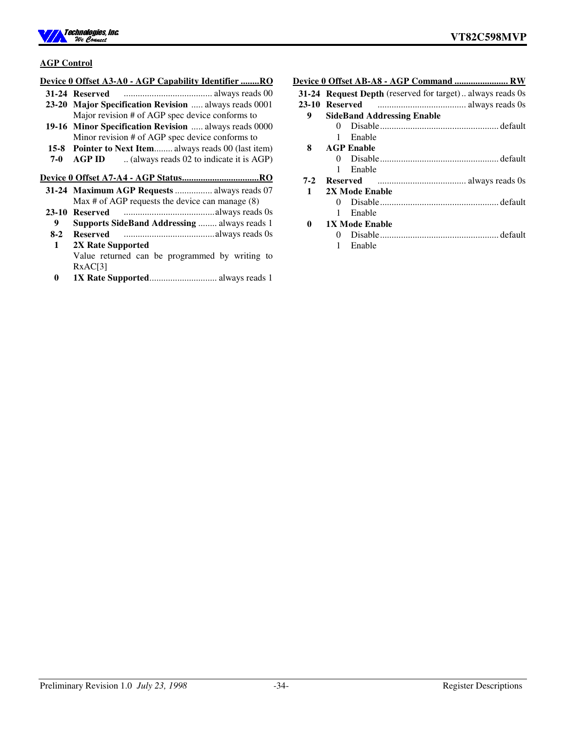## AGP Control

**Device 0 Offset A3-A0 - AGP Capability Identifier ........RO**

| Bits | Description |
|---|---|
| **31-24** | **Reserved** ...................................... always reads 00 |
| **23-20** | **Major Specification Revision** ..... always reads 0001<br>Major revision # of AGP spec device conforms to |
| **19-16** | **Minor Specification Revision** ..... always reads 0000<br>Minor revision # of AGP spec device conforms to |
| **15-8** | **Pointer to Next Item**........ always reads 00 (last item) |
| **7-0** | **AGP ID** .. (always reads 02 to indicate it is AGP) |

**Device 0 Offset A7-A4 - AGP Status.................................RO**

| Bits | Description |
|---|---|
| **31-24** | **Maximum AGP Requests** ................ always reads 07<br>Max # of AGP requests the device can manage (8) |
| **23-10** | **Reserved** .......................................always reads 0s |
| **9** | **Supports SideBand Addressing** ........ always reads 1 |
| **8-2** | **Reserved** .......................................always reads 0s |
| **1** | **2X Rate Supported**<br>Value returned can be programmed by writing to RxAC[3] |
| **0** | **1X Rate Supported**............................. always reads 1 |

**Device 0 Offset AB-A8 - AGP Command ....................... RW**

| Bits | Description |
|---|---|
| **31-24** | **Request Depth** (reserved for target) .. always reads 0s |
| **23-10** | **Reserved** ...................................... always reads 0s |
| **9** | **SideBand Addressing Enable**<br>0 Disable................................................... default<br>1 Enable |
| **8** | **AGP Enable**<br>0 Disable................................................... default<br>1 Enable |
| **7-2** | **Reserved** ...................................... always reads 0s |
| **1** | **2X Mode Enable**<br>0 Disable................................................... default<br>1 Enable |
| **0** | **1X Mode Enable**<br>0 Disable................................................... default<br>1 Enable |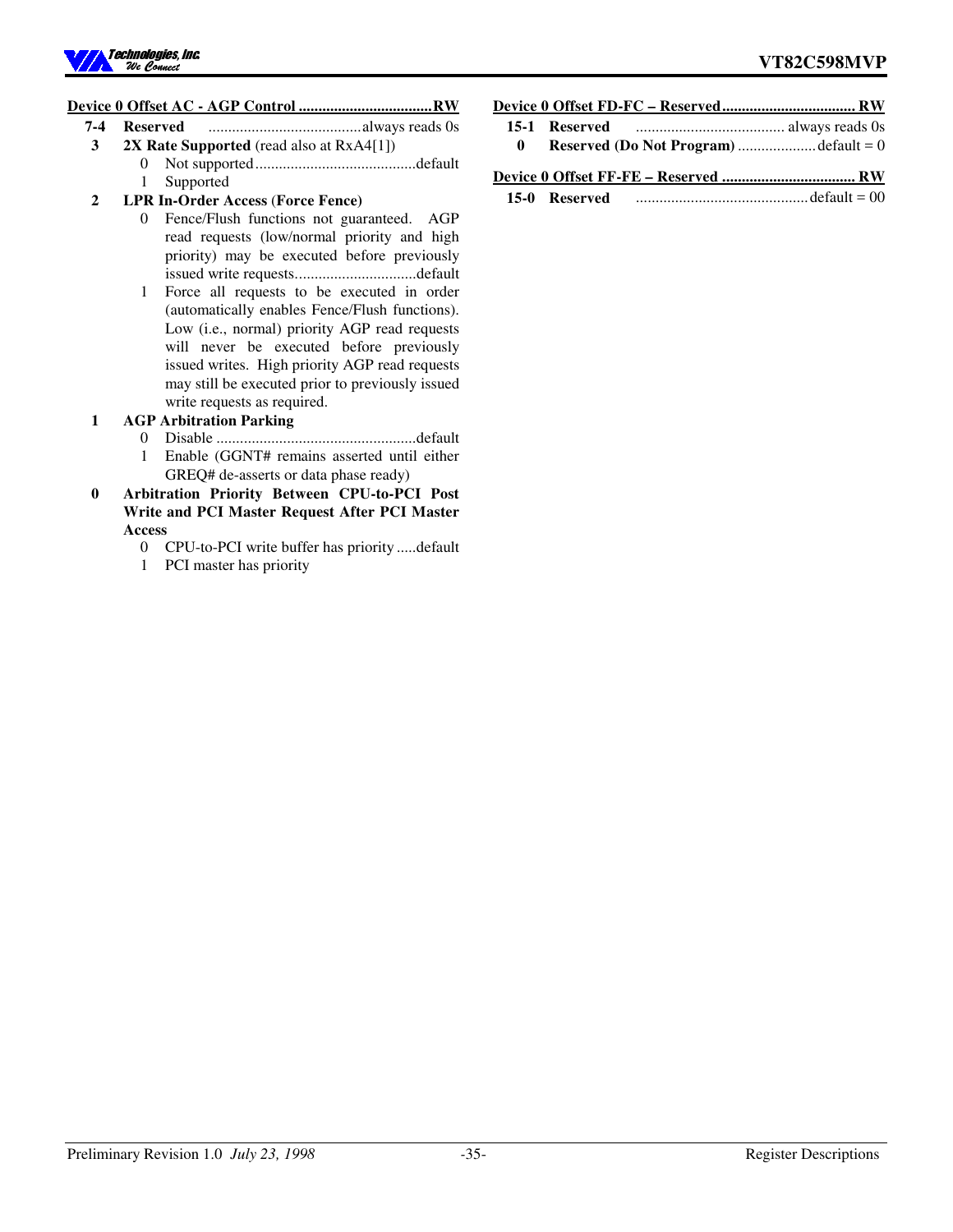**Device 0 Offset AC - AGP Control ..................................RW**

- **7-4 Reserved** ....................................... always reads 0s
- **3 2X Rate Supported** (read also at RxA4[1])
  - 0 Not supported ......................................... default
  - 1 Supported
- **2 LPR In-Order Access** (**Force Fence**)
  - 0 Fence/Flush functions not guaranteed. AGP read requests (low/normal priority and high priority) may be executed before previously issued write requests............................... default
  - 1 Force all requests to be executed in order (automatically enables Fence/Flush functions). Low (i.e., normal) priority AGP read requests will never be executed before previously issued writes. High priority AGP read requests may still be executed prior to previously issued write requests as required.
- **1 AGP Arbitration Parking**
  - 0 Disable ................................................... default
  - 1 Enable (GGNT# remains asserted until either GREQ# de-asserts or data phase ready)
- **0 Arbitration Priority Between CPU-to-PCI Post Write and PCI Master Request After PCI Master Access**
  - 0 CPU-to-PCI write buffer has priority ..... default
  - 1 PCI master has priority

**Device 0 Offset FD-FC – Reserved .................................. RW**

- **15-1 Reserved** ...................................... always reads 0s
- **0 Reserved (Do Not Program)** .................... default = 0

**Device 0 Offset FF-FE – Reserved .................................. RW**

- **15-0 Reserved** ............................................ default = 00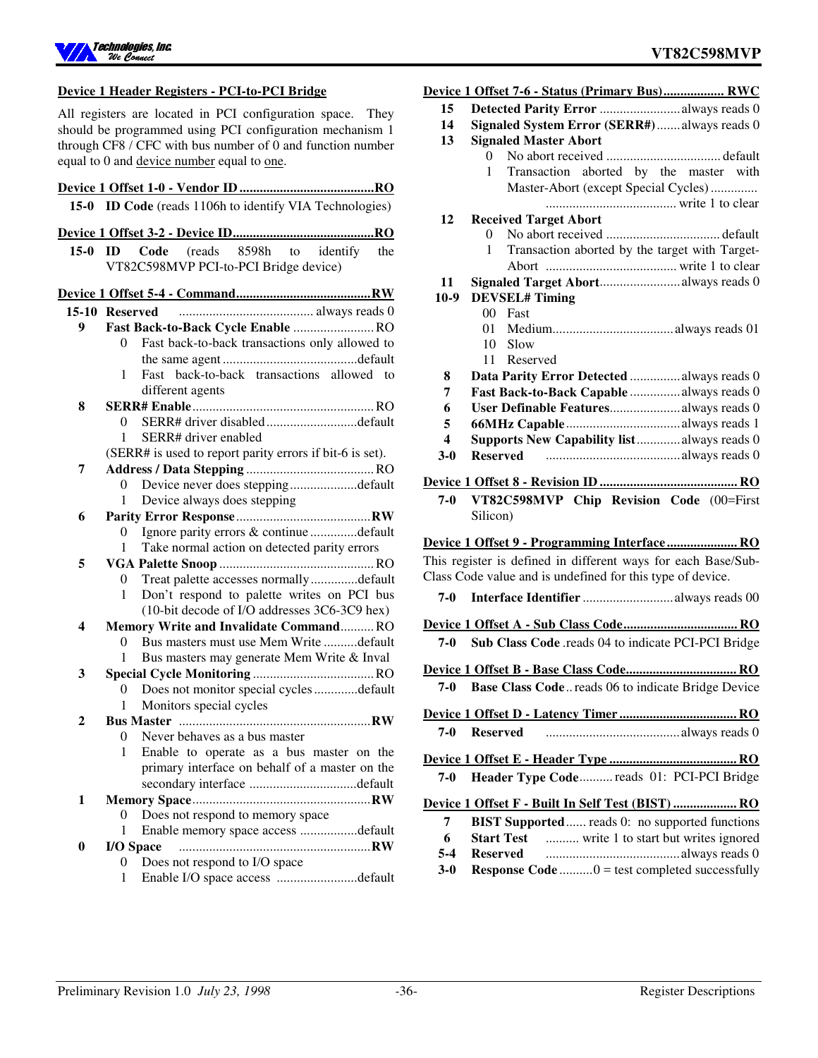## Device 1 Header Registers - PCI-to-PCI Bridge

All registers are located in PCI configuration space. They should be programmed using PCI configuration mechanism 1 through CF8 / CFC with bus number of 0 and function number equal to 0 and device number equal to one.

**Device 1 Offset 1-0 - Vendor ID ........................................RO**

| Bits | Description |
|---|---|
| 15-0 | **ID Code** (reads 1106h to identify VIA Technologies) |

**Device 1 Offset 3-2 - Device ID.........................................RO**

| Bits | Description |
|---|---|
| 15-0 | **ID Code** (reads 8598h to identify the VT82C598MVP PCI-to-PCI Bridge device) |

**Device 1 Offset 5-4 - Command........................................RW**

| Bits | Description |
|---|---|
| 15-10 | **Reserved** ........................................ always reads 0 |
| 9 | **Fast Back-to-Back Cycle Enable** ........................ RO<br>0 Fast back-to-back transactions only allowed to the same agent ........................................default<br>1 Fast back-to-back transactions allowed to different agents |
| 8 | **SERR# Enable** ...................................................... RO<br>0 SERR# driver disabled ...........................default<br>1 SERR# driver enabled<br>(SERR# is used to report parity errors if bit-6 is set). |
| 7 | **Address / Data Stepping** ...................................... RO<br>0 Device never does stepping....................default<br>1 Device always does stepping |
| 6 | **Parity Error Response**........................................RW<br>0 Ignore parity errors & continue ..............default<br>1 Take normal action on detected parity errors |
| 5 | **VGA Palette Snoop** ............................................. RO<br>0 Treat palette accesses normally..............default<br>1 Don't respond to palette writes on PCI bus (10-bit decode of I/O addresses 3C6-3C9 hex) |
| 4 | **Memory Write and Invalidate Command**.......... RO<br>0 Bus masters must use Mem Write ..........default<br>1 Bus masters may generate Mem Write & Inval |
| 3 | **Special Cycle Monitoring** .................................... RO<br>0 Does not monitor special cycles .............default<br>1 Monitors special cycles |
| 2 | **Bus Master** .........................................................RW<br>0 Never behaves as a bus master<br>1 Enable to operate as a bus master on the primary interface on behalf of a master on the secondary interface ................................default |
| 1 | **Memory Space**.....................................................RW<br>0 Does not respond to memory space<br>1 Enable memory space access .................default |
| 0 | **I/O Space** .........................................................RW<br>0 Does not respond to I/O space<br>1 Enable I/O space access ........................default |

**Device 1 Offset 7-6 - Status (Primary Bus).................. RWC**

| Bits | Description |
|---|---|
| 15 | **Detected Parity Error** ........................always reads 0 |
| 14 | **Signaled System Error (SERR#)**.......always reads 0 |
| 13 | **Signaled Master Abort**<br>0 No abort received .................................default<br>1 Transaction aborted by the master with Master-Abort (except Special Cycles) ............. ....................................... write 1 to clear |
| 12 | **Received Target Abort**<br>0 No abort received .................................default<br>1 Transaction aborted by the target with Target-Abort ....................................... write 1 to clear |
| 11 | **Signaled Target Abort**........................always reads 0 |
| 10-9 | **DEVSEL# Timing**<br>00 Fast<br>01 Medium....................................always reads 01<br>10 Slow<br>11 Reserved |
| 8 | **Data Parity Error Detected** ...............always reads 0 |
| 7 | **Fast Back-to-Back Capable** ...............always reads 0 |
| 6 | **User Definable Features**.....................always reads 0 |
| 5 | **66MHz Capable**..................................always reads 1 |
| 4 | **Supports New Capability list**.............always reads 0 |
| 3-0 | **Reserved** ........................................always reads 0 |

**Device 1 Offset 8 - Revision ID ......................................... RO**

| Bits | Description |
|---|---|
| 7-0 | **VT82C598MVP Chip Revision Code** (00=First Silicon) |

**Device 1 Offset 9 - Programming Interface ..................... RO**

This register is defined in different ways for each Base/Sub-Class Code value and is undefined for this type of device.

| Bits | Description |
|---|---|
| 7-0 | **Interface Identifier** ...........................always reads 00 |

**Device 1 Offset A - Sub Class Code.................................. RO**

| Bits | Description |
|---|---|
| 7-0 | **Sub Class Code** .reads 04 to indicate PCI-PCI Bridge |

**Device 1 Offset B - Base Class Code................................. RO**

| Bits | Description |
|---|---|
| 7-0 | **Base Class Code**.. reads 06 to indicate Bridge Device |

**Device 1 Offset D - Latency Timer ................................... RO**

| Bits | Description |
|---|---|
| 7-0 | **Reserved** ........................................always reads 0 |

**Device 1 Offset E - Header Type ...................................... RO**

| Bits | Description |
|---|---|
| 7-0 | **Header Type Code**.......... reads 01: PCI-PCI Bridge |

**Device 1 Offset F - Built In Self Test (BIST) ................... RO**

| Bits | Description |
|---|---|
| 7 | **BIST Supported**...... reads 0: no supported functions |
| 6 | **Start Test** .......... write 1 to start but writes ignored |
| 5-4 | **Reserved** ........................................always reads 0 |
| 3-0 | **Response Code** ..........0 = test completed successfully |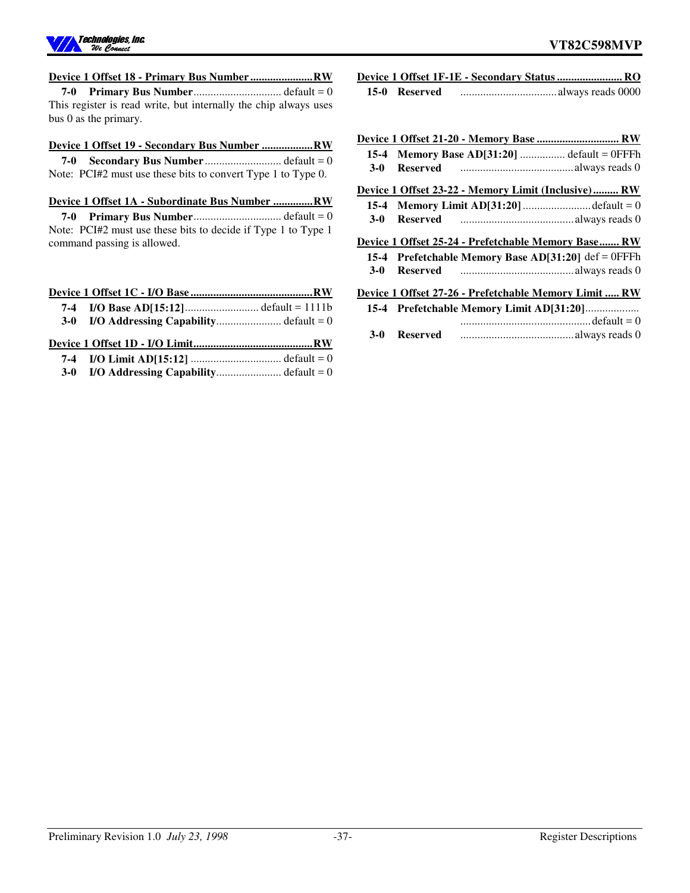**Device 1 Offset 18 - Primary Bus Number ...................... RW**

**7-0 Primary Bus Number** .............................. default = 0

This register is read write, but internally the chip always uses bus 0 as the primary.

**Device 1 Offset 19 - Secondary Bus Number .................. RW**

**7-0 Secondary Bus Number** ........................... default = 0

Note: PCI#2 must use these bits to convert Type 1 to Type 0.

**Device 1 Offset 1A - Subordinate Bus Number ............. RW**

**7-0 Primary Bus Number** .............................. default = 0

Note: PCI#2 must use these bits to decide if Type 1 to Type 1 command passing is allowed.

**Device 1 Offset 1C - I/O Base ........................................... RW**

**7-4 I/O Base AD[15:12]** .......................... default = 1111b

**3-0 I/O Addressing Capability** ....................... default = 0

**Device 1 Offset 1D - I/O Limit .......................................... RW**

**7-4 I/O Limit AD[15:12]** ................................ default = 0

**3-0 I/O Addressing Capability** ....................... default = 0

**Device 1 Offset 1F-1E - Secondary Status ....................... RO**

**15-0 Reserved** .................................. always reads 0000

**Device 1 Offset 21-20 - Memory Base ............................. RW**

**15-4 Memory Base AD[31:20]** ................ default = 0FFFh

**3-0 Reserved** ........................................ always reads 0

**Device 1 Offset 23-22 - Memory Limit (Inclusive) ......... RW**

**15-4 Memory Limit AD[31:20]** ........................ default = 0

**3-0 Reserved** ........................................ always reads 0

**Device 1 Offset 25-24 - Prefetchable Memory Base ....... RW**

**15-4 Prefetchable Memory Base AD[31:20]** def = 0FFFh

**3-0 Reserved** ........................................ always reads 0

**Device 1 Offset 27-26 - Prefetchable Memory Limit ..... RW**

**15-4 Prefetchable Memory Limit AD[31:20]** .............................................. default = 0

**3-0 Reserved** ........................................ always reads 0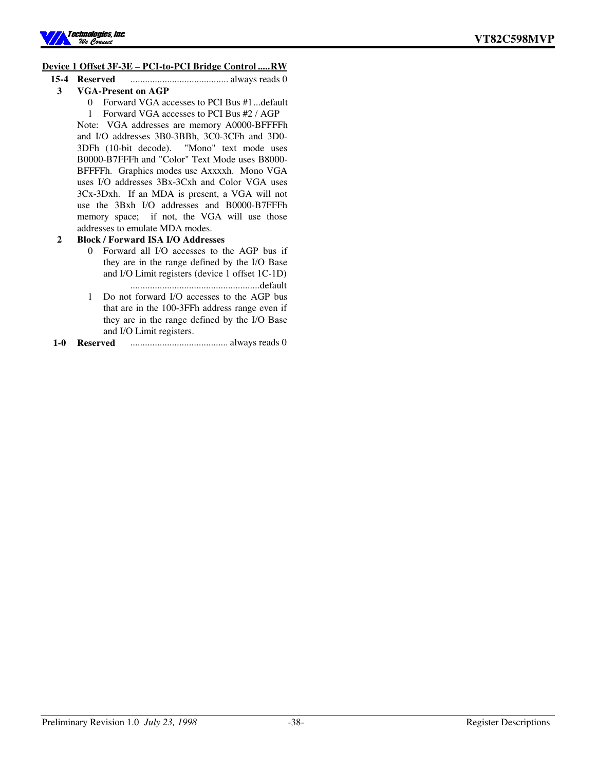**Device 1 Offset 3F-3E – PCI-to-PCI Bridge Control ..... RW**

**15-4 Reserved** ........................................ always reads 0

**3 VGA-Present on AGP**

- 0 Forward VGA accesses to PCI Bus #1 ... default
- 1 Forward VGA accesses to PCI Bus #2 / AGP

Note: VGA addresses are memory A0000-BFFFFh and I/O addresses 3B0-3BBh, 3C0-3CFh and 3D0-3DFh (10-bit decode). "Mono" text mode uses B0000-B7FFFh and "Color" Text Mode uses B8000-BFFFFh. Graphics modes use Axxxxh. Mono VGA uses I/O addresses 3Bx-3Cxh and Color VGA uses 3Cx-3Dxh. If an MDA is present, a VGA will not use the 3Bxh I/O addresses and B0000-B7FFFh memory space; if not, the VGA will use those addresses to emulate MDA modes.

**2 Block / Forward ISA I/O Addresses**

- 0 Forward all I/O accesses to the AGP bus if they are in the range defined by the I/O Base and I/O Limit registers (device 1 offset 1C-1D) ..................................................... default
- 1 Do not forward I/O accesses to the AGP bus that are in the 100-3FFh address range even if they are in the range defined by the I/O Base and I/O Limit registers.

**1-0 Reserved** ........................................ always reads 0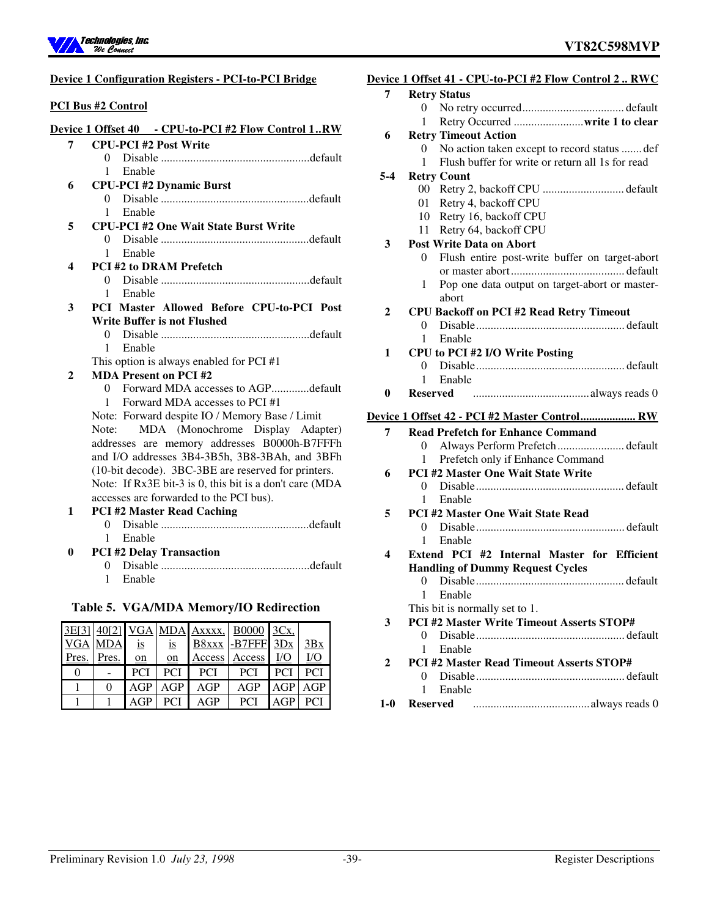## Device 1 Configuration Registers - PCI-to-PCI Bridge

### PCI Bus #2 Control

**Device 1 Offset 40 - CPU-to-PCI #2 Flow Control 1..RW**

- **7 CPU-PCI #2 Post Write**
  - 0 Disable ..................................................default
  - 1 Enable
- **6 CPU-PCI #2 Dynamic Burst**
  - 0 Disable ..................................................default
  - 1 Enable
- **5 CPU-PCI #2 One Wait State Burst Write**
  - 0 Disable ..................................................default
  - 1 Enable
- **4 PCI #2 to DRAM Prefetch**
  - 0 Disable ..................................................default
  - 1 Enable
- **3 PCI Master Allowed Before CPU-to-PCI Post Write Buffer is not Flushed**
  - 0 Disable ..................................................default
  - 1 Enable

  This option is always enabled for PCI #1
- **2 MDA Present on PCI #2**
  - 0 Forward MDA accesses to AGP.............default
  - 1 Forward MDA accesses to PCI #1

  Note: Forward despite IO / Memory Base / Limit

  Note: MDA (Monochrome Display Adapter) addresses are memory addresses B0000h-B7FFFh and I/O addresses 3B4-3B5h, 3B8-3BAh, and 3BFh (10-bit decode). 3BC-3BE are reserved for printers.

  Note: If Rx3E bit-3 is 0, this bit is a don't care (MDA accesses are forwarded to the PCI bus).
- **1 PCI #2 Master Read Caching**
  - 0 Disable ..................................................default
  - 1 Enable
- **0 PCI #2 Delay Transaction**
  - 0 Disable ..................................................default
  - 1 Enable

**Table 5. VGA/MDA Memory/IO Redirection**

| 3E[3] VGA Pres. | 40[2] MDA Pres. | VGA is on | MDA is on | Axxxx, B8xxx Access | B0000 -B7FFF Access | 3Cx, 3Dx I/O | 3Bx I/O |
|---|---|---|---|---|---|---|---|
| 0 | - | PCI | PCI | PCI | PCI | PCI | PCI |
| 1 | 0 | AGP | AGP | AGP | AGP | AGP | AGP |
| 1 | 1 | AGP | PCI | AGP | PCI | AGP | PCI |

**Device 1 Offset 41 - CPU-to-PCI #2 Flow Control 2 .. RWC**

- **7 Retry Status**
  - 0 No retry occurred.................................. default
  - 1 Retry Occurred ........................**write 1 to clear**
- **6 Retry Timeout Action**
  - 0 No action taken except to record status ....... def
  - 1 Flush buffer for write or return all 1s for read
- **5-4 Retry Count**
  - 00 Retry 2, backoff CPU ............................ default
  - 01 Retry 4, backoff CPU
  - 10 Retry 16, backoff CPU
  - 11 Retry 64, backoff CPU
- **3 Post Write Data on Abort**
  - 0 Flush entire post-write buffer on target-abort or master abort....................................... default
  - 1 Pop one data output on target-abort or master-abort
- **2 CPU Backoff on PCI #2 Read Retry Timeout**
  - 0 Disable.................................................. default
  - 1 Enable
- **1 CPU to PCI #2 I/O Write Posting**
  - 0 Disable.................................................. default
  - 1 Enable
- **0 Reserved** ........................................always reads 0

**Device 1 Offset 42 - PCI #2 Master Control................... RW**

- **7 Read Prefetch for Enhance Command**
  - 0 Always Perform Prefetch....................... default
  - 1 Prefetch only if Enhance Command
- **6 PCI #2 Master One Wait State Write**
  - 0 Disable.................................................. default
  - 1 Enable
- **5 PCI #2 Master One Wait State Read**
  - 0 Disable.................................................. default
  - 1 Enable
- **4 Extend PCI #2 Internal Master for Efficient Handling of Dummy Request Cycles**
  - 0 Disable.................................................. default
  - 1 Enable

  This bit is normally set to 1.
- **3 PCI #2 Master Write Timeout Asserts STOP#**
  - 0 Disable.................................................. default
  - 1 Enable
- **2 PCI #2 Master Read Timeout Asserts STOP#**
  - 0 Disable.................................................. default
  - 1 Enable
- **1-0 Reserved** ........................................always reads 0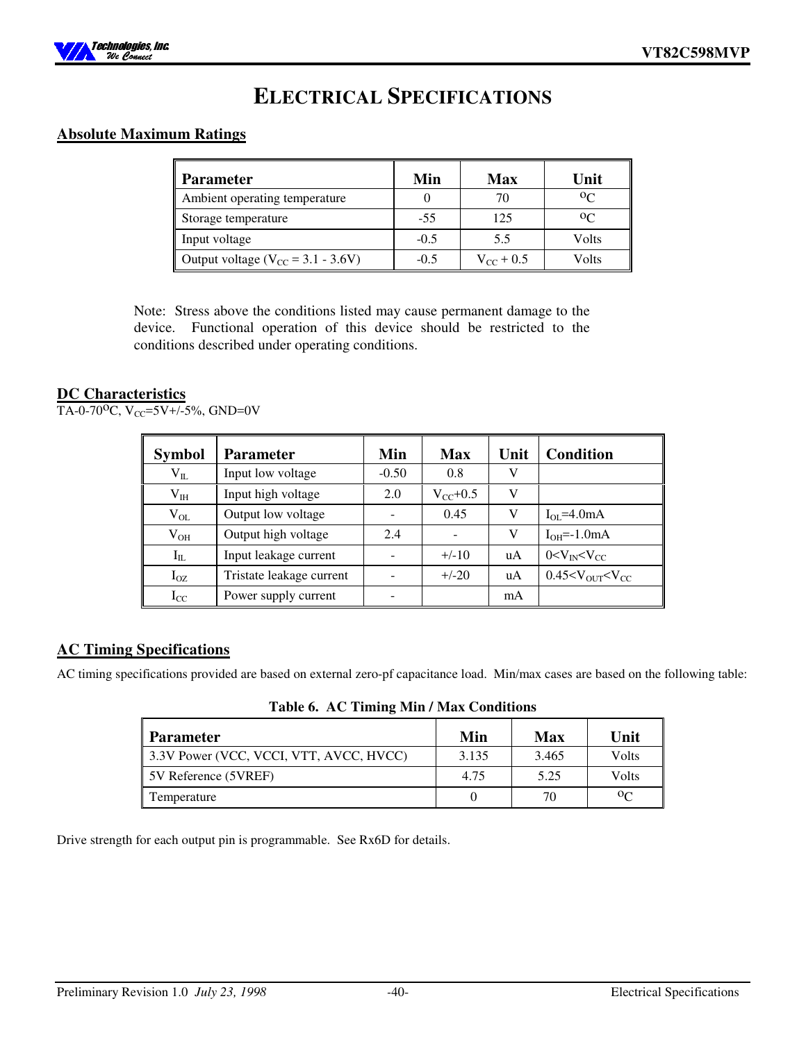# ELECTRICAL SPECIFICATIONS

## Absolute Maximum Ratings

| Parameter | Min | Max | Unit |
|---|---|---|---|
| Ambient operating temperature | 0 | 70 | $^oC$ |
| Storage temperature | -55 | 125 | $^oC$ |
| Input voltage | -0.5 | 5.5 | Volts |
| Output voltage ($V_{CC}$ = 3.1 - 3.6V) | -0.5 | $V_{CC}$ + 0.5 | Volts |

Note: Stress above the conditions listed may cause permanent damage to the device. Functional operation of this device should be restricted to the conditions described under operating conditions.

## DC Characteristics

TA-0-70$^o$C, $V_{CC}$=5V+/-5%, GND=0V

| Symbol | Parameter | Min | Max | Unit | Condition |
|---|---|---|---|---|---|
| $V_{IL}$ | Input low voltage | -0.50 | 0.8 | V | |
| $V_{IH}$ | Input high voltage | 2.0 | $V_{CC}$+0.5 | V | |
| $V_{OL}$ | Output low voltage | - | 0.45 | V | $I_{OL}$=4.0mA |
| $V_{OH}$ | Output high voltage | 2.4 | - | V | $I_{OH}$=-1.0mA |
| $I_{IL}$ | Input leakage current | - | +/-10 | uA | $0<V_{IN}<V_{CC}$ |
| $I_{OZ}$ | Tristate leakage current | - | +/-20 | uA | $0.45<V_{OUT}<V_{CC}$ |
| $I_{CC}$ | Power supply current | - | | mA | |

## AC Timing Specifications

AC timing specifications provided are based on external zero-pf capacitance load. Min/max cases are based on the following table:

**Table 6. AC Timing Min / Max Conditions**

| Parameter | Min | Max | Unit |
|---|---|---|---|
| 3.3V Power (VCC, VCCI, VTT, AVCC, HVCC) | 3.135 | 3.465 | Volts |
| 5V Reference (5VREF) | 4.75 | 5.25 | Volts |
| Temperature | 0 | 70 | $^oC$ |

Drive strength for each output pin is programmable. See Rx6D for details.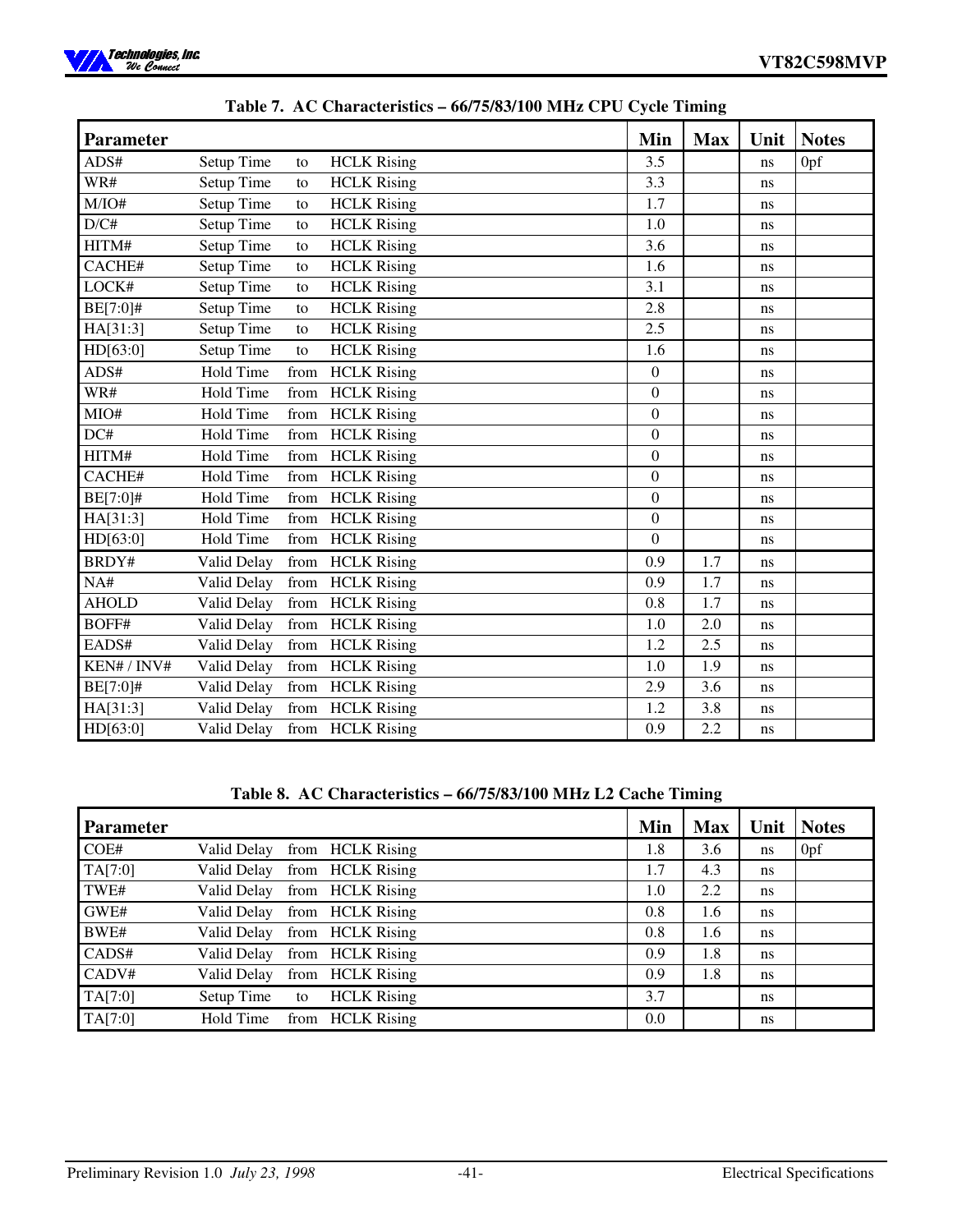**Table 7. AC Characteristics – 66/75/83/100 MHz CPU Cycle Timing**

| Parameter | | | | Min | Max | Unit | Notes |
|---|---|---|---|---|---|---|---|
| ADS# | Setup Time | to | HCLK Rising | 3.5 | | ns | 0pf |
| WR# | Setup Time | to | HCLK Rising | 3.3 | | ns | |
| M/IO# | Setup Time | to | HCLK Rising | 1.7 | | ns | |
| D/C# | Setup Time | to | HCLK Rising | 1.0 | | ns | |
| HITM# | Setup Time | to | HCLK Rising | 3.6 | | ns | |
| CACHE# | Setup Time | to | HCLK Rising | 1.6 | | ns | |
| LOCK# | Setup Time | to | HCLK Rising | 3.1 | | ns | |
| BE[7:0]# | Setup Time | to | HCLK Rising | 2.8 | | ns | |
| HA[31:3] | Setup Time | to | HCLK Rising | 2.5 | | ns | |
| HD[63:0] | Setup Time | to | HCLK Rising | 1.6 | | ns | |
| ADS# | Hold Time | from | HCLK Rising | 0 | | ns | |
| WR# | Hold Time | from | HCLK Rising | 0 | | ns | |
| MIO# | Hold Time | from | HCLK Rising | 0 | | ns | |
| DC# | Hold Time | from | HCLK Rising | 0 | | ns | |
| HITM# | Hold Time | from | HCLK Rising | 0 | | ns | |
| CACHE# | Hold Time | from | HCLK Rising | 0 | | ns | |
| BE[7:0]# | Hold Time | from | HCLK Rising | 0 | | ns | |
| HA[31:3] | Hold Time | from | HCLK Rising | 0 | | ns | |
| HD[63:0] | Hold Time | from | HCLK Rising | 0 | | ns | |
| BRDY# | Valid Delay | from | HCLK Rising | 0.9 | 1.7 | ns | |
| NA# | Valid Delay | from | HCLK Rising | 0.9 | 1.7 | ns | |
| AHOLD | Valid Delay | from | HCLK Rising | 0.8 | 1.7 | ns | |
| BOFF# | Valid Delay | from | HCLK Rising | 1.0 | 2.0 | ns | |
| EADS# | Valid Delay | from | HCLK Rising | 1.2 | 2.5 | ns | |
| KEN# / INV# | Valid Delay | from | HCLK Rising | 1.0 | 1.9 | ns | |
| BE[7:0]# | Valid Delay | from | HCLK Rising | 2.9 | 3.6 | ns | |
| HA[31:3] | Valid Delay | from | HCLK Rising | 1.2 | 3.8 | ns | |
| HD[63:0] | Valid Delay | from | HCLK Rising | 0.9 | 2.2 | ns | |

**Table 8. AC Characteristics – 66/75/83/100 MHz L2 Cache Timing**

| Parameter | | | | Min | Max | Unit | Notes |
|---|---|---|---|---|---|---|---|
| COE# | Valid Delay | from | HCLK Rising | 1.8 | 3.6 | ns | 0pf |
| TA[7:0] | Valid Delay | from | HCLK Rising | 1.7 | 4.3 | ns | |
| TWE# | Valid Delay | from | HCLK Rising | 1.0 | 2.2 | ns | |
| GWE# | Valid Delay | from | HCLK Rising | 0.8 | 1.6 | ns | |
| BWE# | Valid Delay | from | HCLK Rising | 0.8 | 1.6 | ns | |
| CADS# | Valid Delay | from | HCLK Rising | 0.9 | 1.8 | ns | |
| CADV# | Valid Delay | from | HCLK Rising | 0.9 | 1.8 | ns | |
| TA[7:0] | Setup Time | to | HCLK Rising | 3.7 | | ns | |
| TA[7:0] | Hold Time | from | HCLK Rising | 0.0 | | ns | |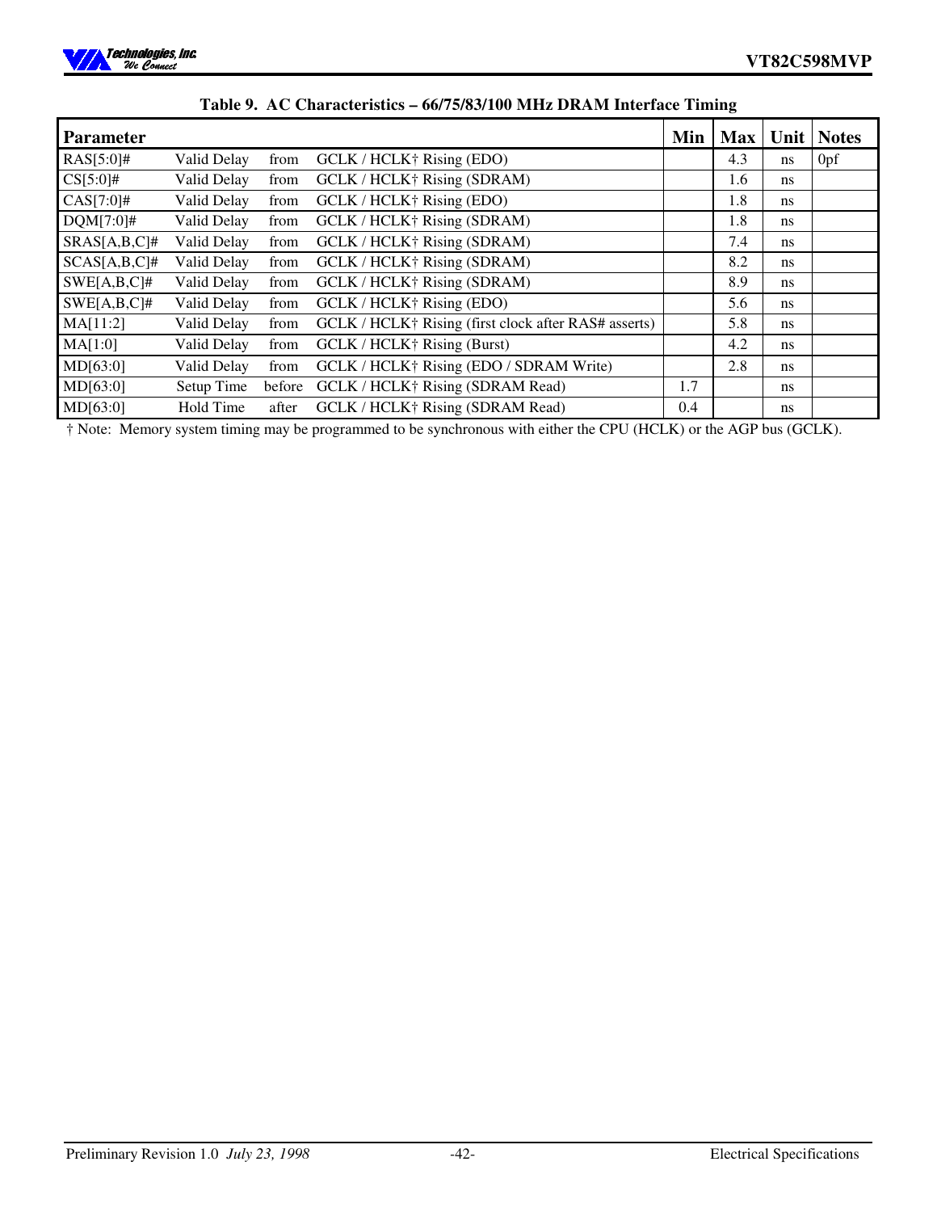**Table 9. AC Characteristics – 66/75/83/100 MHz DRAM Interface Timing**

| Parameter | | | | Min | Max | Unit | Notes |
|---|---|---|---|---|---|---|---|
| RAS[5:0]# | Valid Delay | from | GCLK / HCLK† Rising (EDO) | | 4.3 | ns | 0pf |
| CS[5:0]# | Valid Delay | from | GCLK / HCLK† Rising (SDRAM) | | 1.6 | ns | |
| CAS[7:0]# | Valid Delay | from | GCLK / HCLK† Rising (EDO) | | 1.8 | ns | |
| DQM[7:0]# | Valid Delay | from | GCLK / HCLK† Rising (SDRAM) | | 1.8 | ns | |
| SRAS[A,B,C]# | Valid Delay | from | GCLK / HCLK† Rising (SDRAM) | | 7.4 | ns | |
| SCAS[A,B,C]# | Valid Delay | from | GCLK / HCLK† Rising (SDRAM) | | 8.2 | ns | |
| SWE[A,B,C]# | Valid Delay | from | GCLK / HCLK† Rising (SDRAM) | | 8.9 | ns | |
| SWE[A,B,C]# | Valid Delay | from | GCLK / HCLK† Rising (EDO) | | 5.6 | ns | |
| MA[11:2] | Valid Delay | from | GCLK / HCLK† Rising (first clock after RAS# asserts) | | 5.8 | ns | |
| MA[1:0] | Valid Delay | from | GCLK / HCLK† Rising (Burst) | | 4.2 | ns | |
| MD[63:0] | Valid Delay | from | GCLK / HCLK† Rising (EDO / SDRAM Write) | | 2.8 | ns | |
| MD[63:0] | Setup Time | before | GCLK / HCLK† Rising (SDRAM Read) | 1.7 | | ns | |
| MD[63:0] | Hold Time | after | GCLK / HCLK† Rising (SDRAM Read) | 0.4 | | ns | |

† Note: Memory system timing may be programmed to be synchronous with either the CPU (HCLK) or the AGP bus (GCLK).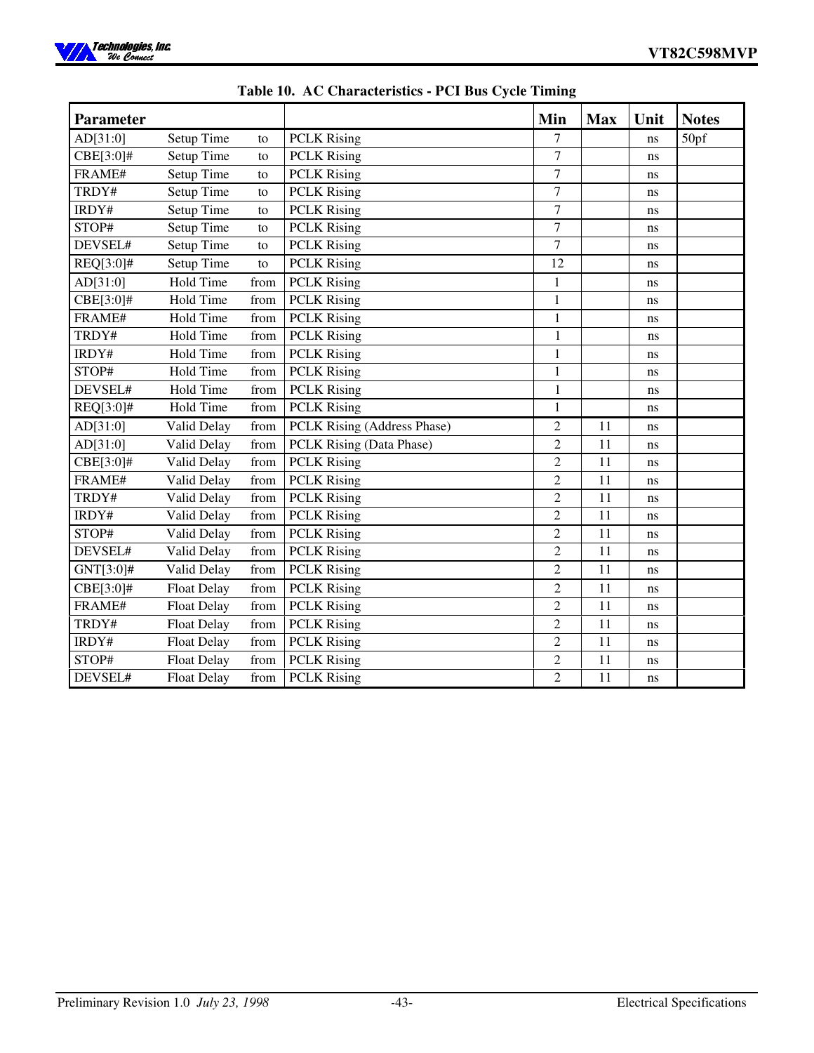**Table 10. AC Characteristics - PCI Bus Cycle Timing**

| Parameter | | | | Min | Max | Unit | Notes |
|---|---|---|---|---|---|---|---|
| AD[31:0] | Setup Time | to | PCLK Rising | 7 | | ns | 50pf |
| CBE[3:0]# | Setup Time | to | PCLK Rising | 7 | | ns | |
| FRAME# | Setup Time | to | PCLK Rising | 7 | | ns | |
| TRDY# | Setup Time | to | PCLK Rising | 7 | | ns | |
| IRDY# | Setup Time | to | PCLK Rising | 7 | | ns | |
| STOP# | Setup Time | to | PCLK Rising | 7 | | ns | |
| DEVSEL# | Setup Time | to | PCLK Rising | 7 | | ns | |
| REQ[3:0]# | Setup Time | to | PCLK Rising | 12 | | ns | |
| AD[31:0] | Hold Time | from | PCLK Rising | 1 | | ns | |
| CBE[3:0]# | Hold Time | from | PCLK Rising | 1 | | ns | |
| FRAME# | Hold Time | from | PCLK Rising | 1 | | ns | |
| TRDY# | Hold Time | from | PCLK Rising | 1 | | ns | |
| IRDY# | Hold Time | from | PCLK Rising | 1 | | ns | |
| STOP# | Hold Time | from | PCLK Rising | 1 | | ns | |
| DEVSEL# | Hold Time | from | PCLK Rising | 1 | | ns | |
| REQ[3:0]# | Hold Time | from | PCLK Rising | 1 | | ns | |
| AD[31:0] | Valid Delay | from | PCLK Rising (Address Phase) | 2 | 11 | ns | |
| AD[31:0] | Valid Delay | from | PCLK Rising (Data Phase) | 2 | 11 | ns | |
| CBE[3:0]# | Valid Delay | from | PCLK Rising | 2 | 11 | ns | |
| FRAME# | Valid Delay | from | PCLK Rising | 2 | 11 | ns | |
| TRDY# | Valid Delay | from | PCLK Rising | 2 | 11 | ns | |
| IRDY# | Valid Delay | from | PCLK Rising | 2 | 11 | ns | |
| STOP# | Valid Delay | from | PCLK Rising | 2 | 11 | ns | |
| DEVSEL# | Valid Delay | from | PCLK Rising | 2 | 11 | ns | |
| GNT[3:0]# | Valid Delay | from | PCLK Rising | 2 | 11 | ns | |
| CBE[3:0]# | Float Delay | from | PCLK Rising | 2 | 11 | ns | |
| FRAME# | Float Delay | from | PCLK Rising | 2 | 11 | ns | |
| TRDY# | Float Delay | from | PCLK Rising | 2 | 11 | ns | |
| IRDY# | Float Delay | from | PCLK Rising | 2 | 11 | ns | |
| STOP# | Float Delay | from | PCLK Rising | 2 | 11 | ns | |
| DEVSEL# | Float Delay | from | PCLK Rising | 2 | 11 | ns | |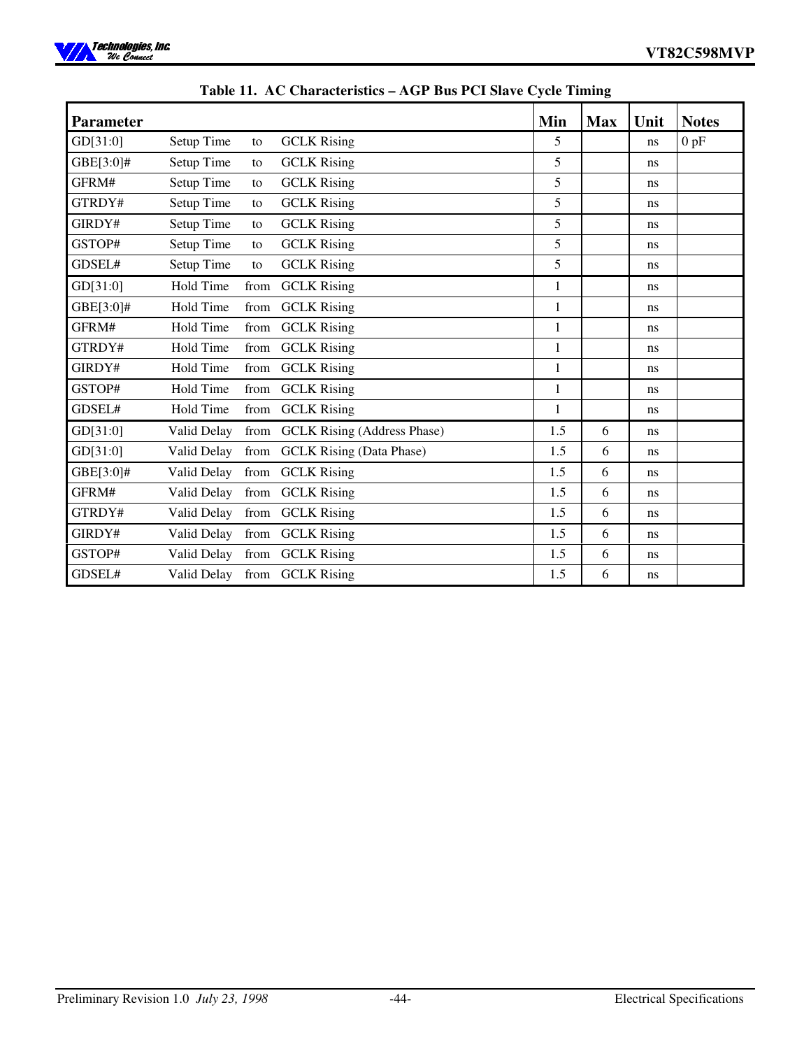**Table 11. AC Characteristics – AGP Bus PCI Slave Cycle Timing**

| Parameter | | | | Min | Max | Unit | Notes |
|---|---|---|---|---|---|---|---|
| GD[31:0] | Setup Time | to | GCLK Rising | 5 | | ns | 0 pF |
| GBE[3:0]# | Setup Time | to | GCLK Rising | 5 | | ns | |
| GFRM# | Setup Time | to | GCLK Rising | 5 | | ns | |
| GTRDY# | Setup Time | to | GCLK Rising | 5 | | ns | |
| GIRDY# | Setup Time | to | GCLK Rising | 5 | | ns | |
| GSTOP# | Setup Time | to | GCLK Rising | 5 | | ns | |
| GDSEL# | Setup Time | to | GCLK Rising | 5 | | ns | |
| GD[31:0] | Hold Time | from | GCLK Rising | 1 | | ns | |
| GBE[3:0]# | Hold Time | from | GCLK Rising | 1 | | ns | |
| GFRM# | Hold Time | from | GCLK Rising | 1 | | ns | |
| GTRDY# | Hold Time | from | GCLK Rising | 1 | | ns | |
| GIRDY# | Hold Time | from | GCLK Rising | 1 | | ns | |
| GSTOP# | Hold Time | from | GCLK Rising | 1 | | ns | |
| GDSEL# | Hold Time | from | GCLK Rising | 1 | | ns | |
| GD[31:0] | Valid Delay | from | GCLK Rising (Address Phase) | 1.5 | 6 | ns | |
| GD[31:0] | Valid Delay | from | GCLK Rising (Data Phase) | 1.5 | 6 | ns | |
| GBE[3:0]# | Valid Delay | from | GCLK Rising | 1.5 | 6 | ns | |
| GFRM# | Valid Delay | from | GCLK Rising | 1.5 | 6 | ns | |
| GTRDY# | Valid Delay | from | GCLK Rising | 1.5 | 6 | ns | |
| GIRDY# | Valid Delay | from | GCLK Rising | 1.5 | 6 | ns | |
| GSTOP# | Valid Delay | from | GCLK Rising | 1.5 | 6 | ns | |
| GDSEL# | Valid Delay | from | GCLK Rising | 1.5 | 6 | ns | |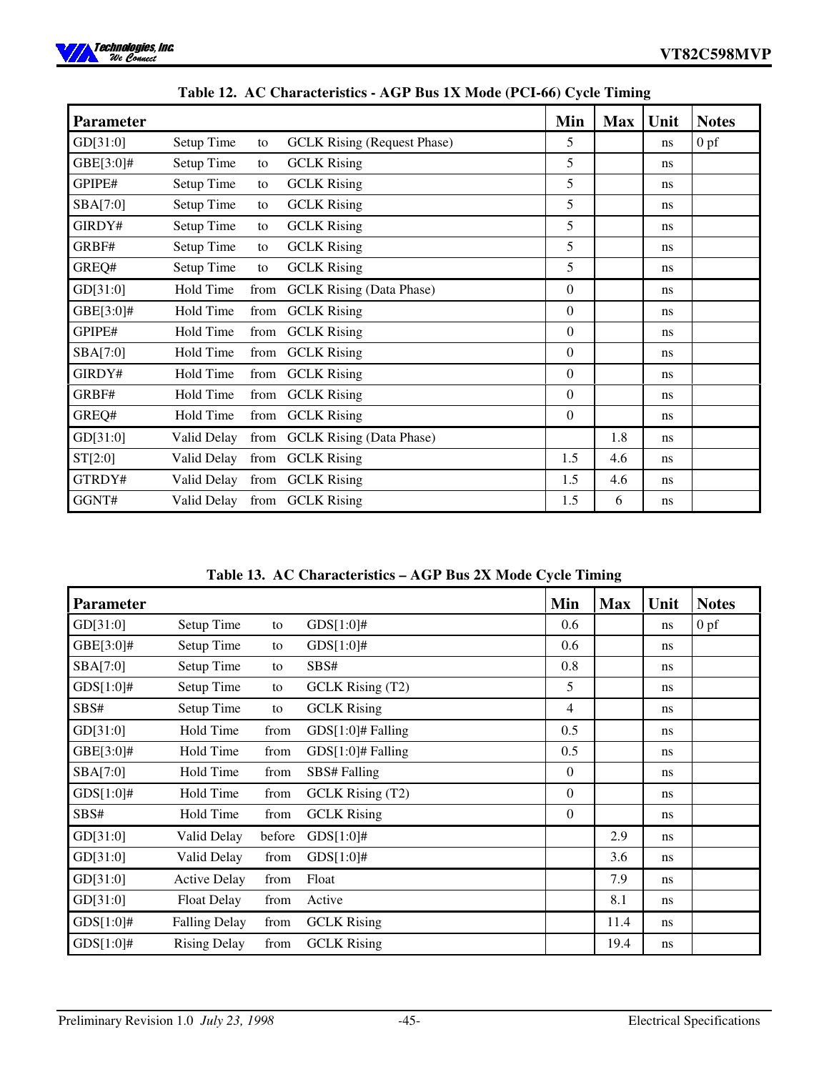**Table 12. AC Characteristics - AGP Bus 1X Mode (PCI-66) Cycle Timing**

| Parameter | | | | Min | Max | Unit | Notes |
|---|---|---|---|---|---|---|---|
| GD[31:0] | Setup Time | to | GCLK Rising (Request Phase) | 5 | | ns | 0 pf |
| GBE[3:0]# | Setup Time | to | GCLK Rising | 5 | | ns | |
| GPIPE# | Setup Time | to | GCLK Rising | 5 | | ns | |
| SBA[7:0] | Setup Time | to | GCLK Rising | 5 | | ns | |
| GIRDY# | Setup Time | to | GCLK Rising | 5 | | ns | |
| GRBF# | Setup Time | to | GCLK Rising | 5 | | ns | |
| GREQ# | Setup Time | to | GCLK Rising | 5 | | ns | |
| GD[31:0] | Hold Time | from | GCLK Rising (Data Phase) | 0 | | ns | |
| GBE[3:0]# | Hold Time | from | GCLK Rising | 0 | | ns | |
| GPIPE# | Hold Time | from | GCLK Rising | 0 | | ns | |
| SBA[7:0] | Hold Time | from | GCLK Rising | 0 | | ns | |
| GIRDY# | Hold Time | from | GCLK Rising | 0 | | ns | |
| GRBF# | Hold Time | from | GCLK Rising | 0 | | ns | |
| GREQ# | Hold Time | from | GCLK Rising | 0 | | ns | |
| GD[31:0] | Valid Delay | from | GCLK Rising (Data Phase) | | 1.8 | ns | |
| ST[2:0] | Valid Delay | from | GCLK Rising | 1.5 | 4.6 | ns | |
| GTRDY# | Valid Delay | from | GCLK Rising | 1.5 | 4.6 | ns | |
| GGNT# | Valid Delay | from | GCLK Rising | 1.5 | 6 | ns | |

**Table 13. AC Characteristics – AGP Bus 2X Mode Cycle Timing**

| Parameter | | | | Min | Max | Unit | Notes |
|---|---|---|---|---|---|---|---|
| GD[31:0] | Setup Time | to | GDS[1:0]# | 0.6 | | ns | 0 pf |
| GBE[3:0]# | Setup Time | to | GDS[1:0]# | 0.6 | | ns | |
| SBA[7:0] | Setup Time | to | SBS# | 0.8 | | ns | |
| GDS[1:0]# | Setup Time | to | GCLK Rising (T2) | 5 | | ns | |
| SBS# | Setup Time | to | GCLK Rising | 4 | | ns | |
| GD[31:0] | Hold Time | from | GDS[1:0]# Falling | 0.5 | | ns | |
| GBE[3:0]# | Hold Time | from | GDS[1:0]# Falling | 0.5 | | ns | |
| SBA[7:0] | Hold Time | from | SBS# Falling | 0 | | ns | |
| GDS[1:0]# | Hold Time | from | GCLK Rising (T2) | 0 | | ns | |
| SBS# | Hold Time | from | GCLK Rising | 0 | | ns | |
| GD[31:0] | Valid Delay | before | GDS[1:0]# | | 2.9 | ns | |
| GD[31:0] | Valid Delay | from | GDS[1:0]# | | 3.6 | ns | |
| GD[31:0] | Active Delay | from | Float | | 7.9 | ns | |
| GD[31:0] | Float Delay | from | Active | | 8.1 | ns | |
| GDS[1:0]# | Falling Delay | from | GCLK Rising | | 11.4 | ns | |
| GDS[1:0]# | Rising Delay | from | GCLK Rising | | 19.4 | ns | |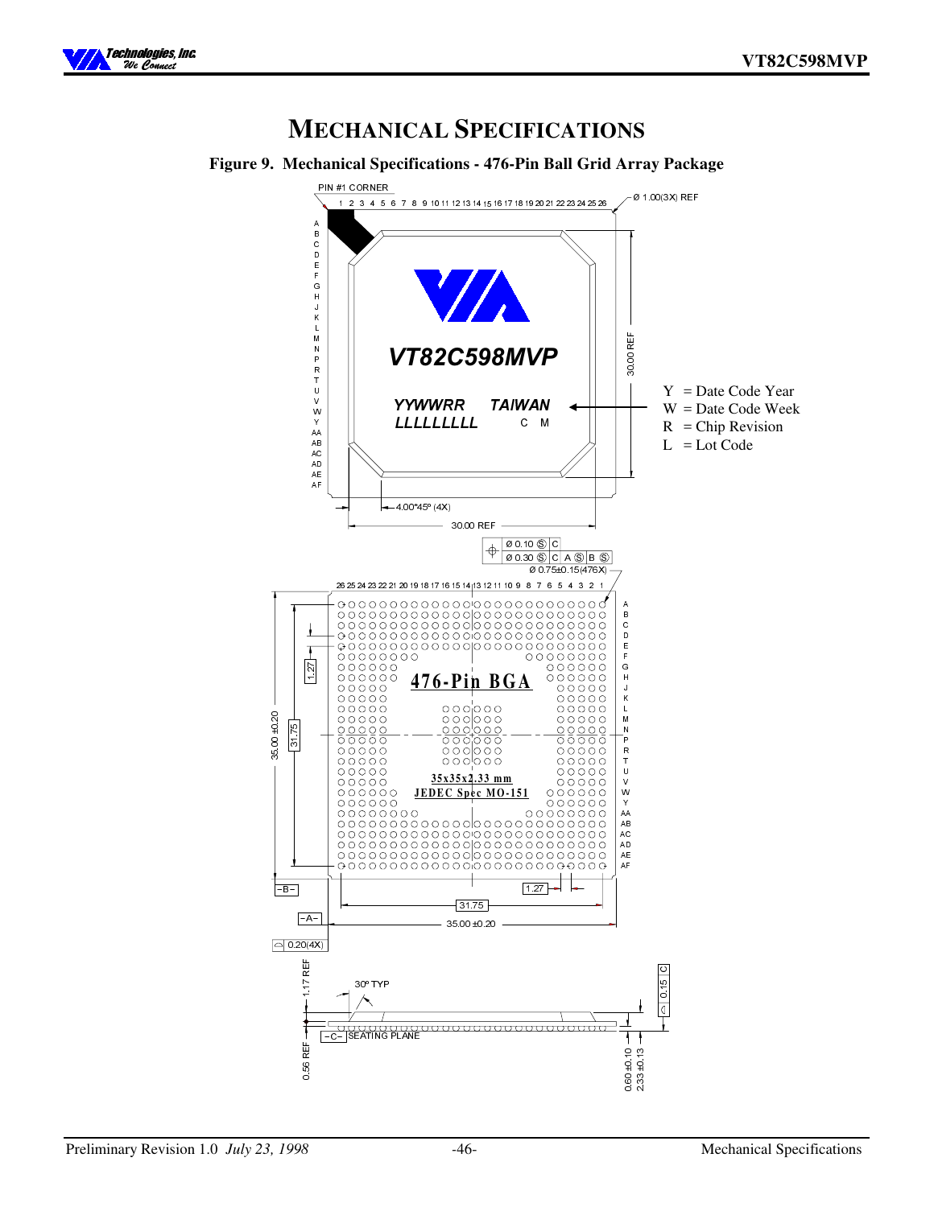# MECHANICAL SPECIFICATIONS

**Figure 9. Mechanical Specifications - 476-Pin Ball Grid Array Package**

PIN #1 CORNER

Ø 1.00(3X) REF

VT82C598MVP

YYWWRR TAIWAN

LLLLLLLLL C M

30.00 REF

Y = Date Code Year

W = Date Code Week

R = Chip Revision

L = Lot Code

4.00*45º (4X)

30.00 REF

Ø 0.10 Ⓢ C

Ø 0.30 Ⓢ C A Ⓢ B Ⓢ

Ø 0.75±0.15(476X)

476-Pin BGA

35x35x2.33 mm

JEDEC Spec MO-151

1.27

31.75

35.00 ±0.20

-B-

-A-

0.20(4X)

1.17 REF

30º TYP

0.15 C

-C- SEATING PLANE

0.56 REF

0.60±0.10

2.33±0.13